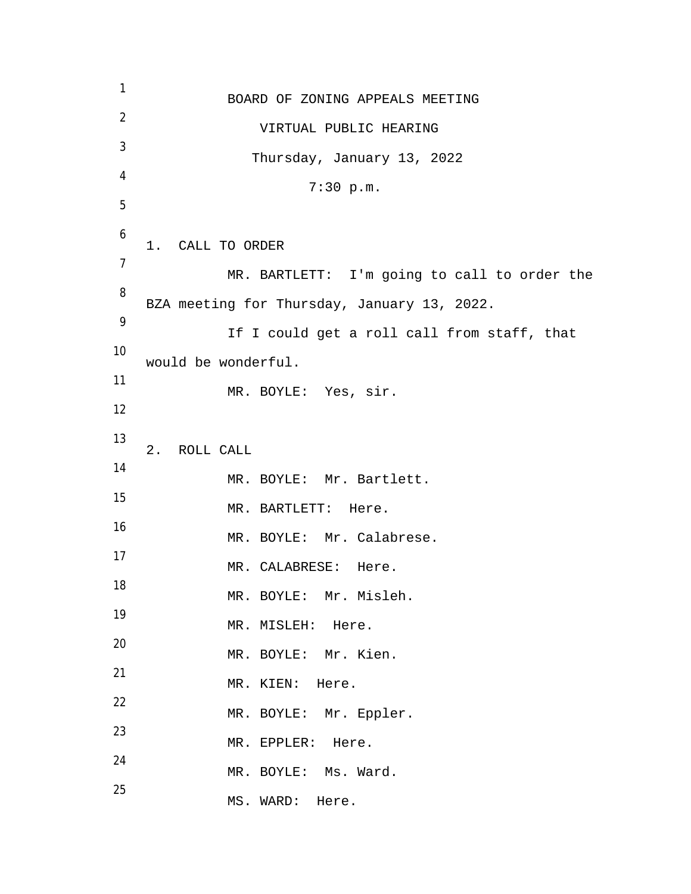# BOARD OF ZONING APPEALS MEETING

## VIRTUAL PUBLIC HEARING

Thursday, January 13, 2022

7:30 p.m.

## 1. CALL TO ORDER

MR. BARTLETT: I'm going to call to order the BZA meeting for Thursday, January 13, 2022.

If I could get a roll call from staff, that would be wonderful.

MR. BOYLE: Yes, sir.

## 2. ROLL CALL

MR. BOYLE: Mr. Bartlett.

MR. BARTLETT: Here.

MR. BOYLE: Mr. Calabrese.

MR. CALABRESE: Here.

MR. BOYLE: Mr. Misleh.

MR. MISLEH: Here.

MR. BOYLE: Mr. Kien.

MR. KIEN: Here.

MR. BOYLE: Mr. Eppler.

MR. EPPLER: Here.

MR. BOYLE: Ms. Ward.

MS. WARD: Here.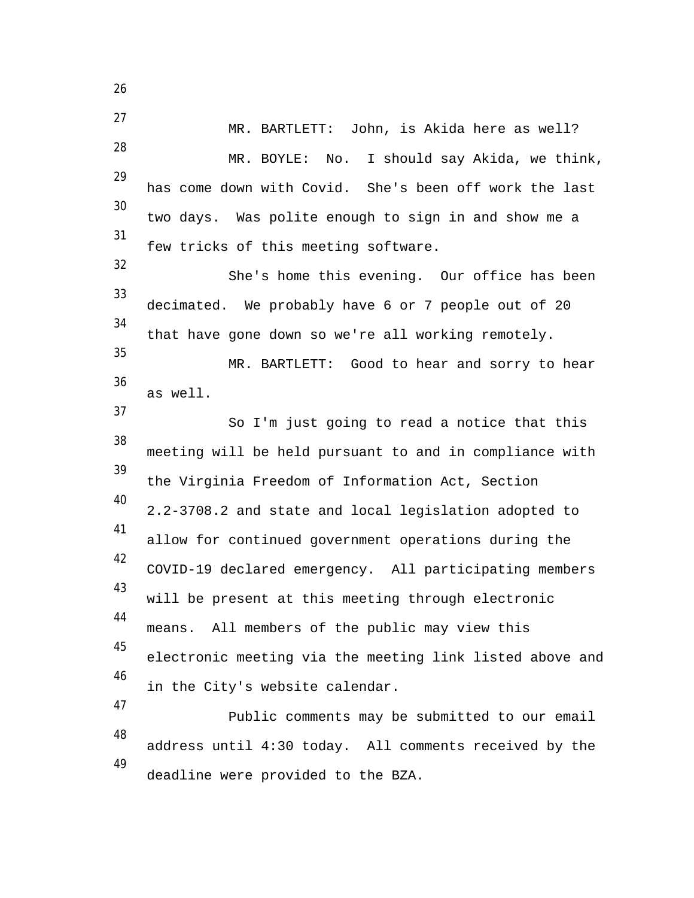MR. BARTLETT: John, is Akida here as well?

MR. BOYLE: No. I should say Akida, we think, has come down with Covid. She's been off work the last two days. Was polite enough to sign in and show me a few tricks of this meeting software.

She's home this evening. Our office has been decimated. We probably have 6 or 7 people out of 20 that have gone down so we're all working remotely.

MR. BARTLETT: Good to hear and sorry to hear as well.

So I'm just going to read a notice that this meeting will be held pursuant to and in compliance with the Virginia Freedom of Information Act, Section 2.2-3708.2 and state and local legislation adopted to allow for continued government operations during the COVID-19 declared emergency. All participating members will be present at this meeting through electronic means. All members of the public may view this electronic meeting via the meeting link listed above and in the City's website calendar.

Public comments may be submitted to our email address until 4:30 today. All comments received by the deadline were provided to the BZA.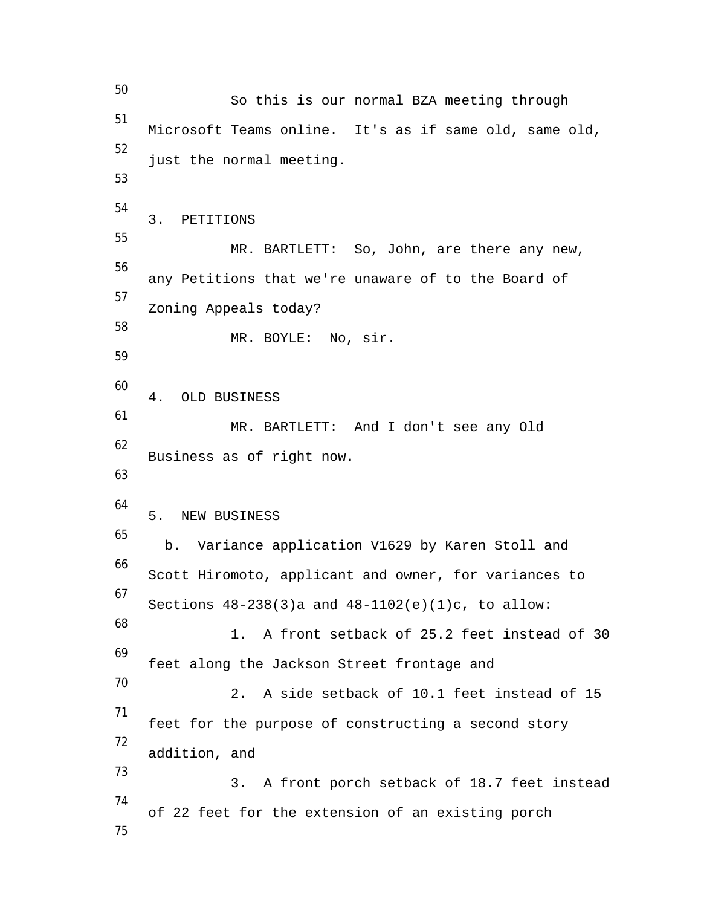So this is our normal BZA meeting through Microsoft Teams online. It's as if same old, same old, just the normal meeting.

3. PETITIONS

MR. BARTLETT: So, John, are there any new, any Petitions that we're unaware of to the Board of Zoning Appeals today?

MR. BOYLE: No, sir.

4. OLD BUSINESS

MR. BARTLETT: And I don't see any Old Business as of right now.

5. NEW BUSINESS

b. Variance application V1629 by Karen Stoll and Scott Hiromoto, applicant and owner, for variances to Sections 48-238(3)a and 48-1102(e)(1)c, to allow:

1. A front setback of 25.2 feet instead of 30 feet along the Jackson Street frontage and

2. A side setback of 10.1 feet instead of 15 feet for the purpose of constructing a second story addition, and

3. A front porch setback of 18.7 feet instead of 22 feet for the extension of an existing porch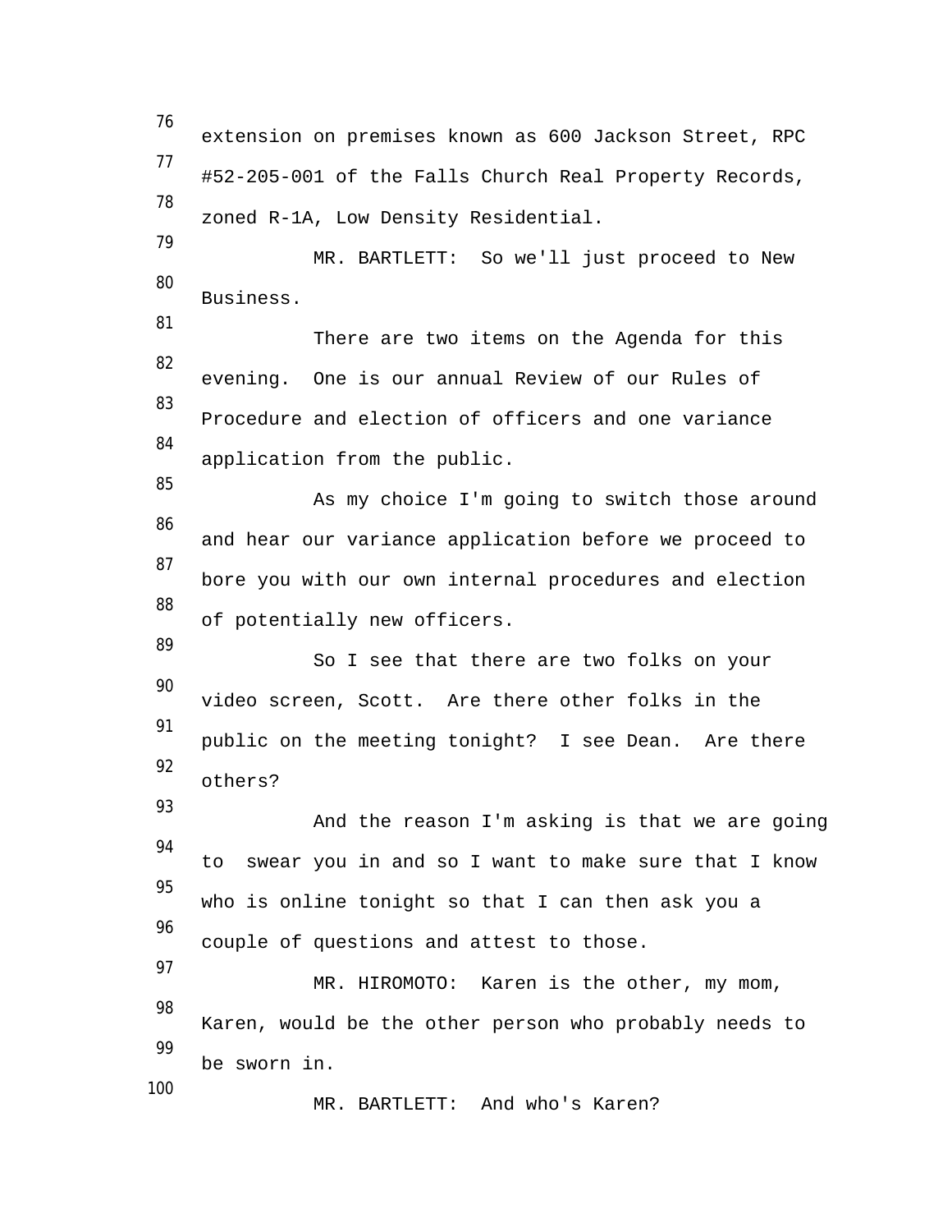extension on premises known as 600 Jackson Street, RPC #52-205-001 of the Falls Church Real Property Records, zoned R-1A, Low Density Residential.

MR. BARTLETT: So we'll just proceed to New Business.

There are two items on the Agenda for this evening. One is our annual Review of our Rules of Procedure and election of officers and one variance application from the public.

As my choice I'm going to switch those around and hear our variance application before we proceed to bore you with our own internal procedures and election of potentially new officers.

So I see that there are two folks on your video screen, Scott. Are there other folks in the public on the meeting tonight? I see Dean. Are there others?

And the reason I'm asking is that we are going to swear you in and so I want to make sure that I know who is online tonight so that I can then ask you a couple of questions and attest to those.

MR. HIROMOTO: Karen is the other, my mom, Karen, would be the other person who probably needs to be sworn in.

MR. BARTLETT: And who's Karen?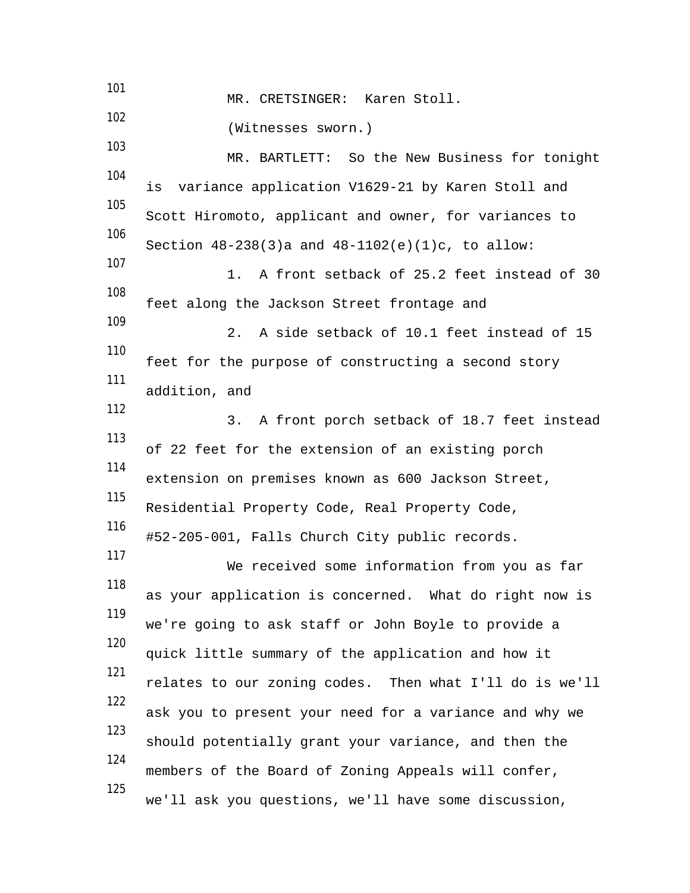MR. CRETSINGER: Karen Stoll.

(Witnesses sworn.)

MR. BARTLETT: So the New Business for tonight is variance application V1629-21 by Karen Stoll and Scott Hiromoto, applicant and owner, for variances to Section 48-238(3)a and 48-1102(e)(1)c, to allow:

1. A front setback of 25.2 feet instead of 30 feet along the Jackson Street frontage and

2. A side setback of 10.1 feet instead of 15 feet for the purpose of constructing a second story addition, and

3. A front porch setback of 18.7 feet instead of 22 feet for the extension of an existing porch extension on premises known as 600 Jackson Street, Residential Property Code, Real Property Code, #52-205-001, Falls Church City public records.

We received some information from you as far as your application is concerned. What do right now is we're going to ask staff or John Boyle to provide a quick little summary of the application and how it relates to our zoning codes. Then what I'll do is we'll ask you to present your need for a variance and why we should potentially grant your variance, and then the members of the Board of Zoning Appeals will confer, we'll ask you questions, we'll have some discussion,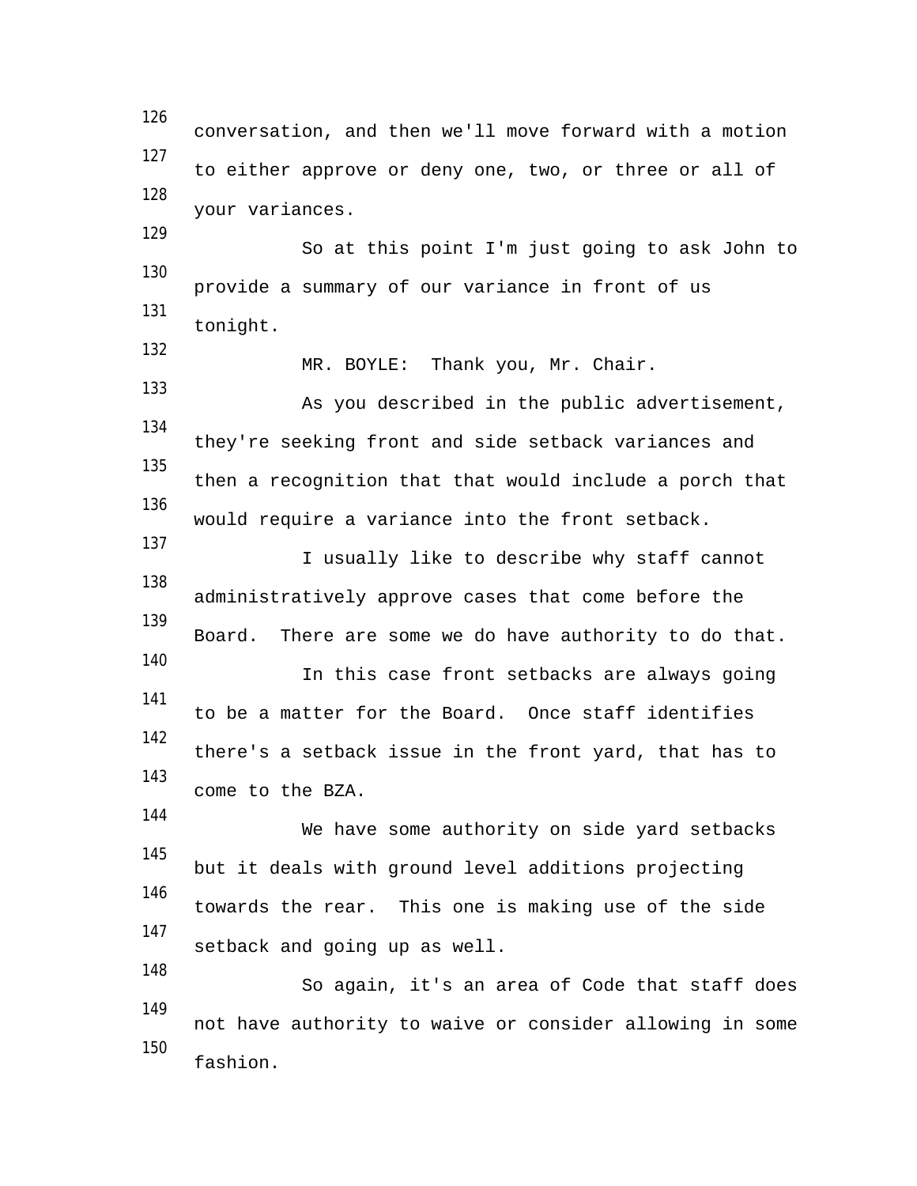conversation, and then we'll move forward with a motion to either approve or deny one, two, or three or all of your variances.

So at this point I'm just going to ask John to provide a summary of our variance in front of us tonight.

MR. BOYLE: Thank you, Mr. Chair.

As you described in the public advertisement, they're seeking front and side setback variances and then a recognition that that would include a porch that would require a variance into the front setback.

I usually like to describe why staff cannot administratively approve cases that come before the Board. There are some we do have authority to do that.

In this case front setbacks are always going to be a matter for the Board. Once staff identifies there's a setback issue in the front yard, that has to come to the BZA.

We have some authority on side yard setbacks but it deals with ground level additions projecting towards the rear. This one is making use of the side setback and going up as well.

So again, it's an area of Code that staff does not have authority to waive or consider allowing in some fashion.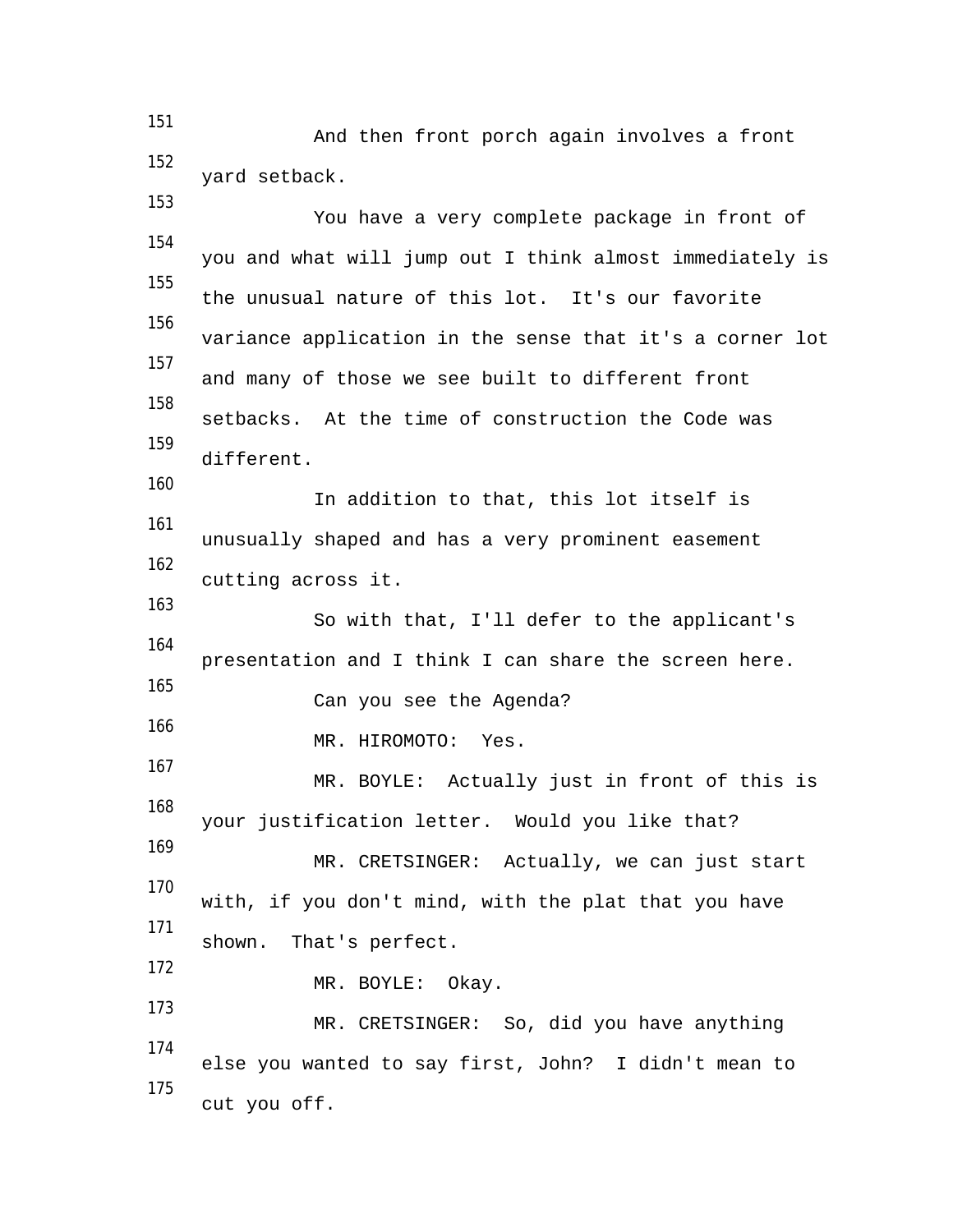And then front porch again involves a front yard setback.

You have a very complete package in front of you and what will jump out I think almost immediately is the unusual nature of this lot. It's our favorite variance application in the sense that it's a corner lot and many of those we see built to different front setbacks. At the time of construction the Code was different.

In addition to that, this lot itself is unusually shaped and has a very prominent easement cutting across it.

So with that, I'll defer to the applicant's presentation and I think I can share the screen here.

Can you see the Agenda?

MR. HIROMOTO: Yes.

MR. BOYLE: Actually just in front of this is your justification letter. Would you like that?

MR. CRETSINGER: Actually, we can just start with, if you don't mind, with the plat that you have shown. That's perfect.

MR. BOYLE: Okay.

MR. CRETSINGER: So, did you have anything else you wanted to say first, John? I didn't mean to cut you off.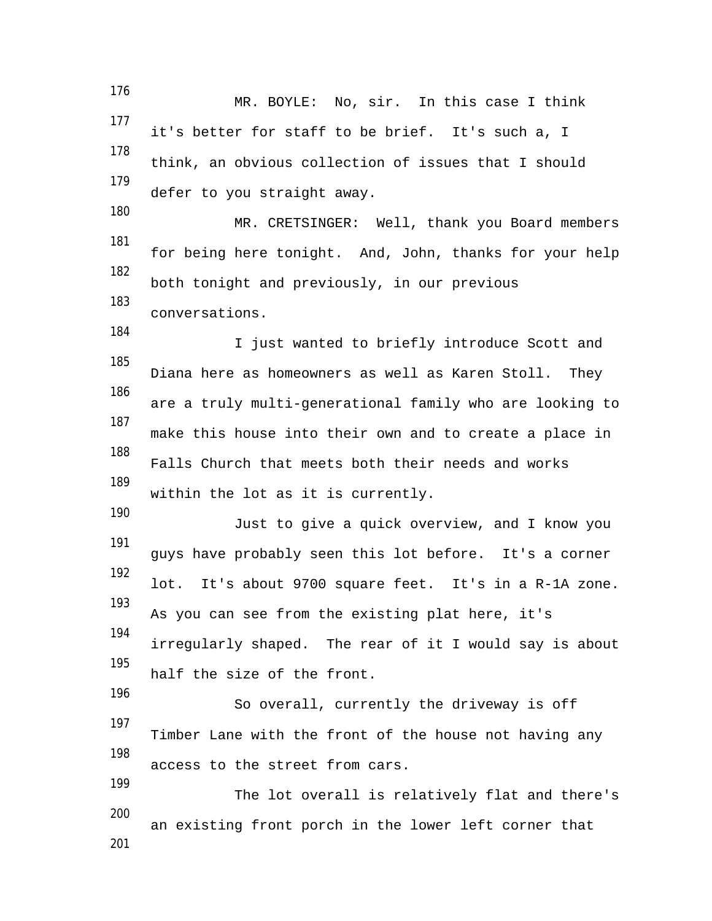MR. BOYLE: No, sir. In this case I think it's better for staff to be brief. It's such a, I think, an obvious collection of issues that I should defer to you straight away.

MR. CRETSINGER: Well, thank you Board members for being here tonight. And, John, thanks for your help both tonight and previously, in our previous conversations.

I just wanted to briefly introduce Scott and Diana here as homeowners as well as Karen Stoll. They are a truly multi-generational family who are looking to make this house into their own and to create a place in Falls Church that meets both their needs and works within the lot as it is currently.

Just to give a quick overview, and I know you guys have probably seen this lot before. It's a corner lot. It's about 9700 square feet. It's in a R-1A zone. As you can see from the existing plat here, it's irregularly shaped. The rear of it I would say is about half the size of the front.

So overall, currently the driveway is off Timber Lane with the front of the house not having any access to the street from cars.

The lot overall is relatively flat and there's an existing front porch in the lower left corner that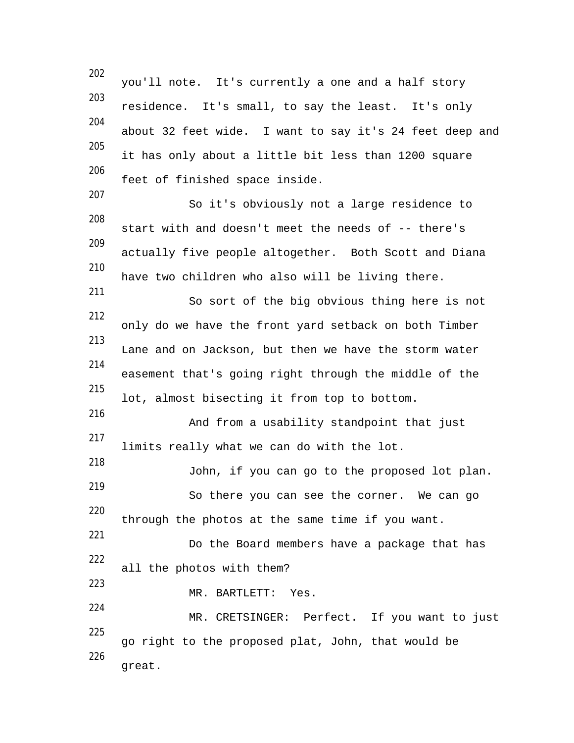you'll note. It's currently a one and a half story residence. It's small, to say the least. It's only about 32 feet wide. I want to say it's 24 feet deep and it has only about a little bit less than 1200 square feet of finished space inside.

So it's obviously not a large residence to start with and doesn't meet the needs of -- there's actually five people altogether. Both Scott and Diana have two children who also will be living there.

So sort of the big obvious thing here is not only do we have the front yard setback on both Timber Lane and on Jackson, but then we have the storm water easement that's going right through the middle of the lot, almost bisecting it from top to bottom.

And from a usability standpoint that just limits really what we can do with the lot.

John, if you can go to the proposed lot plan.

So there you can see the corner. We can go through the photos at the same time if you want.

Do the Board members have a package that has all the photos with them?

MR. BARTLETT: Yes.

MR. CRETSINGER: Perfect. If you want to just go right to the proposed plat, John, that would be great.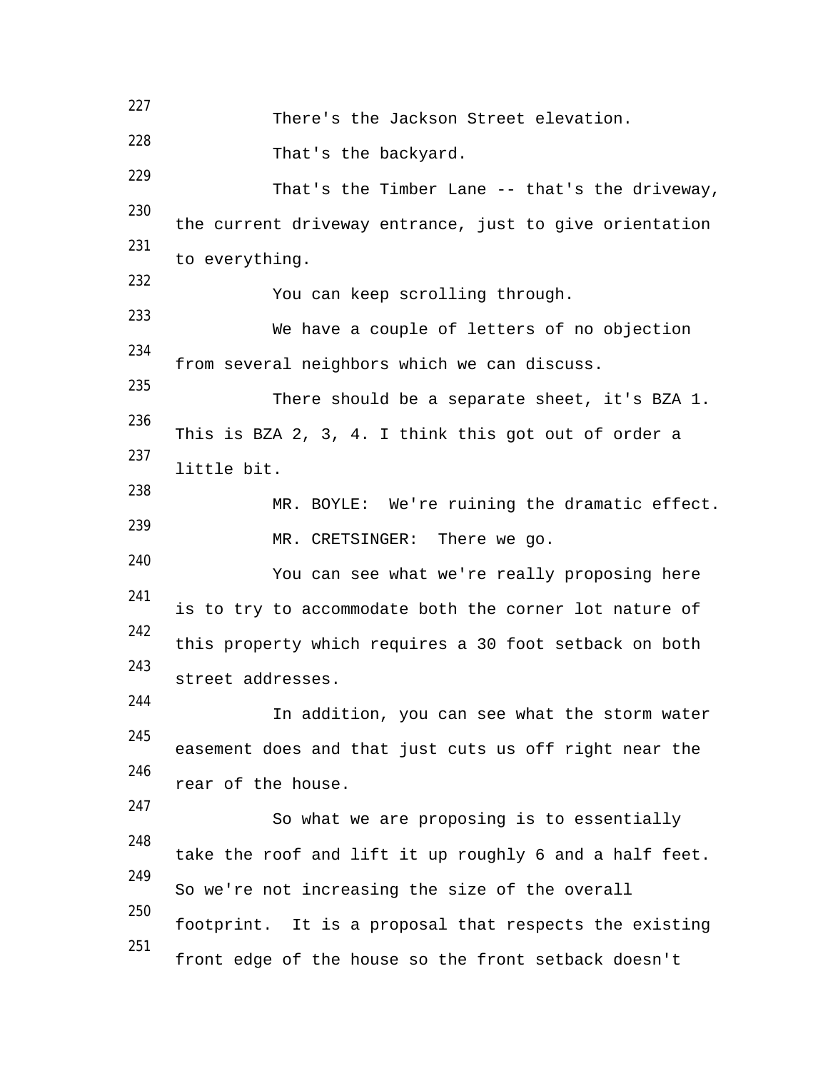227 There's the Jackson Street elevation.

228 That's the backyard.

229 That's the Timber Lane -- that's the driveway,
230 the current driveway entrance, just to give orientation
231 to everything.

232 You can keep scrolling through.

233 We have a couple of letters of no objection
234 from several neighbors which we can discuss.

235 There should be a separate sheet, it's BZA 1.
236 This is BZA 2, 3, 4. I think this got out of order a
237 little bit.

238 MR. BOYLE: We're ruining the dramatic effect.

239 MR. CRETSINGER: There we go.

240 You can see what we're really proposing here
241 is to try to accommodate both the corner lot nature of
242 this property which requires a 30 foot setback on both
243 street addresses.

244 In addition, you can see what the storm water
245 easement does and that just cuts us off right near the
246 rear of the house.

247 So what we are proposing is to essentially
248 take the roof and lift it up roughly 6 and a half feet.
249 So we're not increasing the size of the overall
250 footprint. It is a proposal that respects the existing
251 front edge of the house so the front setback doesn't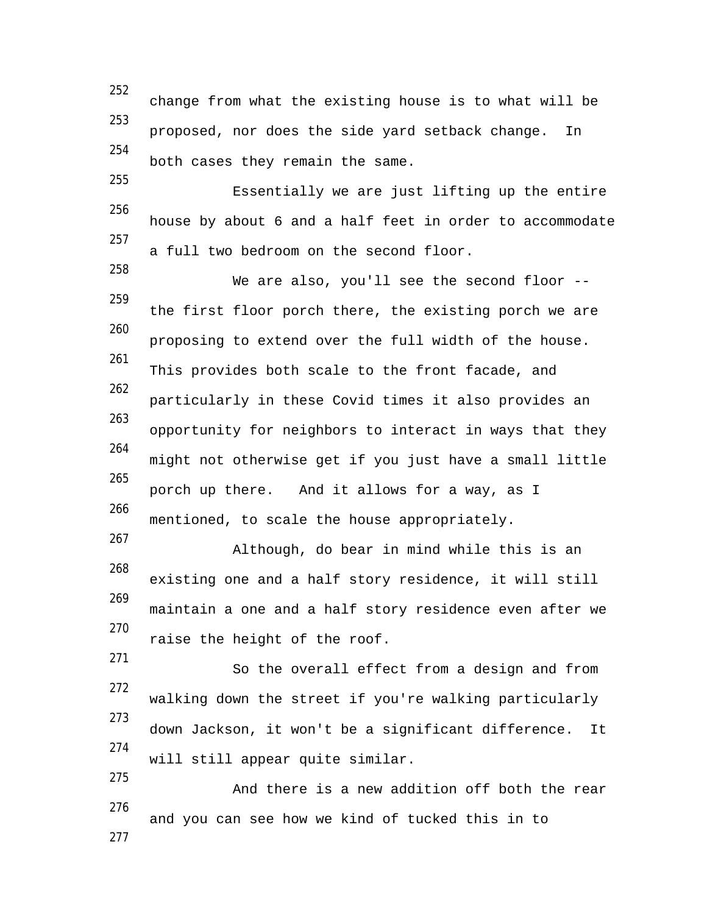change from what the existing house is to what will be proposed, nor does the side yard setback change. In both cases they remain the same.

Essentially we are just lifting up the entire house by about 6 and a half feet in order to accommodate a full two bedroom on the second floor.

We are also, you'll see the second floor -- the first floor porch there, the existing porch we are proposing to extend over the full width of the house. This provides both scale to the front facade, and particularly in these Covid times it also provides an opportunity for neighbors to interact in ways that they might not otherwise get if you just have a small little porch up there. And it allows for a way, as I mentioned, to scale the house appropriately.

Although, do bear in mind while this is an existing one and a half story residence, it will still maintain a one and a half story residence even after we raise the height of the roof.

So the overall effect from a design and from walking down the street if you're walking particularly down Jackson, it won't be a significant difference. It will still appear quite similar.

And there is a new addition off both the rear and you can see how we kind of tucked this in to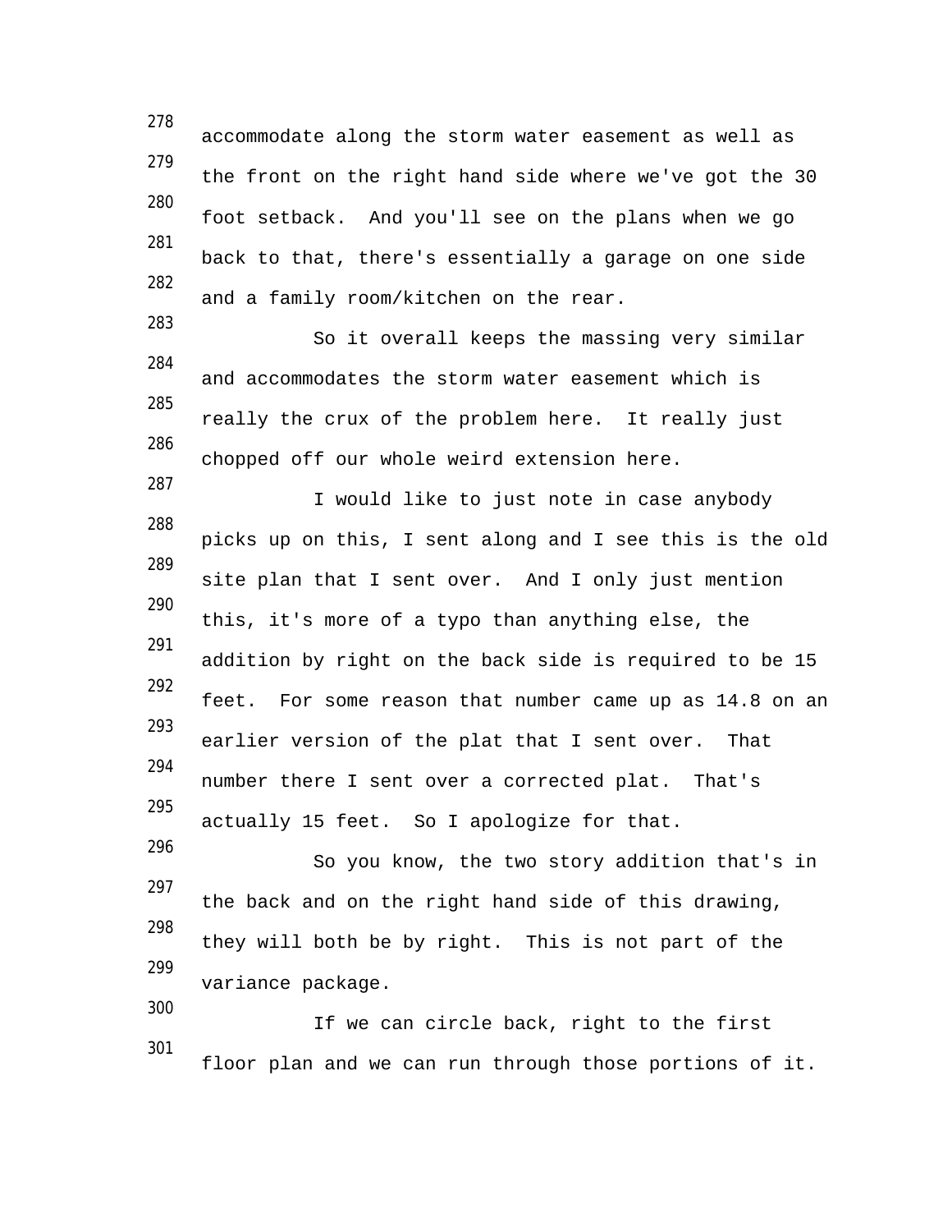accommodate along the storm water easement as well as the front on the right hand side where we've got the 30 foot setback. And you'll see on the plans when we go back to that, there's essentially a garage on one side and a family room/kitchen on the rear.

So it overall keeps the massing very similar and accommodates the storm water easement which is really the crux of the problem here. It really just chopped off our whole weird extension here.

I would like to just note in case anybody picks up on this, I sent along and I see this is the old site plan that I sent over. And I only just mention this, it's more of a typo than anything else, the addition by right on the back side is required to be 15 feet. For some reason that number came up as 14.8 on an earlier version of the plat that I sent over. That number there I sent over a corrected plat. That's actually 15 feet. So I apologize for that.

So you know, the two story addition that's in the back and on the right hand side of this drawing, they will both be by right. This is not part of the variance package.

If we can circle back, right to the first floor plan and we can run through those portions of it.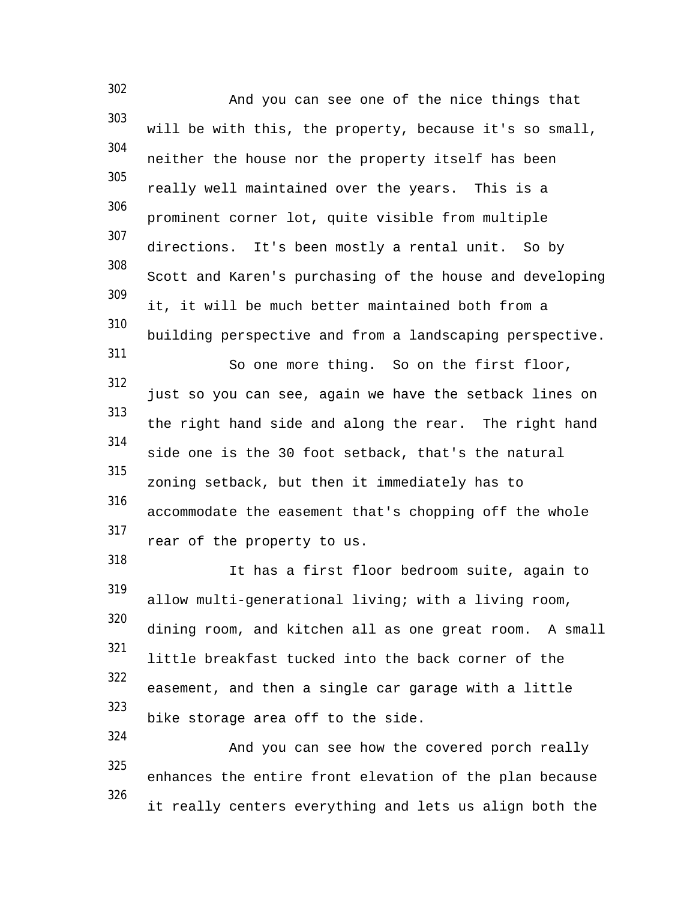And you can see one of the nice things that will be with this, the property, because it's so small, neither the house nor the property itself has been really well maintained over the years. This is a prominent corner lot, quite visible from multiple directions. It's been mostly a rental unit. So by Scott and Karen's purchasing of the house and developing it, it will be much better maintained both from a building perspective and from a landscaping perspective.

So one more thing. So on the first floor, just so you can see, again we have the setback lines on the right hand side and along the rear. The right hand side one is the 30 foot setback, that's the natural zoning setback, but then it immediately has to accommodate the easement that's chopping off the whole rear of the property to us.

It has a first floor bedroom suite, again to allow multi-generational living; with a living room, dining room, and kitchen all as one great room. A small little breakfast tucked into the back corner of the easement, and then a single car garage with a little bike storage area off to the side.

And you can see how the covered porch really enhances the entire front elevation of the plan because it really centers everything and lets us align both the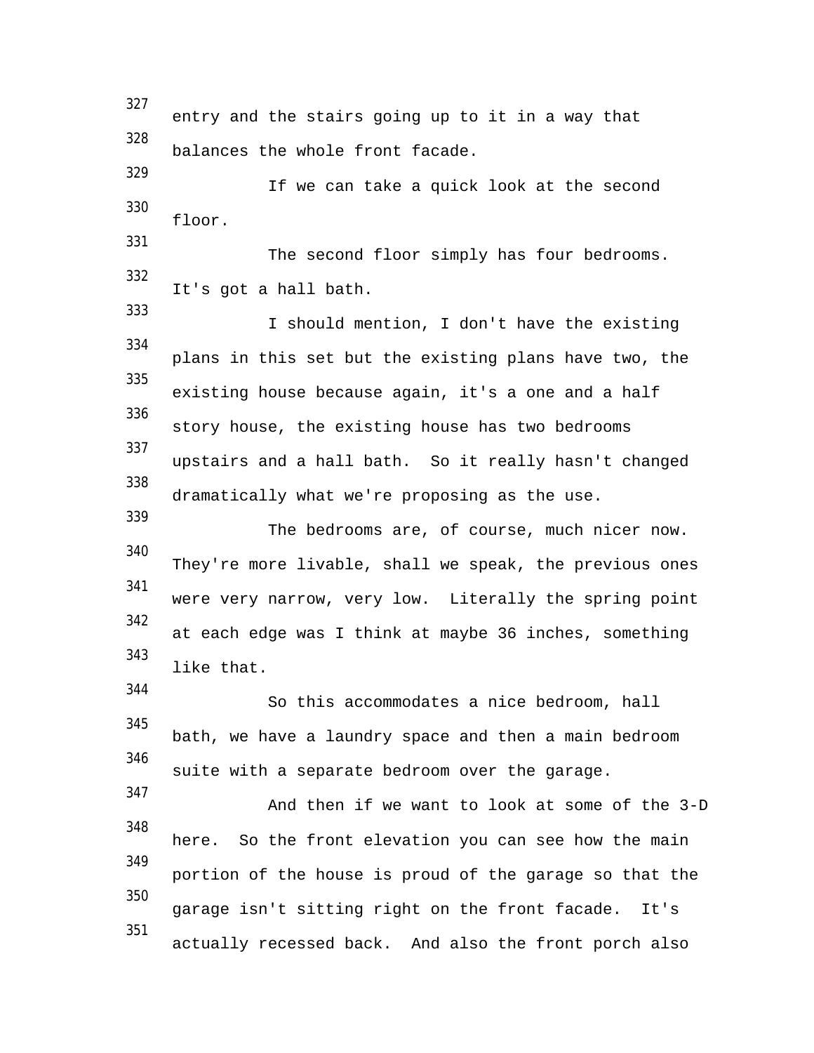327 entry and the stairs going up to it in a way that
328 balances the whole front facade.
329 If we can take a quick look at the second
330 floor.
331 The second floor simply has four bedrooms.
332 It's got a hall bath.
333 I should mention, I don't have the existing
334 plans in this set but the existing plans have two, the
335 existing house because again, it's a one and a half
336 story house, the existing house has two bedrooms
337 upstairs and a hall bath. So it really hasn't changed
338 dramatically what we're proposing as the use.
339 The bedrooms are, of course, much nicer now.
340 They're more livable, shall we speak, the previous ones
341 were very narrow, very low. Literally the spring point
342 at each edge was I think at maybe 36 inches, something
343 like that.
344 So this accommodates a nice bedroom, hall
345 bath, we have a laundry space and then a main bedroom
346 suite with a separate bedroom over the garage.
347 And then if we want to look at some of the 3-D
348 here. So the front elevation you can see how the main
349 portion of the house is proud of the garage so that the
350 garage isn't sitting right on the front facade. It's
351 actually recessed back. And also the front porch also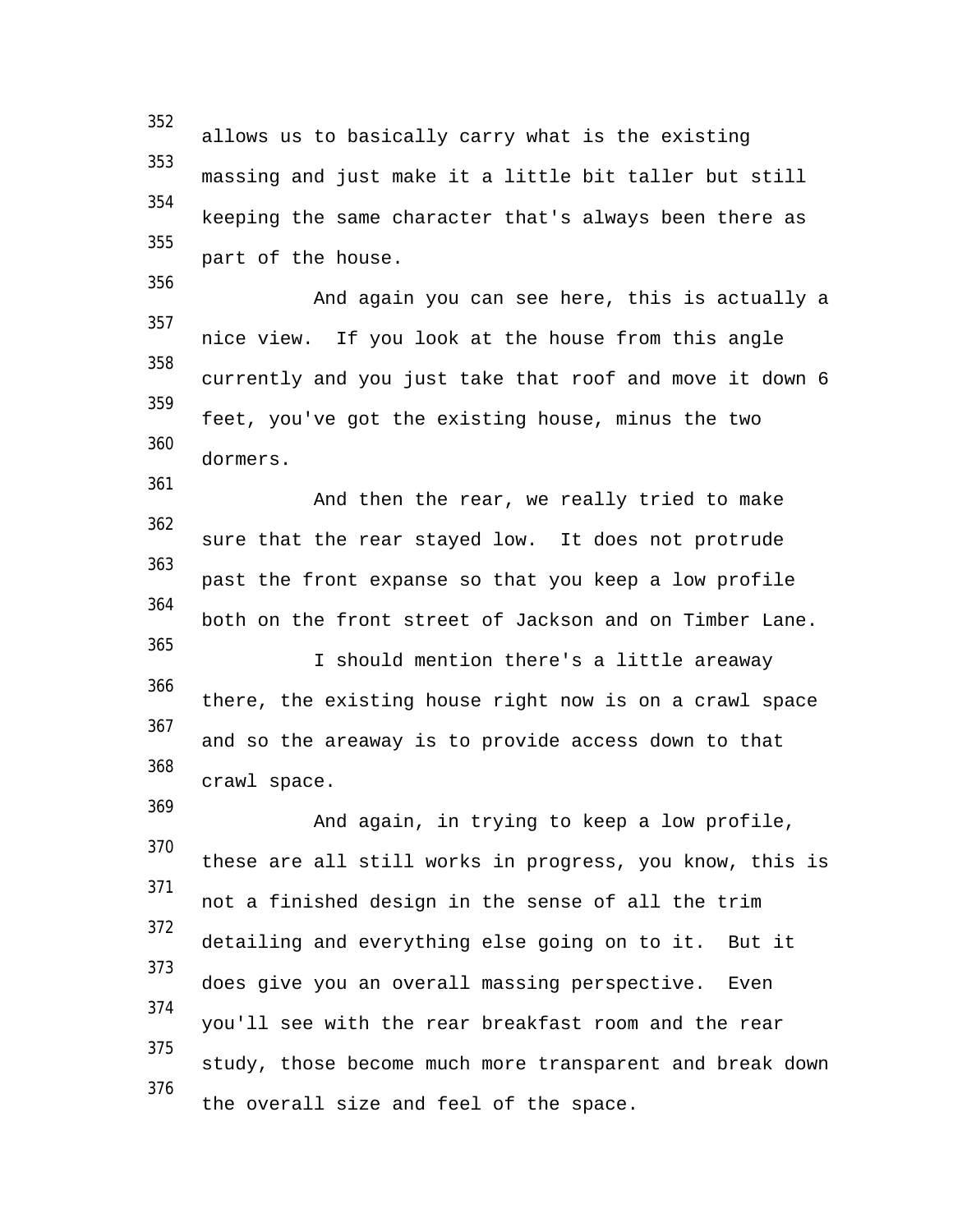allows us to basically carry what is the existing massing and just make it a little bit taller but still keeping the same character that's always been there as part of the house.

And again you can see here, this is actually a nice view. If you look at the house from this angle currently and you just take that roof and move it down 6 feet, you've got the existing house, minus the two dormers.

And then the rear, we really tried to make sure that the rear stayed low. It does not protrude past the front expanse so that you keep a low profile both on the front street of Jackson and on Timber Lane.

I should mention there's a little areaway there, the existing house right now is on a crawl space and so the areaway is to provide access down to that crawl space.

And again, in trying to keep a low profile, these are all still works in progress, you know, this is not a finished design in the sense of all the trim detailing and everything else going on to it. But it does give you an overall massing perspective. Even you'll see with the rear breakfast room and the rear study, those become much more transparent and break down the overall size and feel of the space.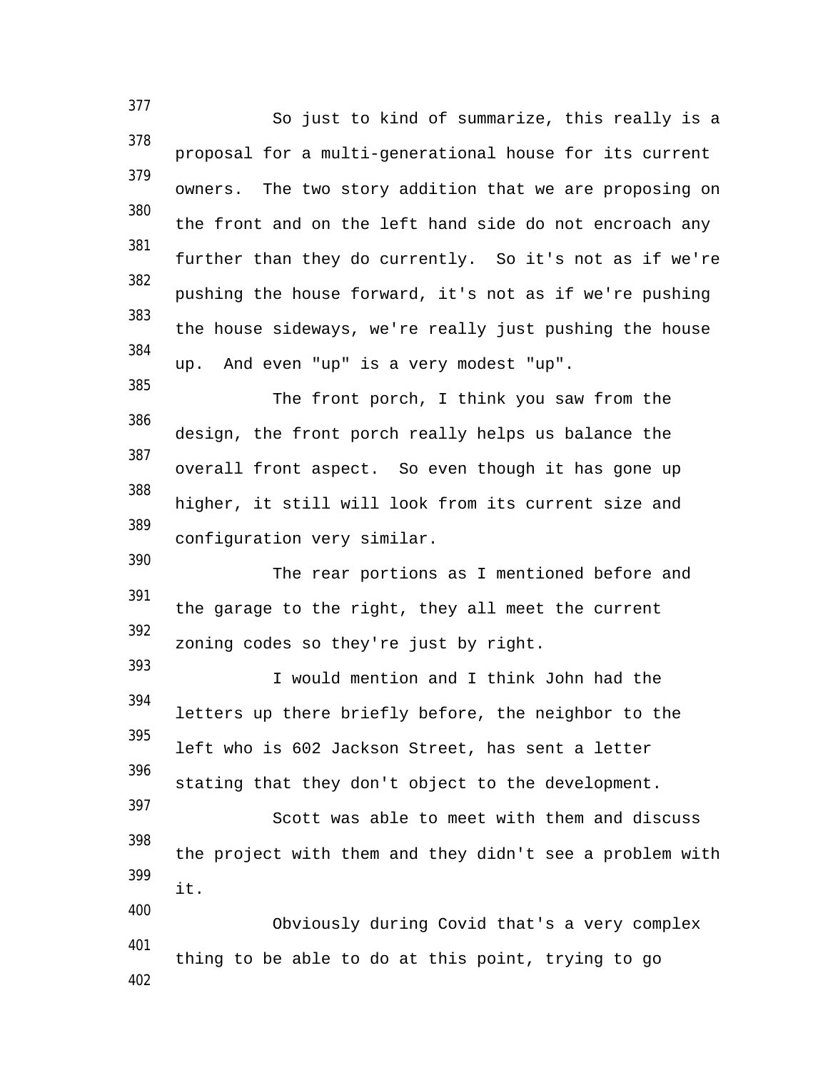So just to kind of summarize, this really is a proposal for a multi-generational house for its current owners. The two story addition that we are proposing on the front and on the left hand side do not encroach any further than they do currently. So it's not as if we're pushing the house forward, it's not as if we're pushing the house sideways, we're really just pushing the house up. And even "up" is a very modest "up".

The front porch, I think you saw from the design, the front porch really helps us balance the overall front aspect. So even though it has gone up higher, it still will look from its current size and configuration very similar.

The rear portions as I mentioned before and the garage to the right, they all meet the current zoning codes so they're just by right.

I would mention and I think John had the letters up there briefly before, the neighbor to the left who is 602 Jackson Street, has sent a letter stating that they don't object to the development.

Scott was able to meet with them and discuss the project with them and they didn't see a problem with it.

Obviously during Covid that's a very complex thing to be able to do at this point, trying to go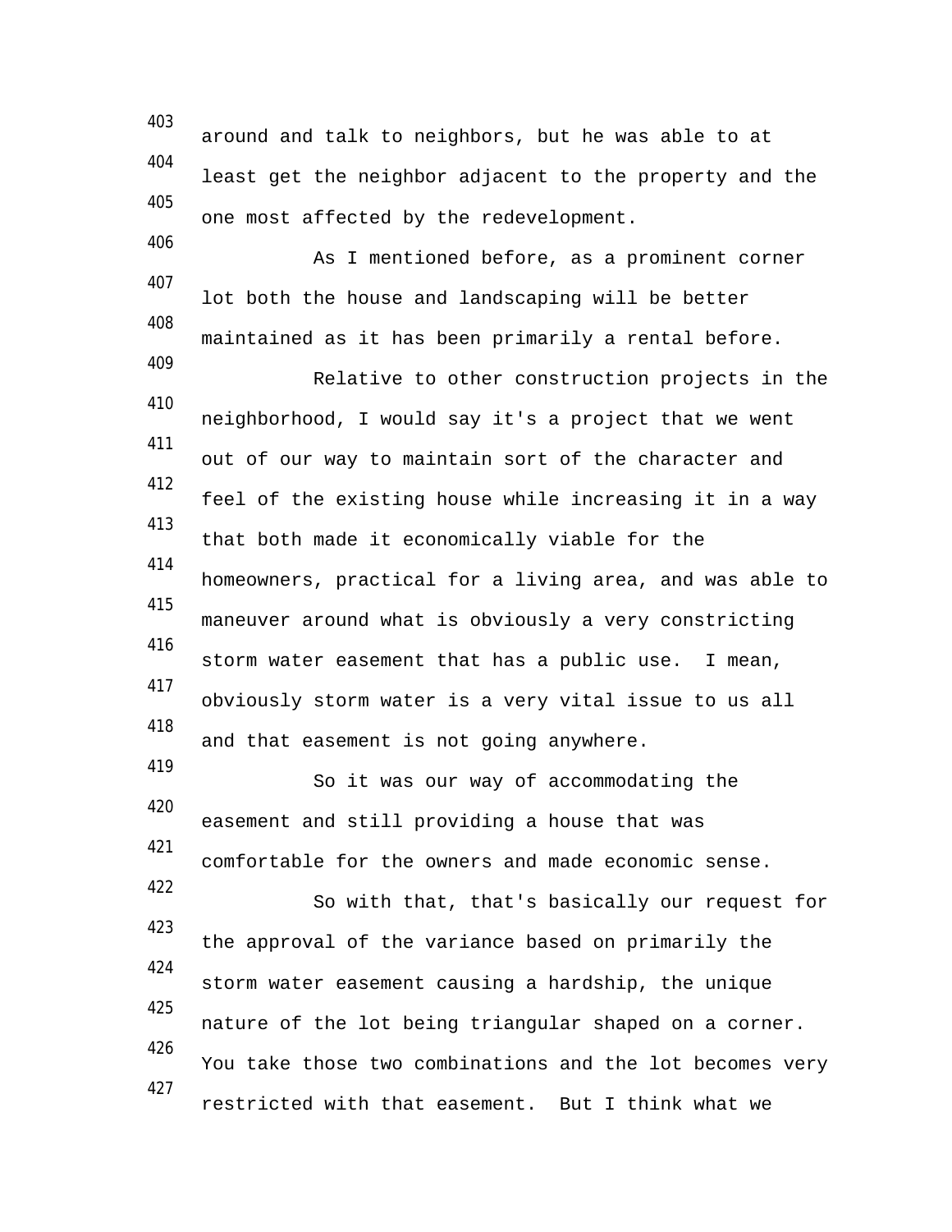around and talk to neighbors, but he was able to at least get the neighbor adjacent to the property and the one most affected by the redevelopment.

As I mentioned before, as a prominent corner lot both the house and landscaping will be better maintained as it has been primarily a rental before.

Relative to other construction projects in the neighborhood, I would say it's a project that we went out of our way to maintain sort of the character and feel of the existing house while increasing it in a way that both made it economically viable for the homeowners, practical for a living area, and was able to maneuver around what is obviously a very constricting storm water easement that has a public use. I mean, obviously storm water is a very vital issue to us all and that easement is not going anywhere.

So it was our way of accommodating the easement and still providing a house that was comfortable for the owners and made economic sense.

So with that, that's basically our request for the approval of the variance based on primarily the storm water easement causing a hardship, the unique nature of the lot being triangular shaped on a corner. You take those two combinations and the lot becomes very restricted with that easement. But I think what we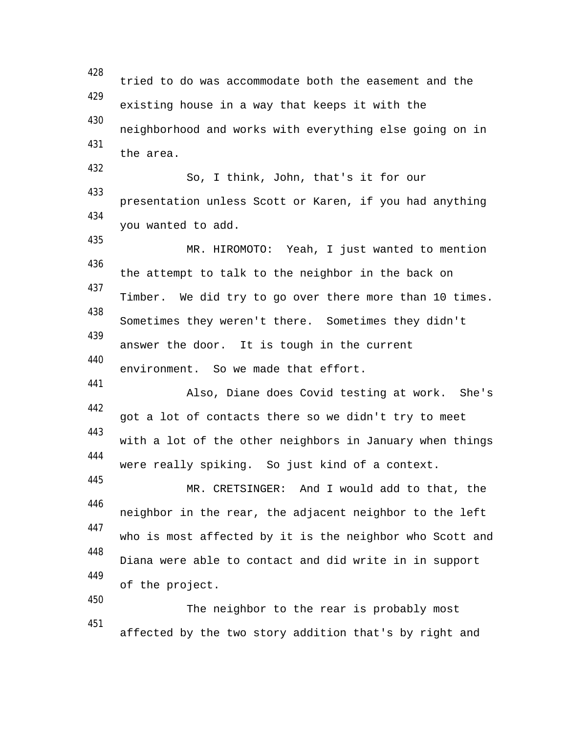tried to do was accommodate both the easement and the existing house in a way that keeps it with the neighborhood and works with everything else going on in the area.

So, I think, John, that's it for our presentation unless Scott or Karen, if you had anything you wanted to add.

MR. HIROMOTO: Yeah, I just wanted to mention the attempt to talk to the neighbor in the back on Timber. We did try to go over there more than 10 times. Sometimes they weren't there. Sometimes they didn't answer the door. It is tough in the current environment. So we made that effort.

Also, Diane does Covid testing at work. She's got a lot of contacts there so we didn't try to meet with a lot of the other neighbors in January when things were really spiking. So just kind of a context.

MR. CRETSINGER: And I would add to that, the neighbor in the rear, the adjacent neighbor to the left who is most affected by it is the neighbor who Scott and Diana were able to contact and did write in in support of the project.

The neighbor to the rear is probably most affected by the two story addition that's by right and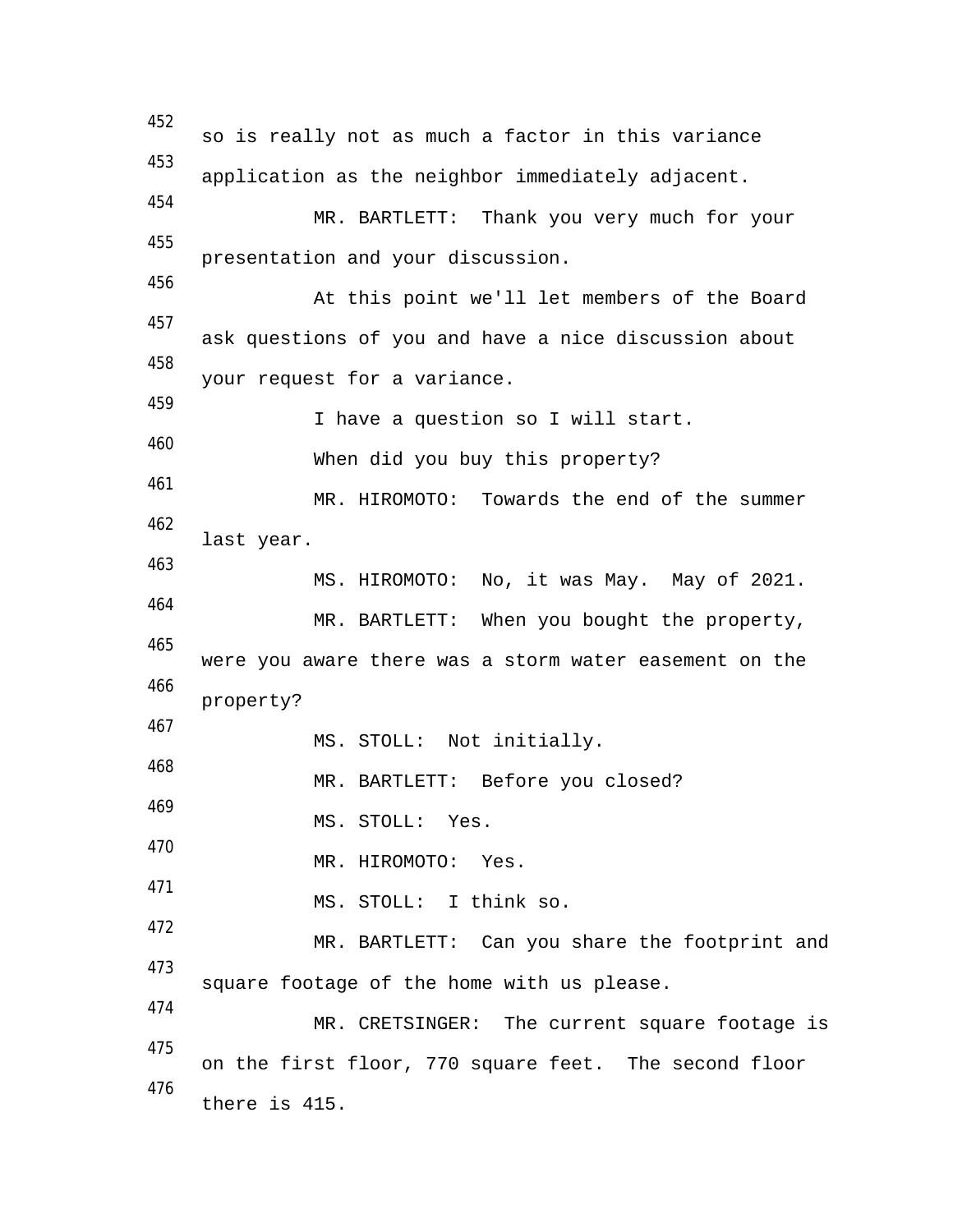so is really not as much a factor in this variance application as the neighbor immediately adjacent.

MR. BARTLETT: Thank you very much for your presentation and your discussion.

At this point we'll let members of the Board ask questions of you and have a nice discussion about your request for a variance.

I have a question so I will start.

When did you buy this property?

MR. HIROMOTO: Towards the end of the summer last year.

MS. HIROMOTO: No, it was May. May of 2021.

MR. BARTLETT: When you bought the property, were you aware there was a storm water easement on the property?

MS. STOLL: Not initially.

MR. BARTLETT: Before you closed?

MS. STOLL: Yes.

MR. HIROMOTO: Yes.

MS. STOLL: I think so.

MR. BARTLETT: Can you share the footprint and square footage of the home with us please.

MR. CRETSINGER: The current square footage is on the first floor, 770 square feet. The second floor there is 415.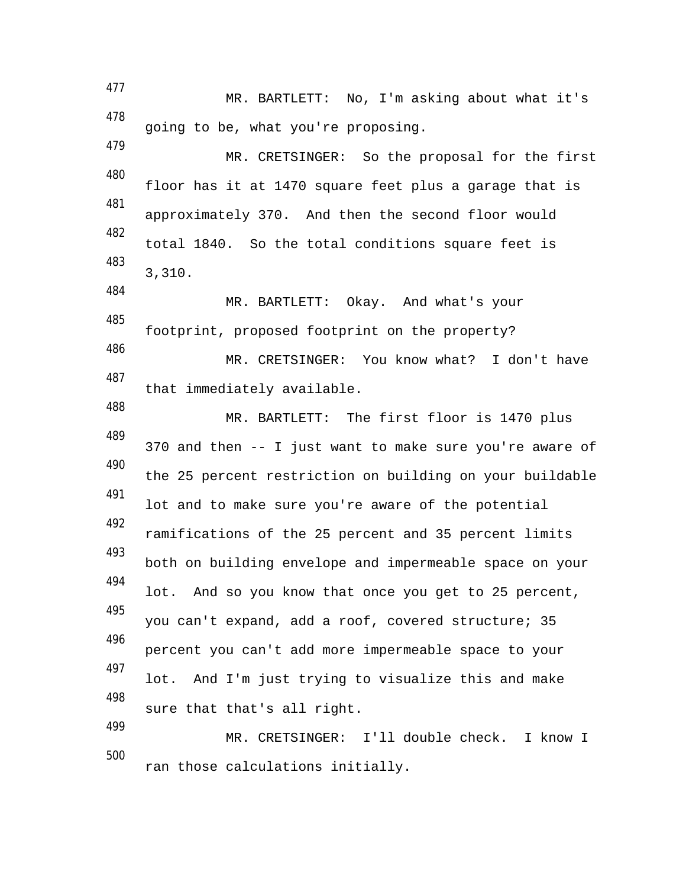MR. BARTLETT: No, I'm asking about what it's going to be, what you're proposing.

MR. CRETSINGER: So the proposal for the first floor has it at 1470 square feet plus a garage that is approximately 370. And then the second floor would total 1840. So the total conditions square feet is 3,310.

MR. BARTLETT: Okay. And what's your footprint, proposed footprint on the property?

MR. CRETSINGER: You know what? I don't have that immediately available.

MR. BARTLETT: The first floor is 1470 plus 370 and then -- I just want to make sure you're aware of the 25 percent restriction on building on your buildable lot and to make sure you're aware of the potential ramifications of the 25 percent and 35 percent limits both on building envelope and impermeable space on your lot. And so you know that once you get to 25 percent, you can't expand, add a roof, covered structure; 35 percent you can't add more impermeable space to your lot. And I'm just trying to visualize this and make sure that that's all right.

MR. CRETSINGER: I'll double check. I know I ran those calculations initially.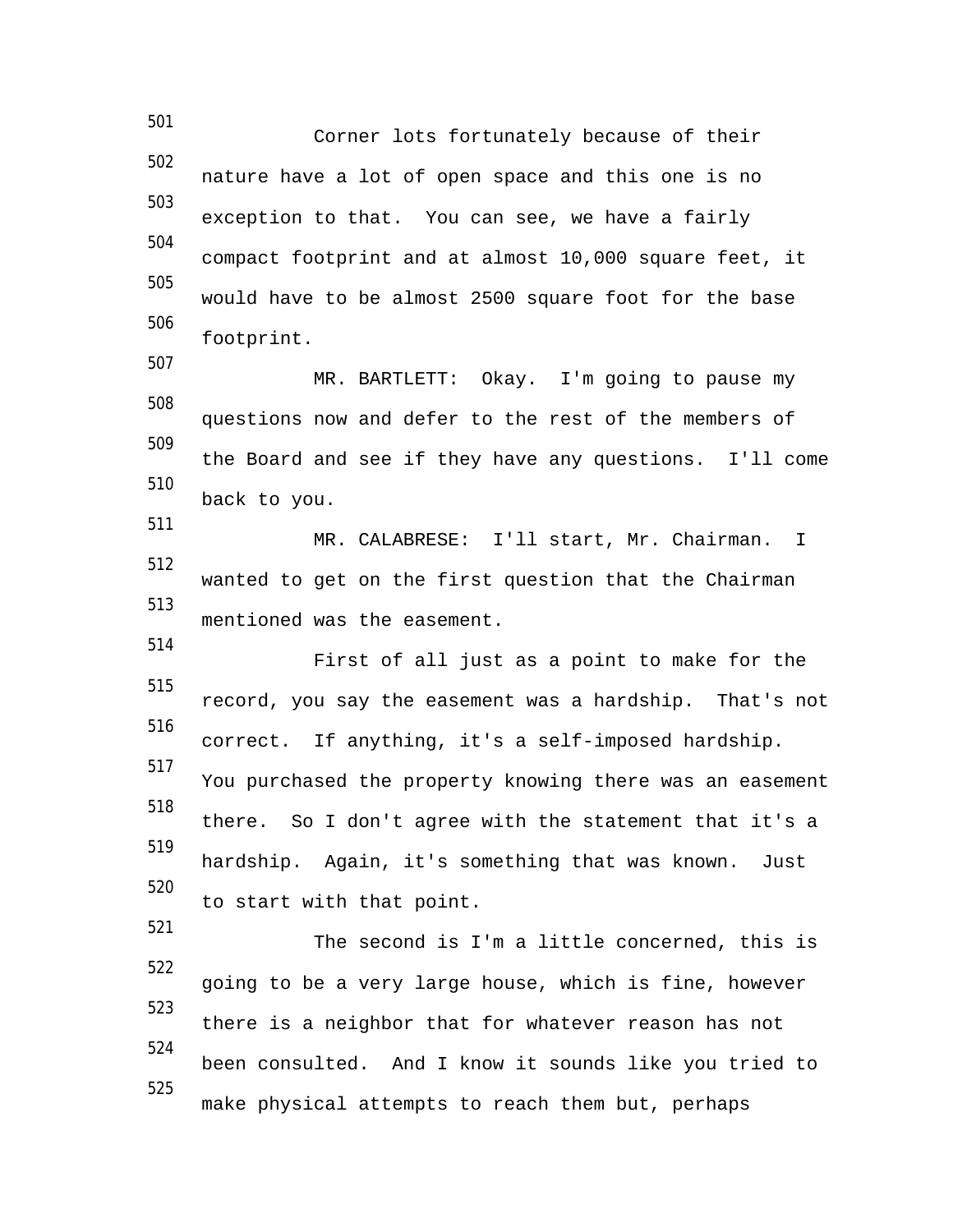Corner lots fortunately because of their nature have a lot of open space and this one is no exception to that. You can see, we have a fairly compact footprint and at almost 10,000 square feet, it would have to be almost 2500 square foot for the base footprint.

MR. BARTLETT: Okay. I'm going to pause my questions now and defer to the rest of the members of the Board and see if they have any questions. I'll come back to you.

MR. CALABRESE: I'll start, Mr. Chairman. I wanted to get on the first question that the Chairman mentioned was the easement.

First of all just as a point to make for the record, you say the easement was a hardship. That's not correct. If anything, it's a self-imposed hardship. You purchased the property knowing there was an easement there. So I don't agree with the statement that it's a hardship. Again, it's something that was known. Just to start with that point.

The second is I'm a little concerned, this is going to be a very large house, which is fine, however there is a neighbor that for whatever reason has not been consulted. And I know it sounds like you tried to make physical attempts to reach them but, perhaps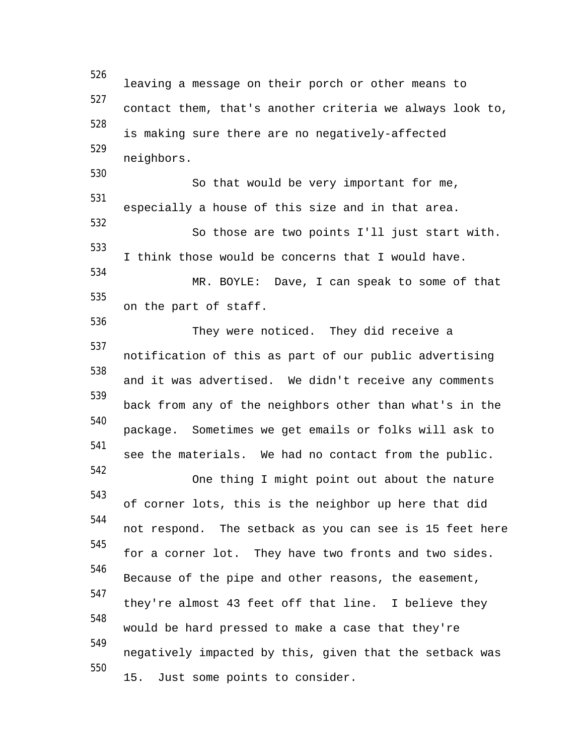leaving a message on their porch or other means to contact them, that's another criteria we always look to, is making sure there are no negatively-affected neighbors.

So that would be very important for me, especially a house of this size and in that area.

So those are two points I'll just start with. I think those would be concerns that I would have.

MR. BOYLE: Dave, I can speak to some of that on the part of staff.

They were noticed. They did receive a notification of this as part of our public advertising and it was advertised. We didn't receive any comments back from any of the neighbors other than what's in the package. Sometimes we get emails or folks will ask to see the materials. We had no contact from the public.

One thing I might point out about the nature of corner lots, this is the neighbor up here that did not respond. The setback as you can see is 15 feet here for a corner lot. They have two fronts and two sides. Because of the pipe and other reasons, the easement, they're almost 43 feet off that line. I believe they would be hard pressed to make a case that they're negatively impacted by this, given that the setback was 15. Just some points to consider.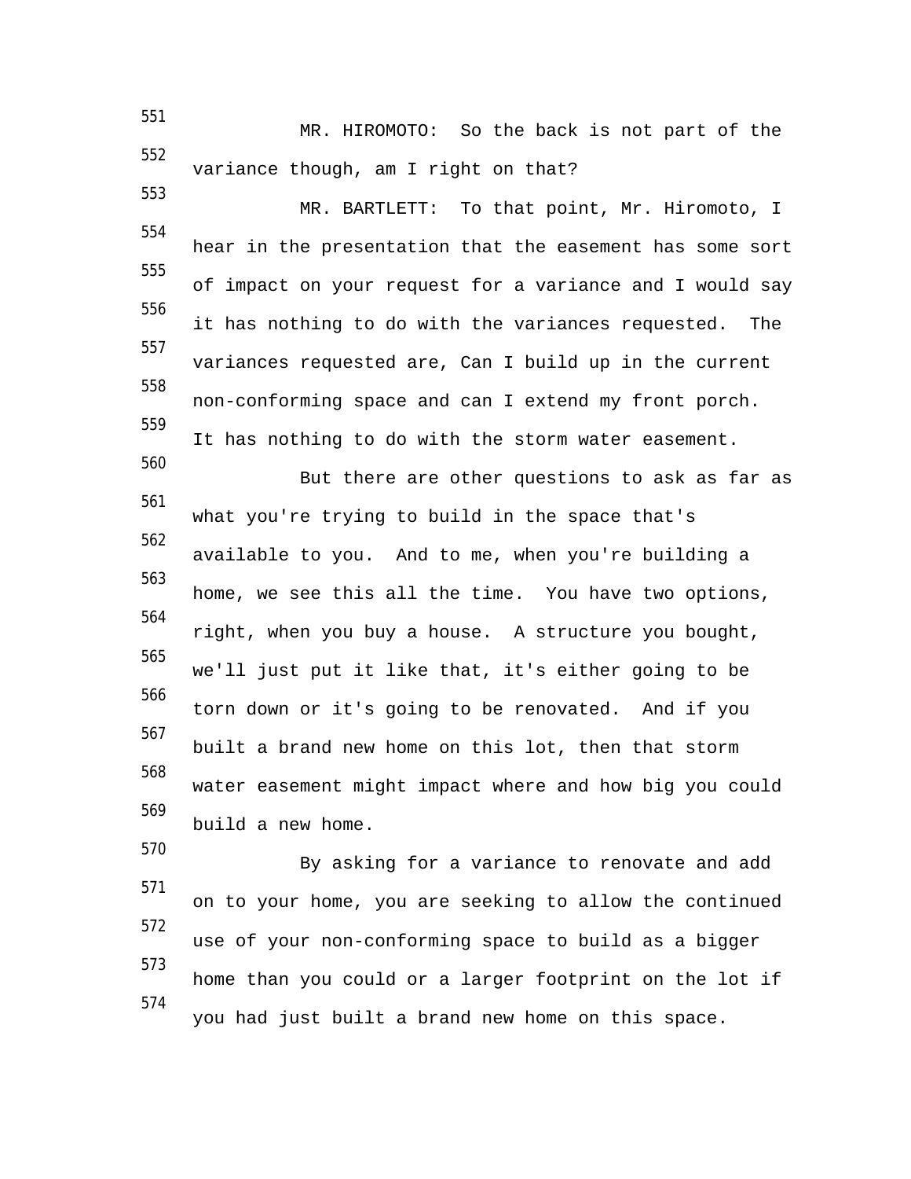MR. HIROMOTO: So the back is not part of the variance though, am I right on that?

MR. BARTLETT: To that point, Mr. Hiromoto, I hear in the presentation that the easement has some sort of impact on your request for a variance and I would say it has nothing to do with the variances requested. The variances requested are, Can I build up in the current non-conforming space and can I extend my front porch. It has nothing to do with the storm water easement.

But there are other questions to ask as far as what you're trying to build in the space that's available to you. And to me, when you're building a home, we see this all the time. You have two options, right, when you buy a house. A structure you bought, we'll just put it like that, it's either going to be torn down or it's going to be renovated. And if you built a brand new home on this lot, then that storm water easement might impact where and how big you could build a new home.

By asking for a variance to renovate and add on to your home, you are seeking to allow the continued use of your non-conforming space to build as a bigger home than you could or a larger footprint on the lot if you had just built a brand new home on this space.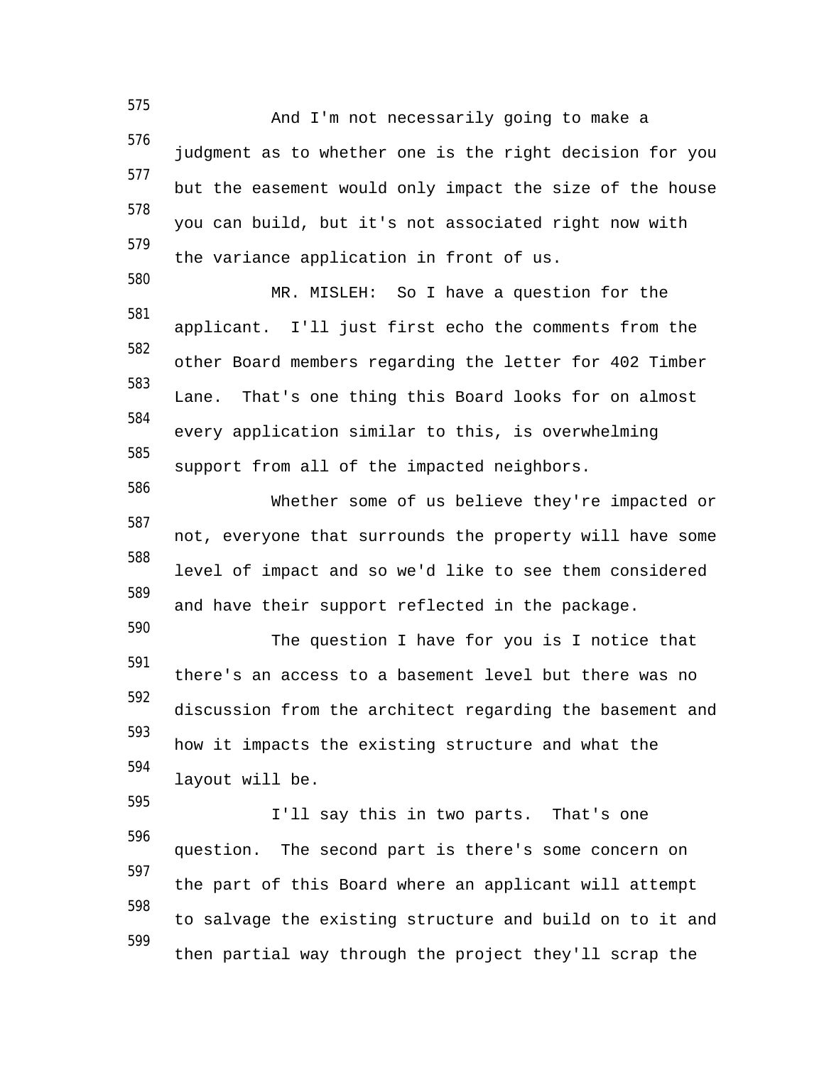575 And I'm not necessarily going to make a
576 judgment as to whether one is the right decision for you
577 but the easement would only impact the size of the house
578 you can build, but it's not associated right now with
579 the variance application in front of us.

580 MR. MISLEH: So I have a question for the
581 applicant. I'll just first echo the comments from the
582 other Board members regarding the letter for 402 Timber
583 Lane. That's one thing this Board looks for on almost
584 every application similar to this, is overwhelming
585 support from all of the impacted neighbors.

586 Whether some of us believe they're impacted or
587 not, everyone that surrounds the property will have some
588 level of impact and so we'd like to see them considered
589 and have their support reflected in the package.

590 The question I have for you is I notice that
591 there's an access to a basement level but there was no
592 discussion from the architect regarding the basement and
593 how it impacts the existing structure and what the
594 layout will be.

595 I'll say this in two parts. That's one
596 question. The second part is there's some concern on
597 the part of this Board where an applicant will attempt
598 to salvage the existing structure and build on to it and
599 then partial way through the project they'll scrap the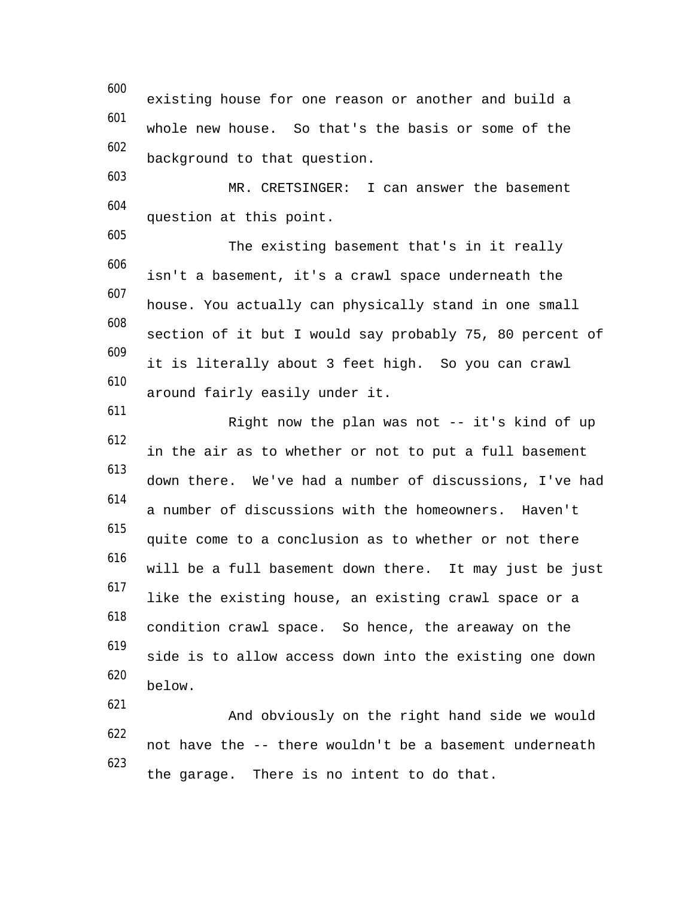existing house for one reason or another and build a whole new house. So that's the basis or some of the background to that question.

MR. CRETSINGER: I can answer the basement question at this point.

The existing basement that's in it really isn't a basement, it's a crawl space underneath the house. You actually can physically stand in one small section of it but I would say probably 75, 80 percent of it is literally about 3 feet high. So you can crawl around fairly easily under it.

Right now the plan was not -- it's kind of up in the air as to whether or not to put a full basement down there. We've had a number of discussions, I've had a number of discussions with the homeowners. Haven't quite come to a conclusion as to whether or not there will be a full basement down there. It may just be just like the existing house, an existing crawl space or a condition crawl space. So hence, the areaway on the side is to allow access down into the existing one down below.

And obviously on the right hand side we would not have the -- there wouldn't be a basement underneath the garage. There is no intent to do that.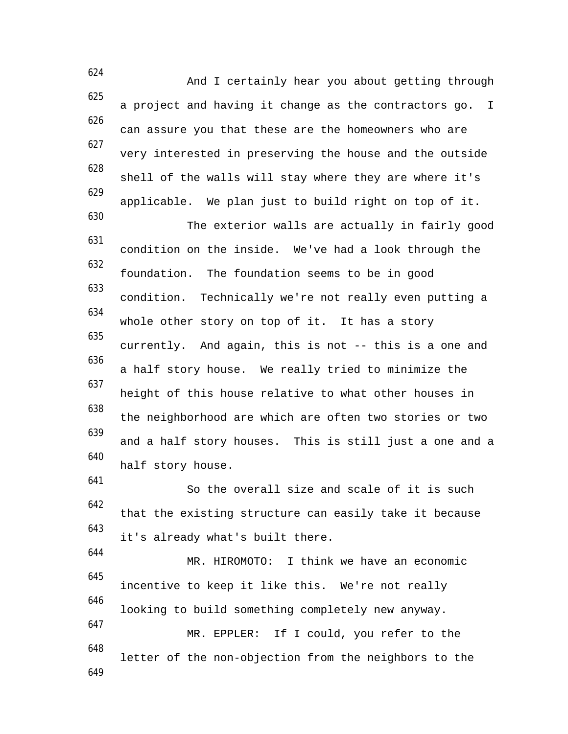And I certainly hear you about getting through a project and having it change as the contractors go. I can assure you that these are the homeowners who are very interested in preserving the house and the outside shell of the walls will stay where they are where it's applicable. We plan just to build right on top of it.

The exterior walls are actually in fairly good condition on the inside. We've had a look through the foundation. The foundation seems to be in good condition. Technically we're not really even putting a whole other story on top of it. It has a story currently. And again, this is not -- this is a one and a half story house. We really tried to minimize the height of this house relative to what other houses in the neighborhood are which are often two stories or two and a half story houses. This is still just a one and a half story house.

So the overall size and scale of it is such that the existing structure can easily take it because it's already what's built there.

MR. HIROMOTO: I think we have an economic incentive to keep it like this. We're not really looking to build something completely new anyway.

MR. EPPLER: If I could, you refer to the letter of the non-objection from the neighbors to the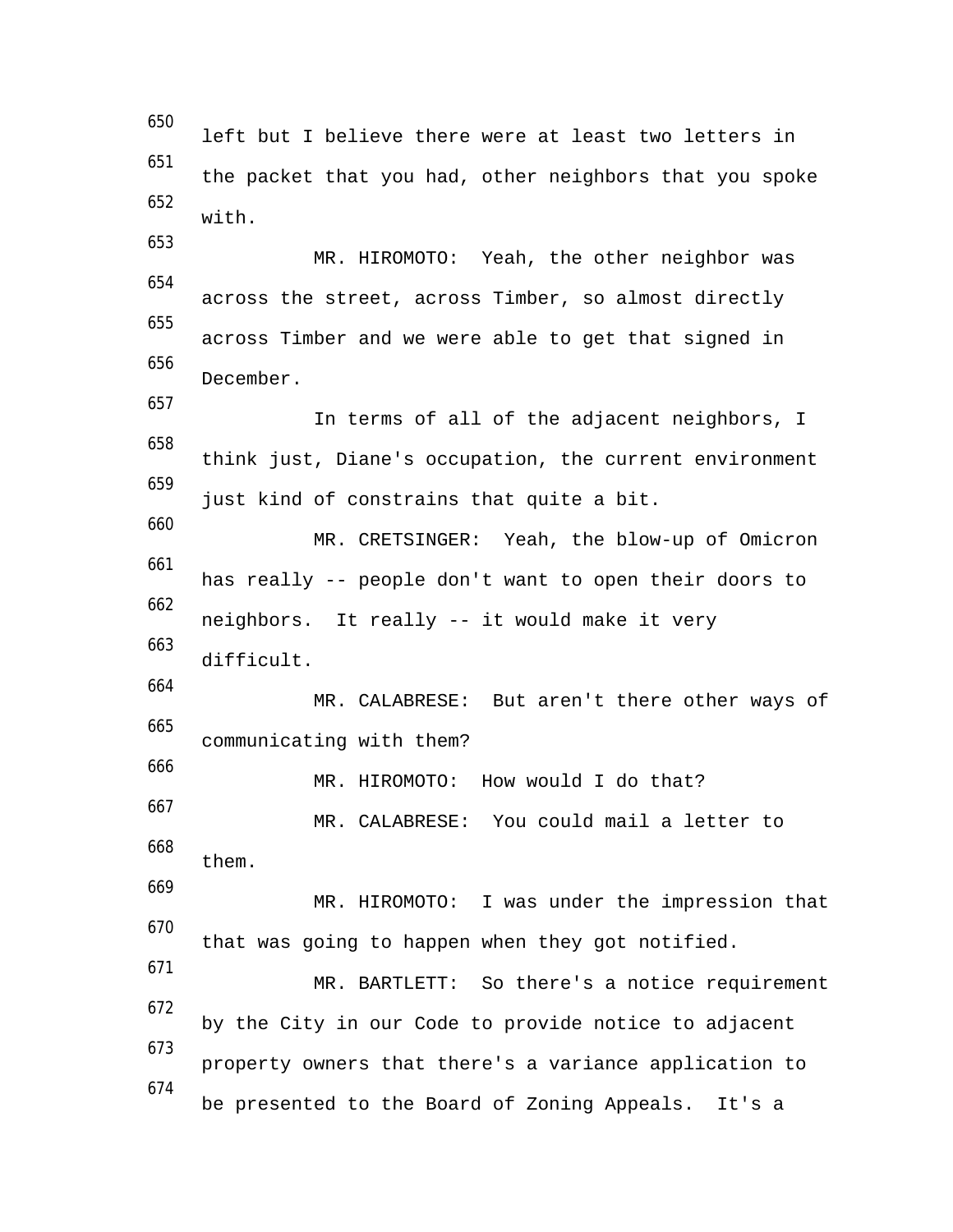650 left but I believe there were at least two letters in
651 the packet that you had, other neighbors that you spoke
652 with.
653 MR. HIROMOTO: Yeah, the other neighbor was
654 across the street, across Timber, so almost directly
655 across Timber and we were able to get that signed in
656 December.
657 In terms of all of the adjacent neighbors, I
658 think just, Diane's occupation, the current environment
659 just kind of constrains that quite a bit.
660 MR. CRETSINGER: Yeah, the blow-up of Omicron
661 has really -- people don't want to open their doors to
662 neighbors. It really -- it would make it very
663 difficult.
664 MR. CALABRESE: But aren't there other ways of
665 communicating with them?
666 MR. HIROMOTO: How would I do that?
667 MR. CALABRESE: You could mail a letter to
668 them.
669 MR. HIROMOTO: I was under the impression that
670 that was going to happen when they got notified.
671 MR. BARTLETT: So there's a notice requirement
672 by the City in our Code to provide notice to adjacent
673 property owners that there's a variance application to
674 be presented to the Board of Zoning Appeals. It's a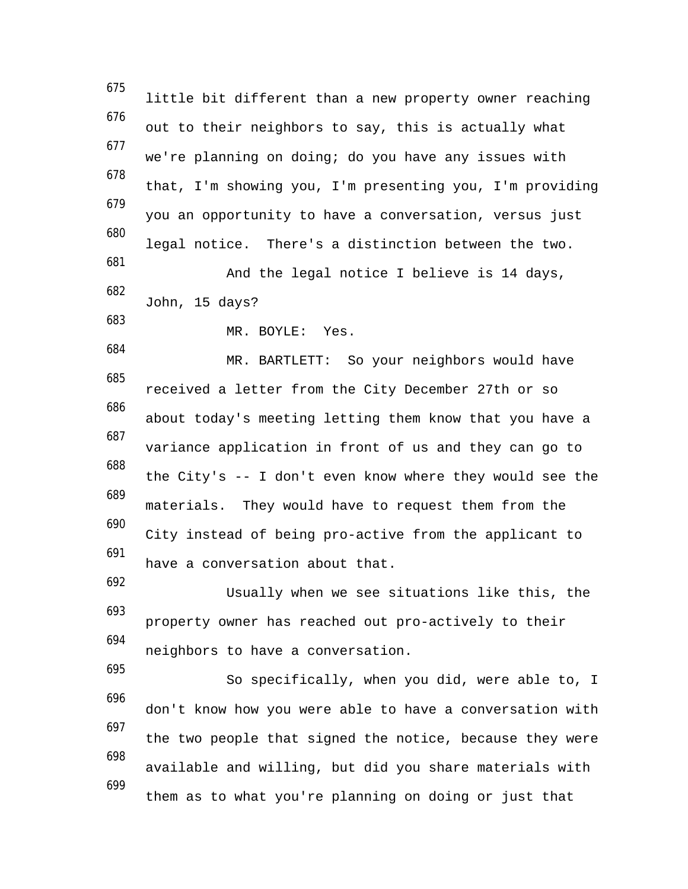675 little bit different than a new property owner reaching
676 out to their neighbors to say, this is actually what
677 we're planning on doing; do you have any issues with
678 that, I'm showing you, I'm presenting you, I'm providing
679 you an opportunity to have a conversation, versus just
680 legal notice. There's a distinction between the two.
681 And the legal notice I believe is 14 days,
682 John, 15 days?
683 MR. BOYLE: Yes.
684 MR. BARTLETT: So your neighbors would have
685 received a letter from the City December 27th or so
686 about today's meeting letting them know that you have a
687 variance application in front of us and they can go to
688 the City's -- I don't even know where they would see the
689 materials. They would have to request them from the
690 City instead of being pro-active from the applicant to
691 have a conversation about that.
692 Usually when we see situations like this, the
693 property owner has reached out pro-actively to their
694 neighbors to have a conversation.
695 So specifically, when you did, were able to, I
696 don't know how you were able to have a conversation with
697 the two people that signed the notice, because they were
698 available and willing, but did you share materials with
699 them as to what you're planning on doing or just that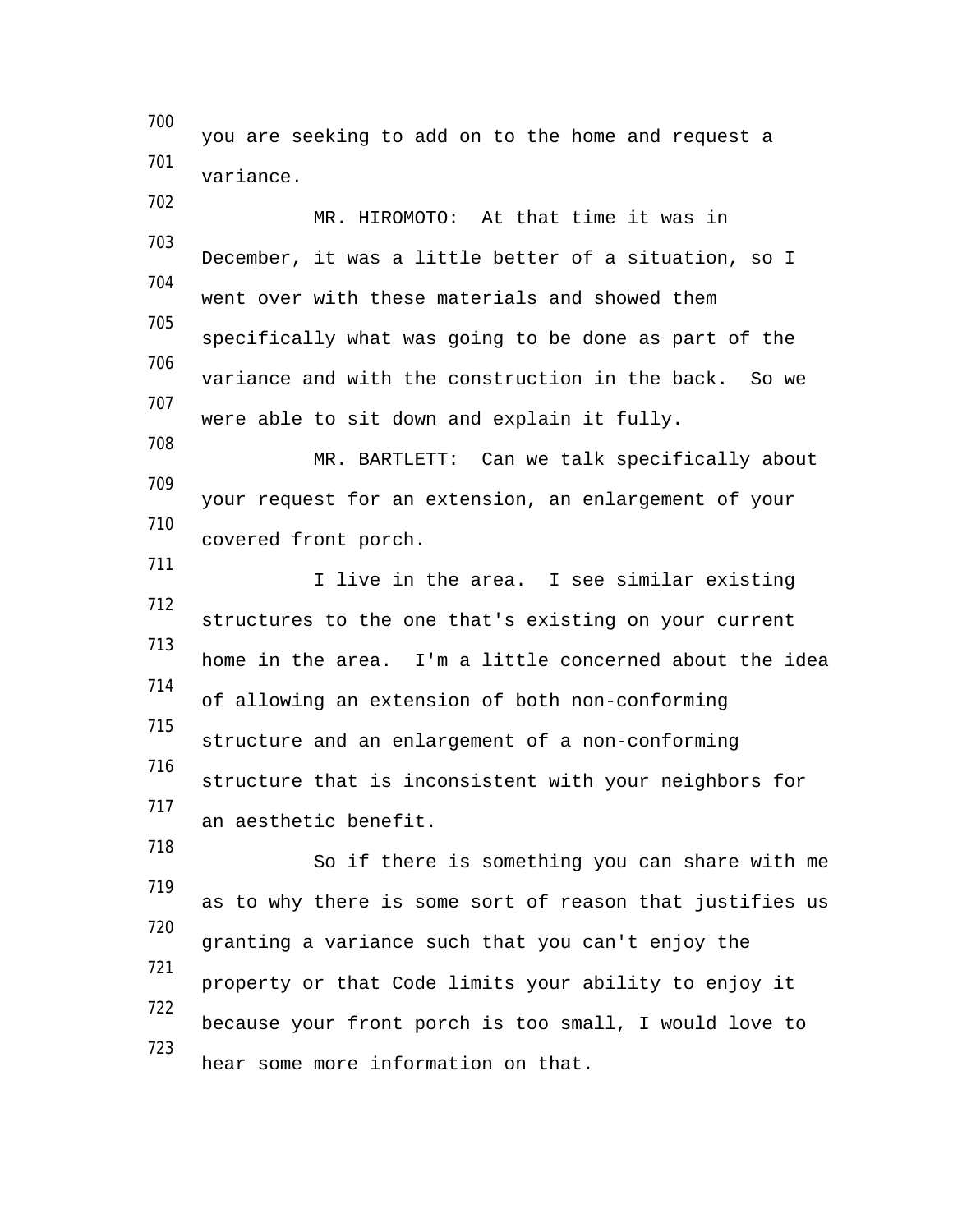you are seeking to add on to the home and request a variance.

MR. HIROMOTO: At that time it was in December, it was a little better of a situation, so I went over with these materials and showed them specifically what was going to be done as part of the variance and with the construction in the back. So we were able to sit down and explain it fully.

MR. BARTLETT: Can we talk specifically about your request for an extension, an enlargement of your covered front porch.

I live in the area. I see similar existing structures to the one that's existing on your current home in the area. I'm a little concerned about the idea of allowing an extension of both non-conforming structure and an enlargement of a non-conforming structure that is inconsistent with your neighbors for an aesthetic benefit.

So if there is something you can share with me as to why there is some sort of reason that justifies us granting a variance such that you can't enjoy the property or that Code limits your ability to enjoy it because your front porch is too small, I would love to hear some more information on that.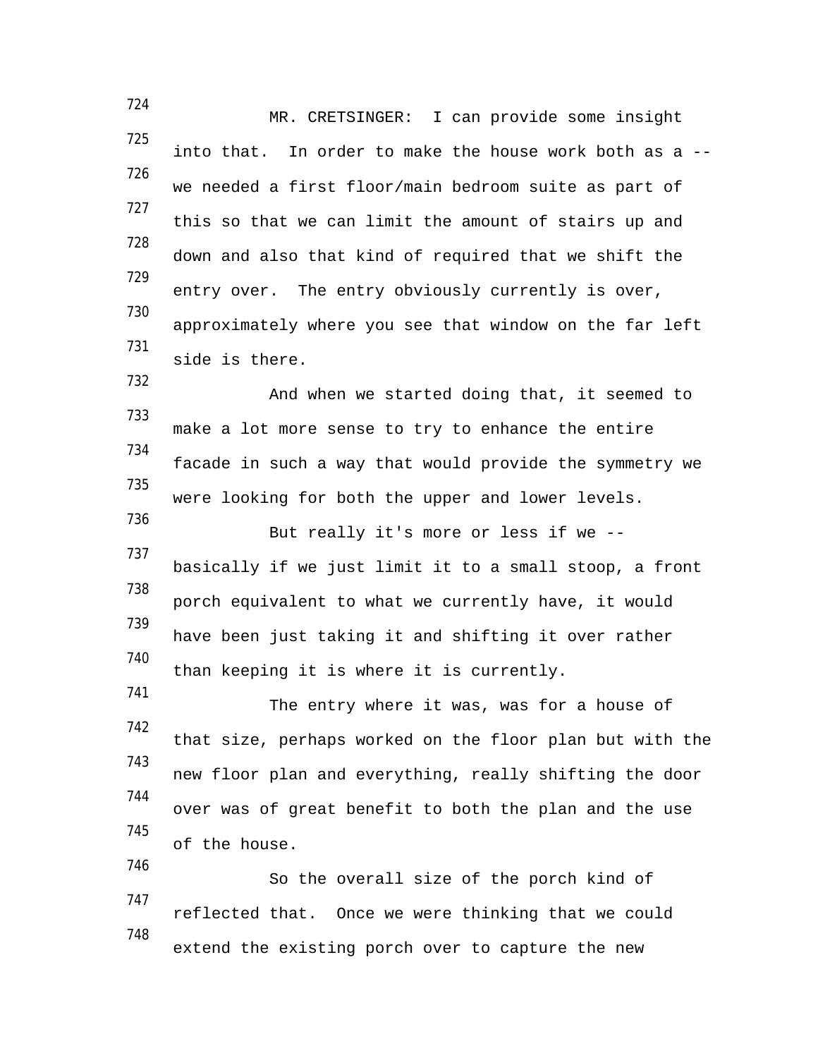MR. CRETSINGER: I can provide some insight into that. In order to make the house work both as a -- we needed a first floor/main bedroom suite as part of this so that we can limit the amount of stairs up and down and also that kind of required that we shift the entry over. The entry obviously currently is over, approximately where you see that window on the far left side is there.

And when we started doing that, it seemed to make a lot more sense to try to enhance the entire facade in such a way that would provide the symmetry we were looking for both the upper and lower levels.

But really it's more or less if we -- basically if we just limit it to a small stoop, a front porch equivalent to what we currently have, it would have been just taking it and shifting it over rather than keeping it is where it is currently.

The entry where it was, was for a house of that size, perhaps worked on the floor plan but with the new floor plan and everything, really shifting the door over was of great benefit to both the plan and the use of the house.

So the overall size of the porch kind of reflected that. Once we were thinking that we could extend the existing porch over to capture the new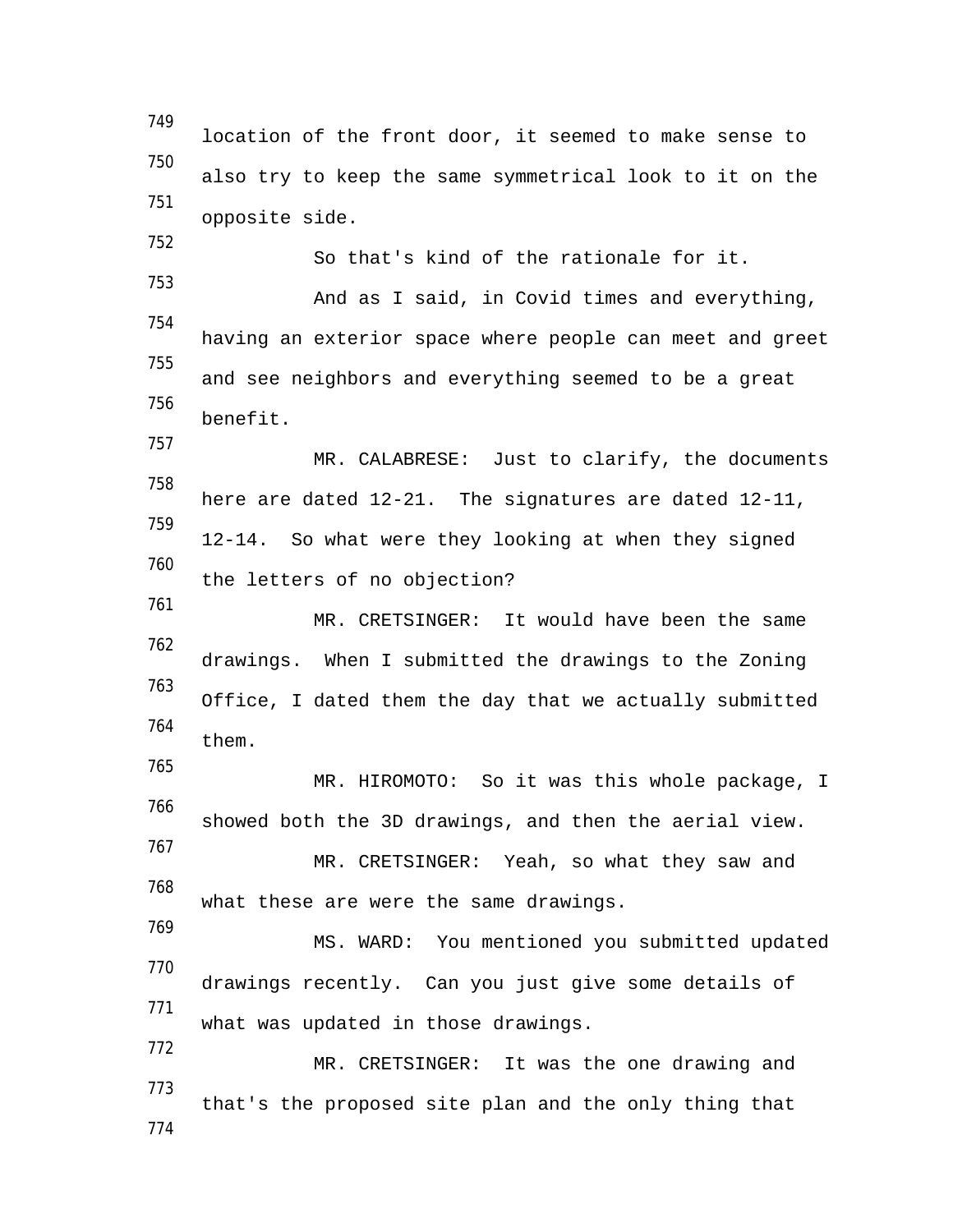location of the front door, it seemed to make sense to also try to keep the same symmetrical look to it on the opposite side.

So that's kind of the rationale for it.

And as I said, in Covid times and everything, having an exterior space where people can meet and greet and see neighbors and everything seemed to be a great benefit.

MR. CALABRESE: Just to clarify, the documents here are dated 12-21. The signatures are dated 12-11, 12-14. So what were they looking at when they signed the letters of no objection?

MR. CRETSINGER: It would have been the same drawings. When I submitted the drawings to the Zoning Office, I dated them the day that we actually submitted them.

MR. HIROMOTO: So it was this whole package, I showed both the 3D drawings, and then the aerial view.

MR. CRETSINGER: Yeah, so what they saw and what these are were the same drawings.

MS. WARD: You mentioned you submitted updated drawings recently. Can you just give some details of what was updated in those drawings.

MR. CRETSINGER: It was the one drawing and that's the proposed site plan and the only thing that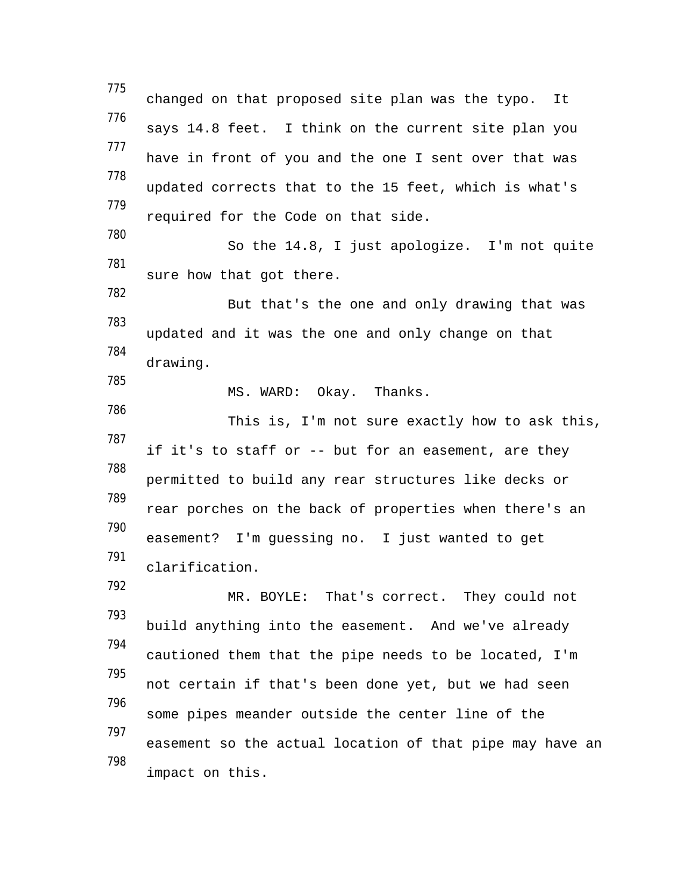changed on that proposed site plan was the typo. It says 14.8 feet. I think on the current site plan you have in front of you and the one I sent over that was updated corrects that to the 15 feet, which is what's required for the Code on that side.

So the 14.8, I just apologize. I'm not quite sure how that got there.

But that's the one and only drawing that was updated and it was the one and only change on that drawing.

MS. WARD: Okay. Thanks.

This is, I'm not sure exactly how to ask this, if it's to staff or -- but for an easement, are they permitted to build any rear structures like decks or rear porches on the back of properties when there's an easement? I'm guessing no. I just wanted to get clarification.

MR. BOYLE: That's correct. They could not build anything into the easement. And we've already cautioned them that the pipe needs to be located, I'm not certain if that's been done yet, but we had seen some pipes meander outside the center line of the easement so the actual location of that pipe may have an impact on this.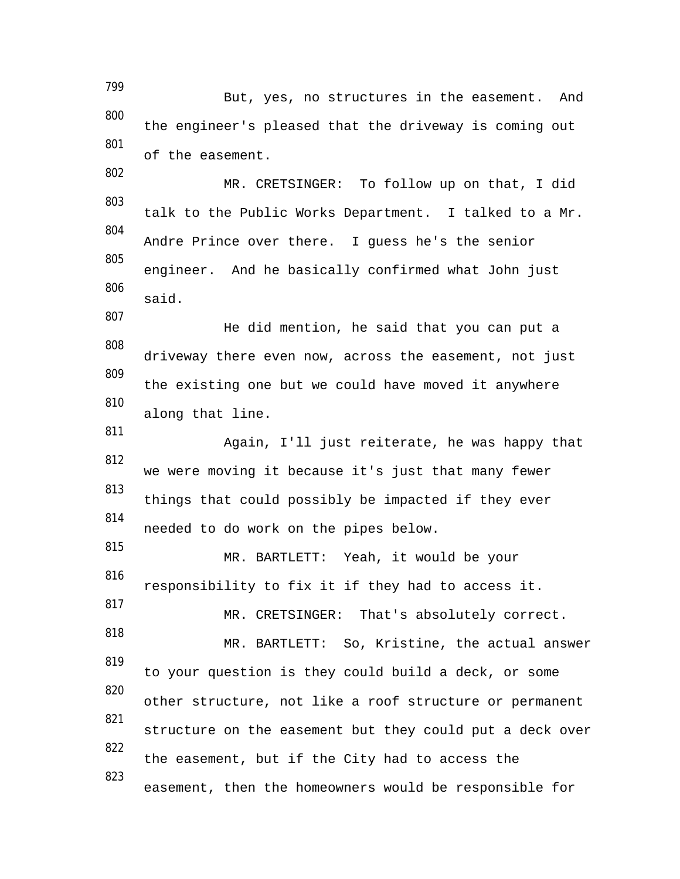But, yes, no structures in the easement. And the engineer's pleased that the driveway is coming out of the easement.

MR. CRETSINGER: To follow up on that, I did talk to the Public Works Department. I talked to a Mr. Andre Prince over there. I guess he's the senior engineer. And he basically confirmed what John just said.

He did mention, he said that you can put a driveway there even now, across the easement, not just the existing one but we could have moved it anywhere along that line.

Again, I'll just reiterate, he was happy that we were moving it because it's just that many fewer things that could possibly be impacted if they ever needed to do work on the pipes below.

MR. BARTLETT: Yeah, it would be your responsibility to fix it if they had to access it.

MR. CRETSINGER: That's absolutely correct.

MR. BARTLETT: So, Kristine, the actual answer to your question is they could build a deck, or some other structure, not like a roof structure or permanent structure on the easement but they could put a deck over the easement, but if the City had to access the easement, then the homeowners would be responsible for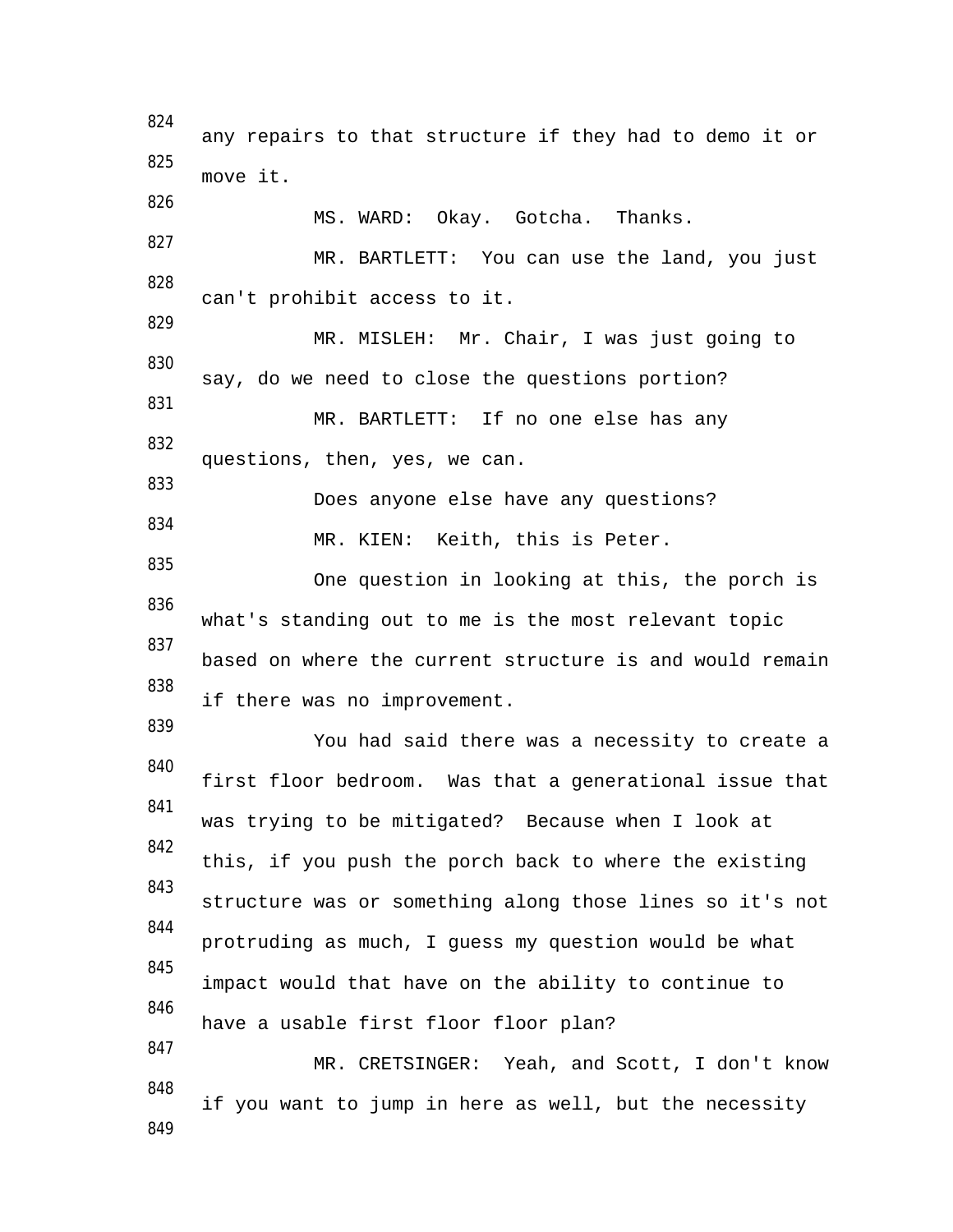any repairs to that structure if they had to demo it or move it.

MS. WARD: Okay. Gotcha. Thanks.

MR. BARTLETT: You can use the land, you just can't prohibit access to it.

MR. MISLEH: Mr. Chair, I was just going to say, do we need to close the questions portion?

MR. BARTLETT: If no one else has any questions, then, yes, we can.

Does anyone else have any questions?

MR. KIEN: Keith, this is Peter.

One question in looking at this, the porch is what's standing out to me is the most relevant topic based on where the current structure is and would remain if there was no improvement.

You had said there was a necessity to create a first floor bedroom. Was that a generational issue that was trying to be mitigated? Because when I look at this, if you push the porch back to where the existing structure was or something along those lines so it's not protruding as much, I guess my question would be what impact would that have on the ability to continue to have a usable first floor floor plan?

MR. CRETSINGER: Yeah, and Scott, I don't know if you want to jump in here as well, but the necessity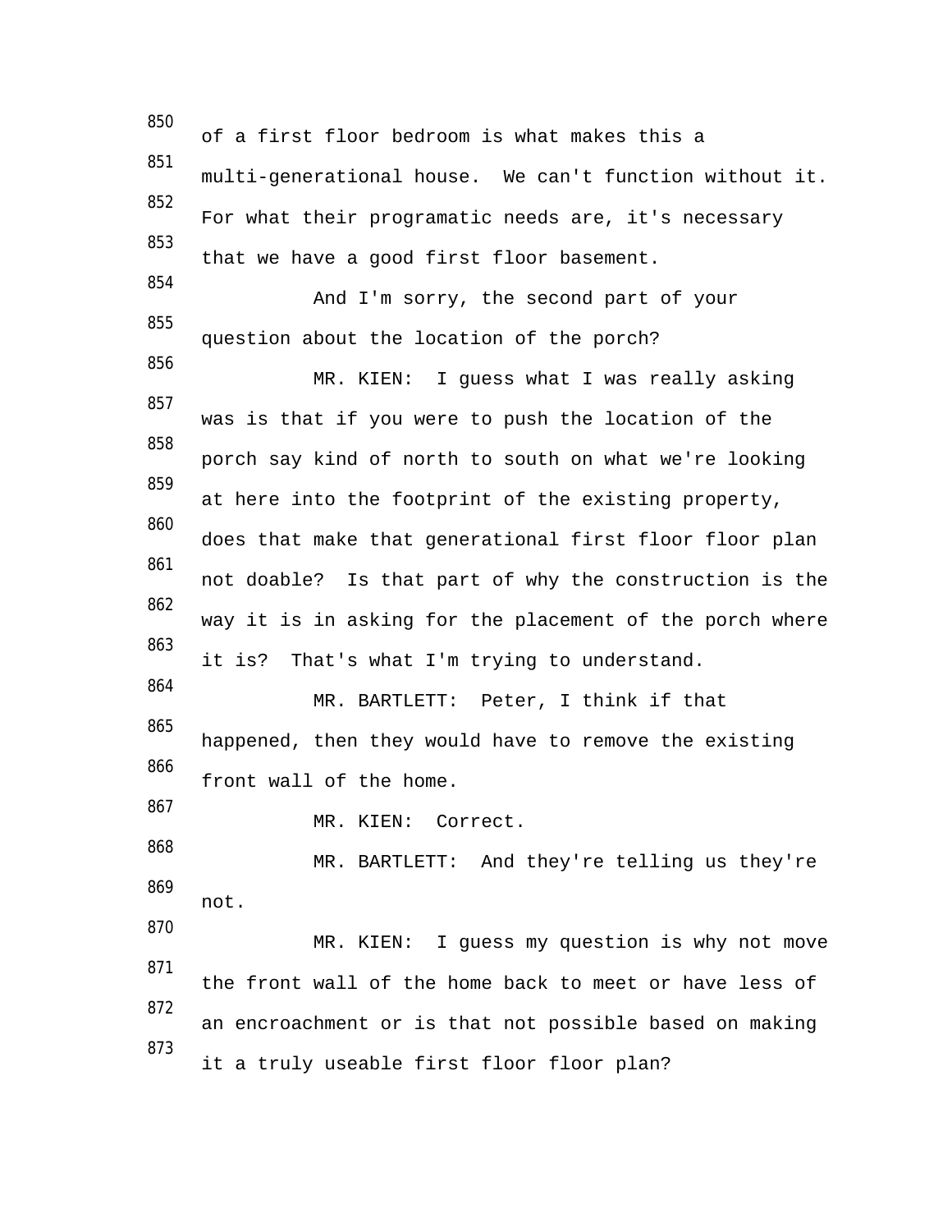850 of a first floor bedroom is what makes this a
851 multi-generational house. We can't function without it.
852 For what their programatic needs are, it's necessary
853 that we have a good first floor basement.
854 And I'm sorry, the second part of your
855 question about the location of the porch?
856 MR. KIEN: I guess what I was really asking
857 was is that if you were to push the location of the
858 porch say kind of north to south on what we're looking
859 at here into the footprint of the existing property,
860 does that make that generational first floor floor plan
861 not doable? Is that part of why the construction is the
862 way it is in asking for the placement of the porch where
863 it is? That's what I'm trying to understand.
864 MR. BARTLETT: Peter, I think if that
865 happened, then they would have to remove the existing
866 front wall of the home.
867 MR. KIEN: Correct.
868 MR. BARTLETT: And they're telling us they're
869 not.
870 MR. KIEN: I guess my question is why not move
871 the front wall of the home back to meet or have less of
872 an encroachment or is that not possible based on making
873 it a truly useable first floor floor plan?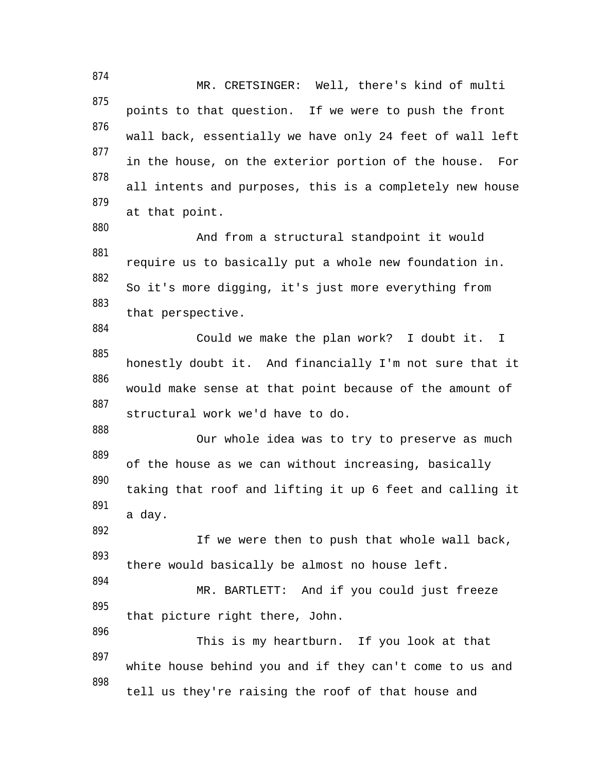MR. CRETSINGER: Well, there's kind of multi points to that question. If we were to push the front wall back, essentially we have only 24 feet of wall left in the house, on the exterior portion of the house. For all intents and purposes, this is a completely new house at that point.

And from a structural standpoint it would require us to basically put a whole new foundation in. So it's more digging, it's just more everything from that perspective.

Could we make the plan work? I doubt it. I honestly doubt it. And financially I'm not sure that it would make sense at that point because of the amount of structural work we'd have to do.

Our whole idea was to try to preserve as much of the house as we can without increasing, basically taking that roof and lifting it up 6 feet and calling it a day.

If we were then to push that whole wall back, there would basically be almost no house left.

MR. BARTLETT: And if you could just freeze that picture right there, John.

This is my heartburn. If you look at that white house behind you and if they can't come to us and tell us they're raising the roof of that house and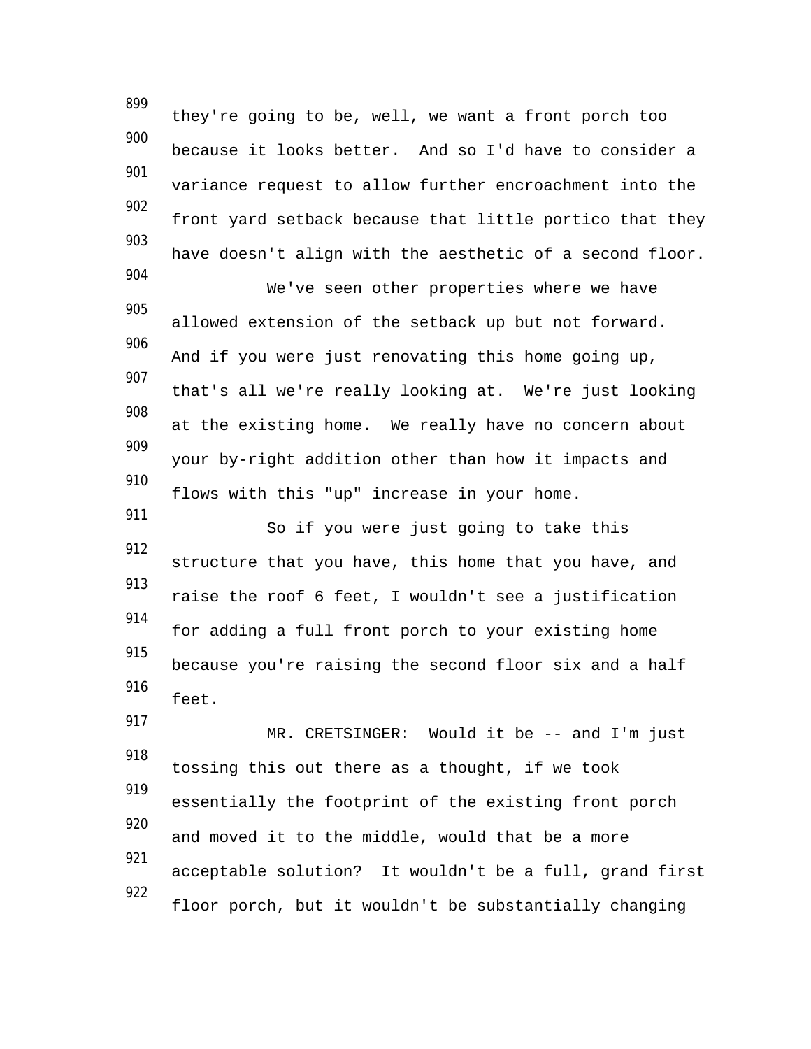they're going to be, well, we want a front porch too because it looks better. And so I'd have to consider a variance request to allow further encroachment into the front yard setback because that little portico that they have doesn't align with the aesthetic of a second floor.

We've seen other properties where we have allowed extension of the setback up but not forward. And if you were just renovating this home going up, that's all we're really looking at. We're just looking at the existing home. We really have no concern about your by-right addition other than how it impacts and flows with this "up" increase in your home.

So if you were just going to take this structure that you have, this home that you have, and raise the roof 6 feet, I wouldn't see a justification for adding a full front porch to your existing home because you're raising the second floor six and a half feet.

MR. CRETSINGER: Would it be -- and I'm just tossing this out there as a thought, if we took essentially the footprint of the existing front porch and moved it to the middle, would that be a more acceptable solution? It wouldn't be a full, grand first floor porch, but it wouldn't be substantially changing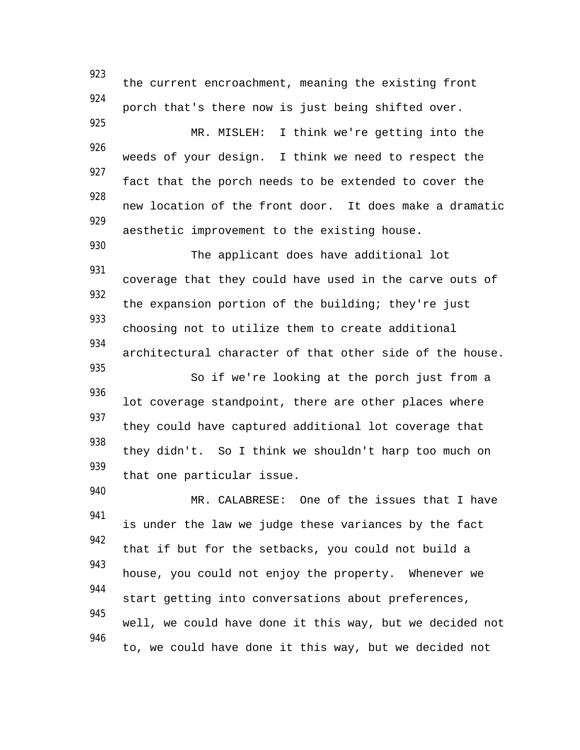the current encroachment, meaning the existing front porch that's there now is just being shifted over.

MR. MISLEH: I think we're getting into the weeds of your design. I think we need to respect the fact that the porch needs to be extended to cover the new location of the front door. It does make a dramatic aesthetic improvement to the existing house.

The applicant does have additional lot coverage that they could have used in the carve outs of the expansion portion of the building; they're just choosing not to utilize them to create additional architectural character of that other side of the house.

So if we're looking at the porch just from a lot coverage standpoint, there are other places where they could have captured additional lot coverage that they didn't. So I think we shouldn't harp too much on that one particular issue.

MR. CALABRESE: One of the issues that I have is under the law we judge these variances by the fact that if but for the setbacks, you could not build a house, you could not enjoy the property. Whenever we start getting into conversations about preferences, well, we could have done it this way, but we decided not to, we could have done it this way, but we decided not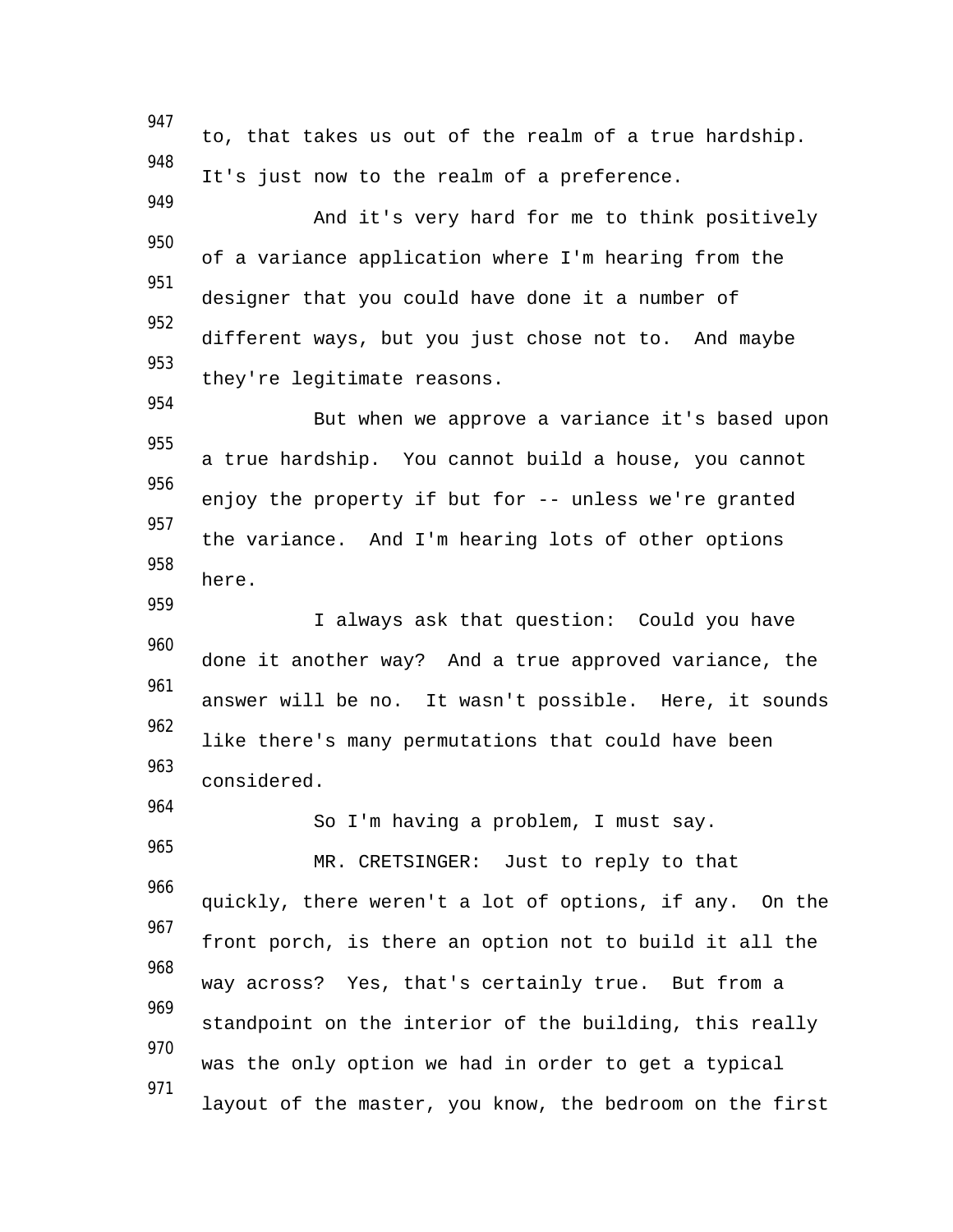to, that takes us out of the realm of a true hardship. It's just now to the realm of a preference.

And it's very hard for me to think positively of a variance application where I'm hearing from the designer that you could have done it a number of different ways, but you just chose not to. And maybe they're legitimate reasons.

But when we approve a variance it's based upon a true hardship. You cannot build a house, you cannot enjoy the property if but for -- unless we're granted the variance. And I'm hearing lots of other options here.

I always ask that question: Could you have done it another way? And a true approved variance, the answer will be no. It wasn't possible. Here, it sounds like there's many permutations that could have been considered.

So I'm having a problem, I must say.

MR. CRETSINGER: Just to reply to that quickly, there weren't a lot of options, if any. On the front porch, is there an option not to build it all the way across? Yes, that's certainly true. But from a standpoint on the interior of the building, this really was the only option we had in order to get a typical layout of the master, you know, the bedroom on the first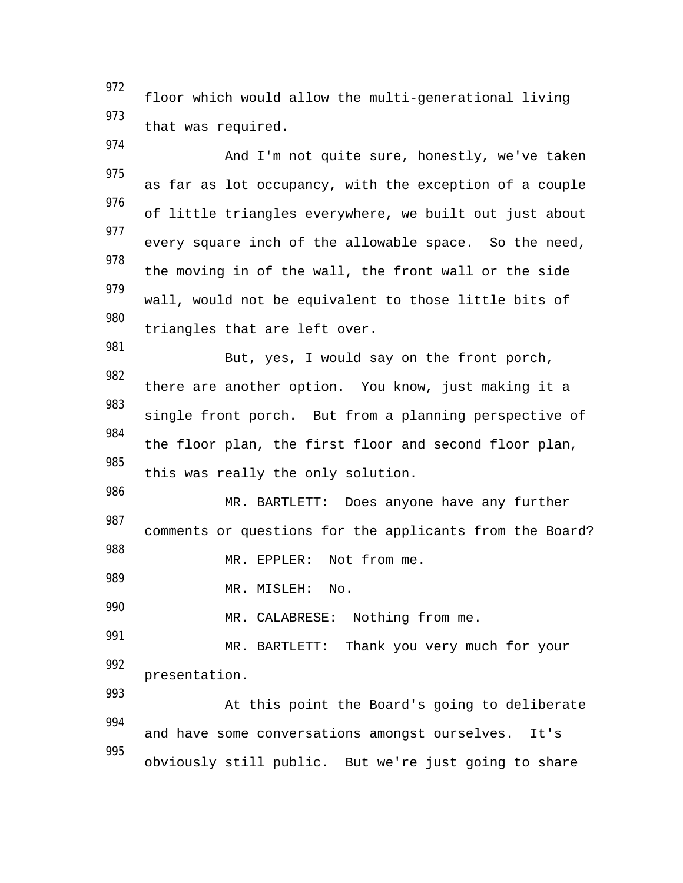floor which would allow the multi-generational living that was required.

And I'm not quite sure, honestly, we've taken as far as lot occupancy, with the exception of a couple of little triangles everywhere, we built out just about every square inch of the allowable space. So the need, the moving in of the wall, the front wall or the side wall, would not be equivalent to those little bits of triangles that are left over.

But, yes, I would say on the front porch, there are another option. You know, just making it a single front porch. But from a planning perspective of the floor plan, the first floor and second floor plan, this was really the only solution.

MR. BARTLETT: Does anyone have any further comments or questions for the applicants from the Board?

MR. EPPLER: Not from me.

MR. MISLEH: No.

MR. CALABRESE: Nothing from me.

MR. BARTLETT: Thank you very much for your presentation.

At this point the Board's going to deliberate and have some conversations amongst ourselves. It's obviously still public. But we're just going to share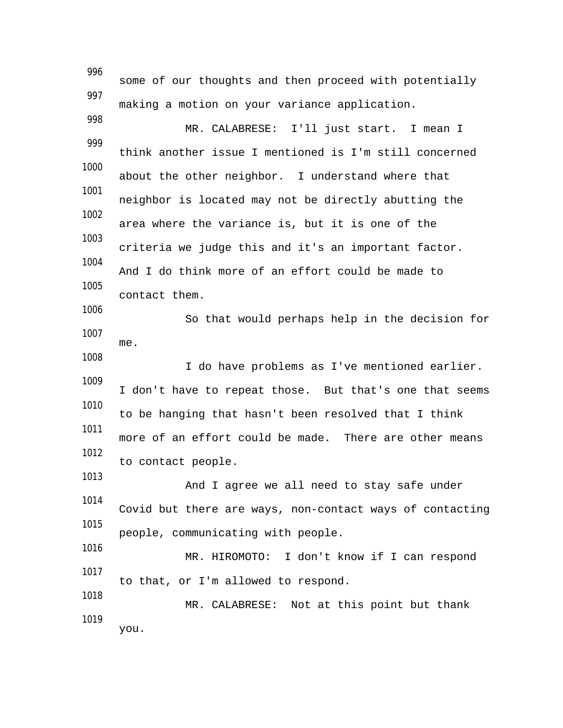some of our thoughts and then proceed with potentially making a motion on your variance application.

MR. CALABRESE: I'll just start. I mean I think another issue I mentioned is I'm still concerned about the other neighbor. I understand where that neighbor is located may not be directly abutting the area where the variance is, but it is one of the criteria we judge this and it's an important factor. And I do think more of an effort could be made to contact them.

So that would perhaps help in the decision for me.

I do have problems as I've mentioned earlier. I don't have to repeat those. But that's one that seems to be hanging that hasn't been resolved that I think more of an effort could be made. There are other means to contact people.

And I agree we all need to stay safe under Covid but there are ways, non-contact ways of contacting people, communicating with people.

MR. HIROMOTO: I don't know if I can respond to that, or I'm allowed to respond.

MR. CALABRESE: Not at this point but thank you.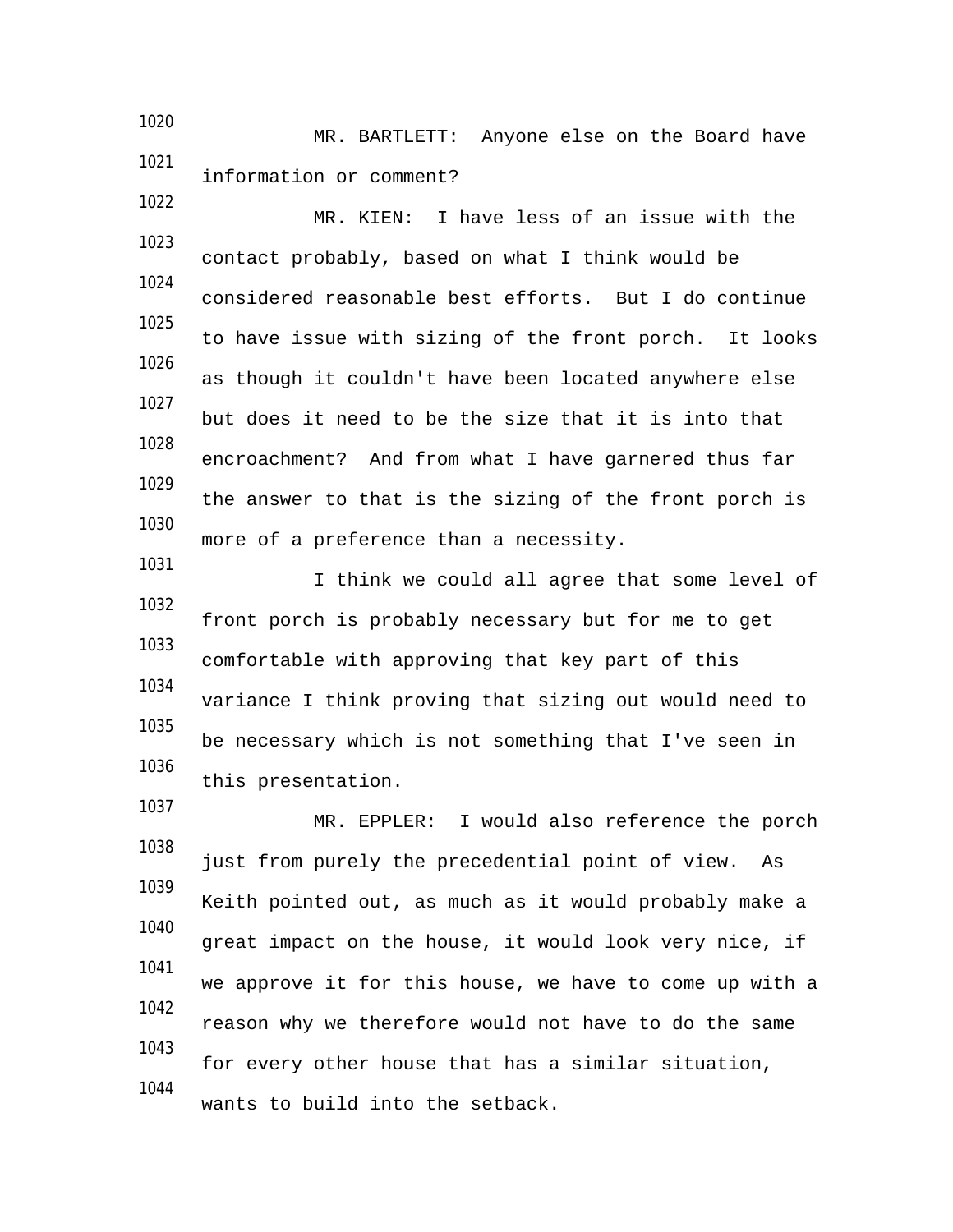MR. BARTLETT: Anyone else on the Board have information or comment?

MR. KIEN: I have less of an issue with the contact probably, based on what I think would be considered reasonable best efforts. But I do continue to have issue with sizing of the front porch. It looks as though it couldn't have been located anywhere else but does it need to be the size that it is into that encroachment? And from what I have garnered thus far the answer to that is the sizing of the front porch is more of a preference than a necessity.

I think we could all agree that some level of front porch is probably necessary but for me to get comfortable with approving that key part of this variance I think proving that sizing out would need to be necessary which is not something that I've seen in this presentation.

MR. EPPLER: I would also reference the porch just from purely the precedential point of view. As Keith pointed out, as much as it would probably make a great impact on the house, it would look very nice, if we approve it for this house, we have to come up with a reason why we therefore would not have to do the same for every other house that has a similar situation, wants to build into the setback.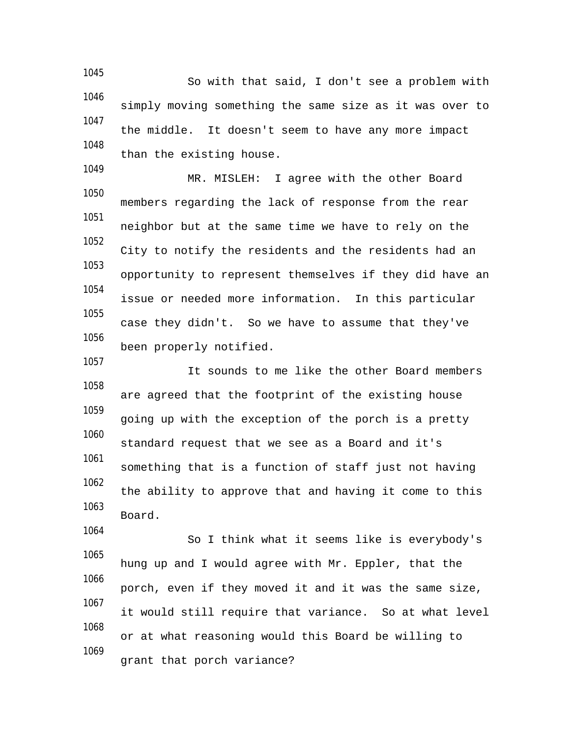So with that said, I don't see a problem with simply moving something the same size as it was over to the middle. It doesn't seem to have any more impact than the existing house.

MR. MISLEH: I agree with the other Board members regarding the lack of response from the rear neighbor but at the same time we have to rely on the City to notify the residents and the residents had an opportunity to represent themselves if they did have an issue or needed more information. In this particular case they didn't. So we have to assume that they've been properly notified.

It sounds to me like the other Board members are agreed that the footprint of the existing house going up with the exception of the porch is a pretty standard request that we see as a Board and it's something that is a function of staff just not having the ability to approve that and having it come to this Board.

So I think what it seems like is everybody's hung up and I would agree with Mr. Eppler, that the porch, even if they moved it and it was the same size, it would still require that variance. So at what level or at what reasoning would this Board be willing to grant that porch variance?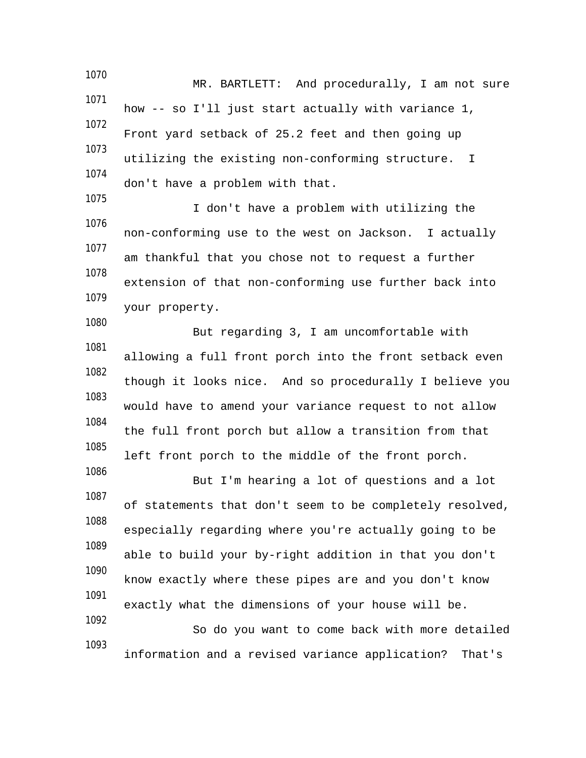MR. BARTLETT: And procedurally, I am not sure how -- so I'll just start actually with variance 1, Front yard setback of 25.2 feet and then going up utilizing the existing non-conforming structure. I don't have a problem with that.

I don't have a problem with utilizing the non-conforming use to the west on Jackson. I actually am thankful that you chose not to request a further extension of that non-conforming use further back into your property.

But regarding 3, I am uncomfortable with allowing a full front porch into the front setback even though it looks nice. And so procedurally I believe you would have to amend your variance request to not allow the full front porch but allow a transition from that left front porch to the middle of the front porch.

But I'm hearing a lot of questions and a lot of statements that don't seem to be completely resolved, especially regarding where you're actually going to be able to build your by-right addition in that you don't know exactly where these pipes are and you don't know exactly what the dimensions of your house will be.

So do you want to come back with more detailed information and a revised variance application? That's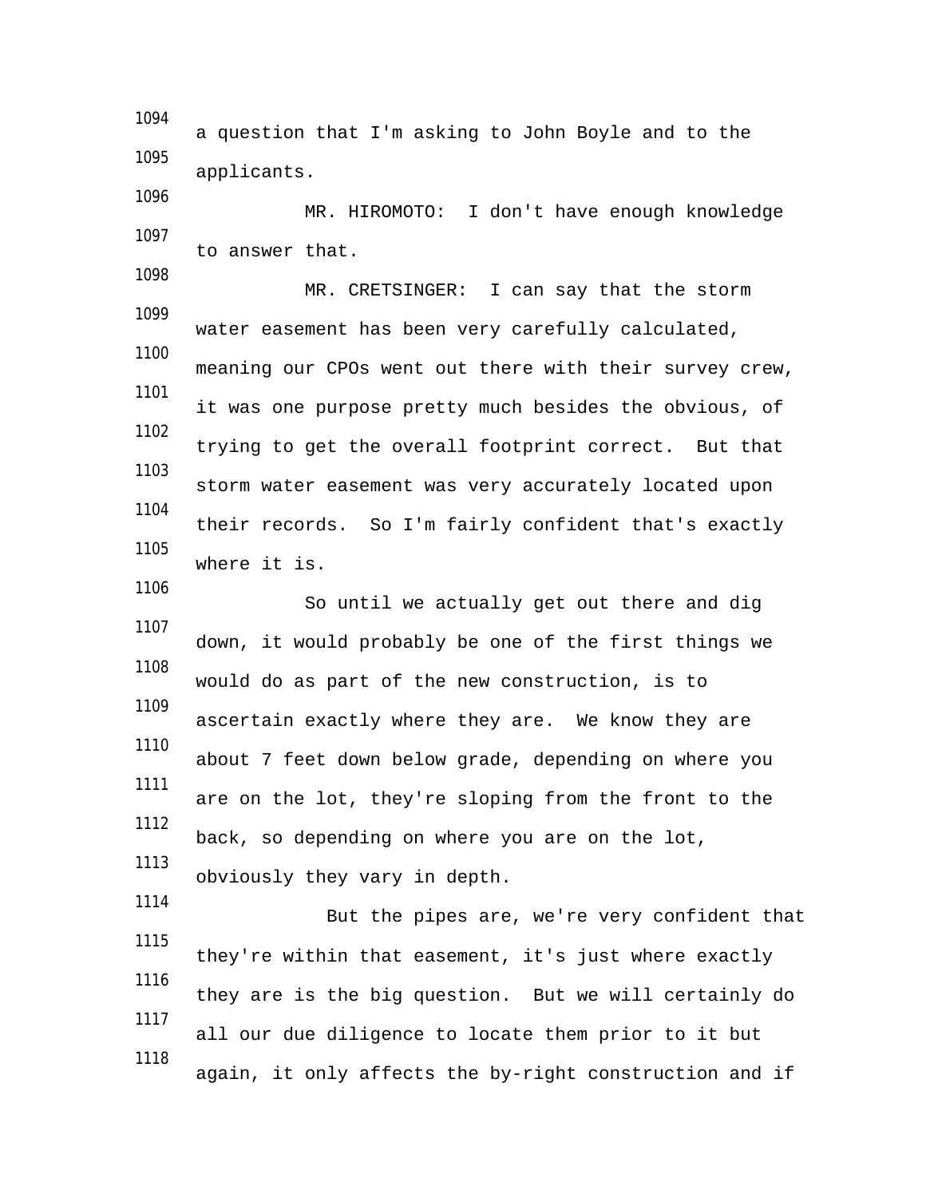a question that I'm asking to John Boyle and to the applicants.

MR. HIROMOTO: I don't have enough knowledge to answer that.

MR. CRETSINGER: I can say that the storm water easement has been very carefully calculated, meaning our CPOs went out there with their survey crew, it was one purpose pretty much besides the obvious, of trying to get the overall footprint correct. But that storm water easement was very accurately located upon their records. So I'm fairly confident that's exactly where it is.

So until we actually get out there and dig down, it would probably be one of the first things we would do as part of the new construction, is to ascertain exactly where they are. We know they are about 7 feet down below grade, depending on where you are on the lot, they're sloping from the front to the back, so depending on where you are on the lot, obviously they vary in depth.

But the pipes are, we're very confident that they're within that easement, it's just where exactly they are is the big question. But we will certainly do all our due diligence to locate them prior to it but again, it only affects the by-right construction and if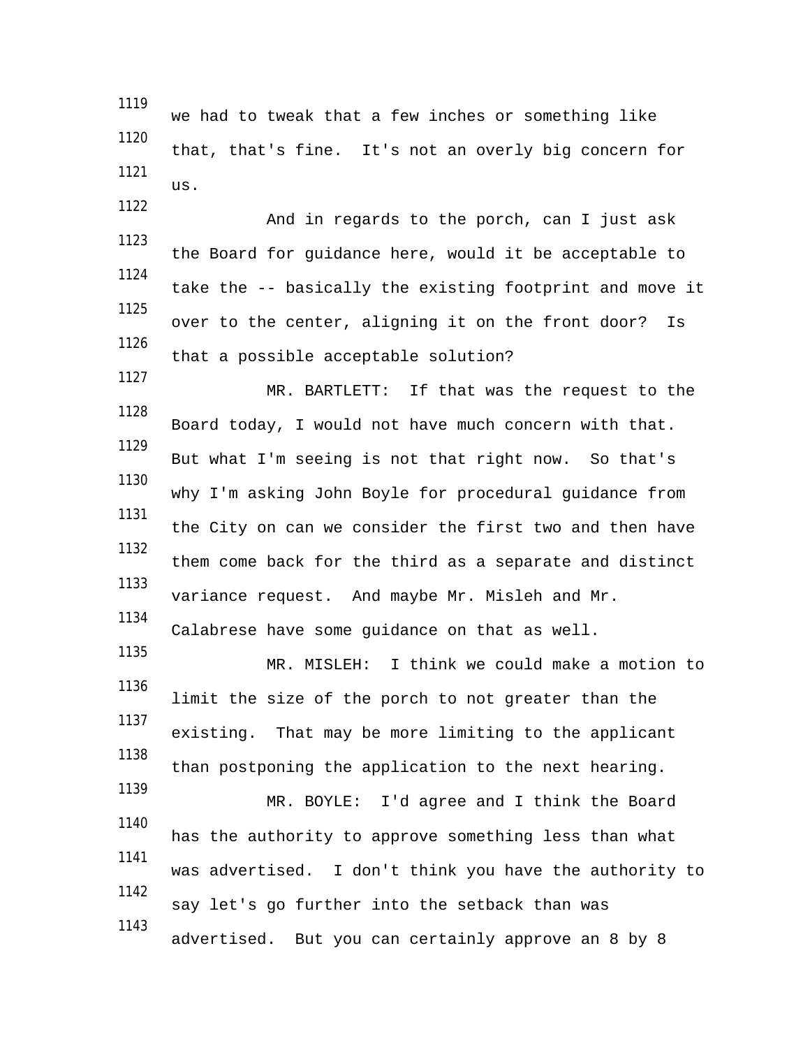we had to tweak that a few inches or something like that, that's fine. It's not an overly big concern for us.

And in regards to the porch, can I just ask the Board for guidance here, would it be acceptable to take the -- basically the existing footprint and move it over to the center, aligning it on the front door? Is that a possible acceptable solution?

MR. BARTLETT: If that was the request to the Board today, I would not have much concern with that. But what I'm seeing is not that right now. So that's why I'm asking John Boyle for procedural guidance from the City on can we consider the first two and then have them come back for the third as a separate and distinct variance request. And maybe Mr. Misleh and Mr. Calabrese have some guidance on that as well.

MR. MISLEH: I think we could make a motion to limit the size of the porch to not greater than the existing. That may be more limiting to the applicant than postponing the application to the next hearing.

MR. BOYLE: I'd agree and I think the Board has the authority to approve something less than what was advertised. I don't think you have the authority to say let's go further into the setback than was advertised. But you can certainly approve an 8 by 8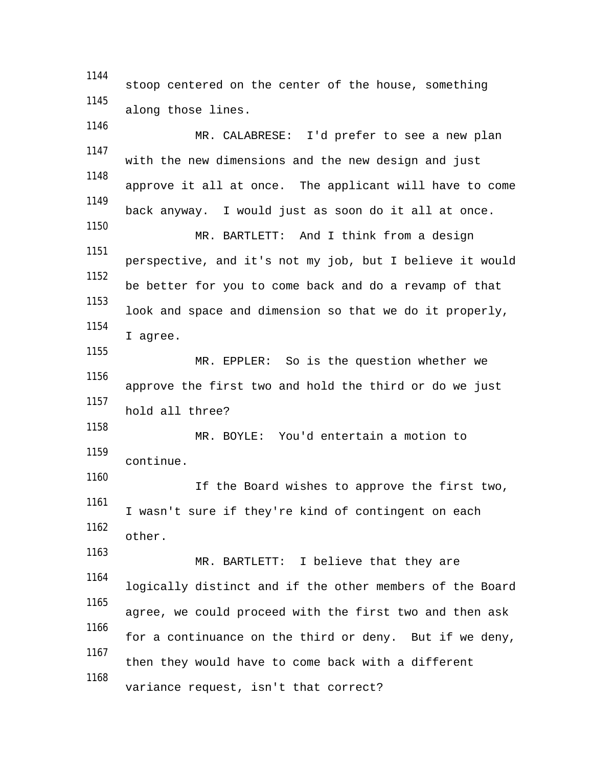stoop centered on the center of the house, something along those lines.

MR. CALABRESE: I'd prefer to see a new plan with the new dimensions and the new design and just approve it all at once. The applicant will have to come back anyway. I would just as soon do it all at once.

MR. BARTLETT: And I think from a design perspective, and it's not my job, but I believe it would be better for you to come back and do a revamp of that look and space and dimension so that we do it properly, I agree.

MR. EPPLER: So is the question whether we approve the first two and hold the third or do we just hold all three?

MR. BOYLE: You'd entertain a motion to continue.

If the Board wishes to approve the first two, I wasn't sure if they're kind of contingent on each other.

MR. BARTLETT: I believe that they are logically distinct and if the other members of the Board agree, we could proceed with the first two and then ask for a continuance on the third or deny. But if we deny, then they would have to come back with a different variance request, isn't that correct?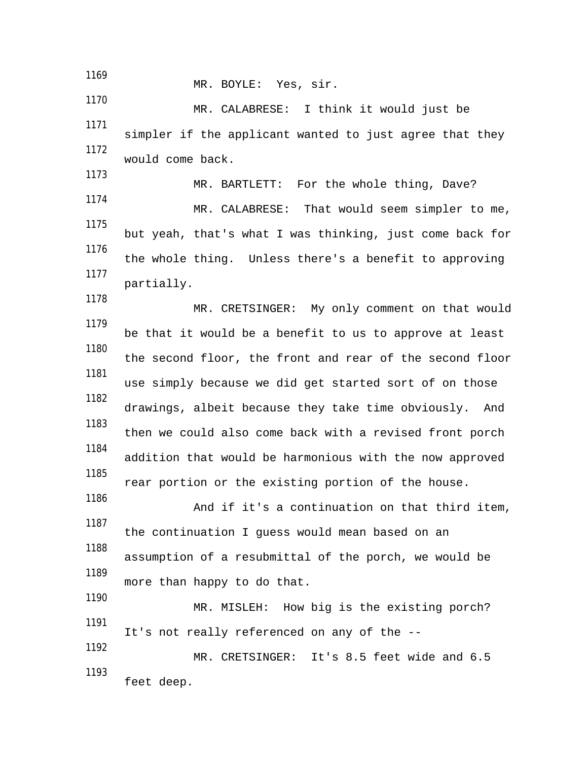MR. BOYLE: Yes, sir.

MR. CALABRESE: I think it would just be simpler if the applicant wanted to just agree that they would come back.

MR. BARTLETT: For the whole thing, Dave?

MR. CALABRESE: That would seem simpler to me, but yeah, that's what I was thinking, just come back for the whole thing. Unless there's a benefit to approving partially.

MR. CRETSINGER: My only comment on that would be that it would be a benefit to us to approve at least the second floor, the front and rear of the second floor use simply because we did get started sort of on those drawings, albeit because they take time obviously. And then we could also come back with a revised front porch addition that would be harmonious with the now approved rear portion or the existing portion of the house.

And if it's a continuation on that third item, the continuation I guess would mean based on an assumption of a resubmittal of the porch, we would be more than happy to do that.

MR. MISLEH: How big is the existing porch? It's not really referenced on any of the --

MR. CRETSINGER: It's 8.5 feet wide and 6.5 feet deep.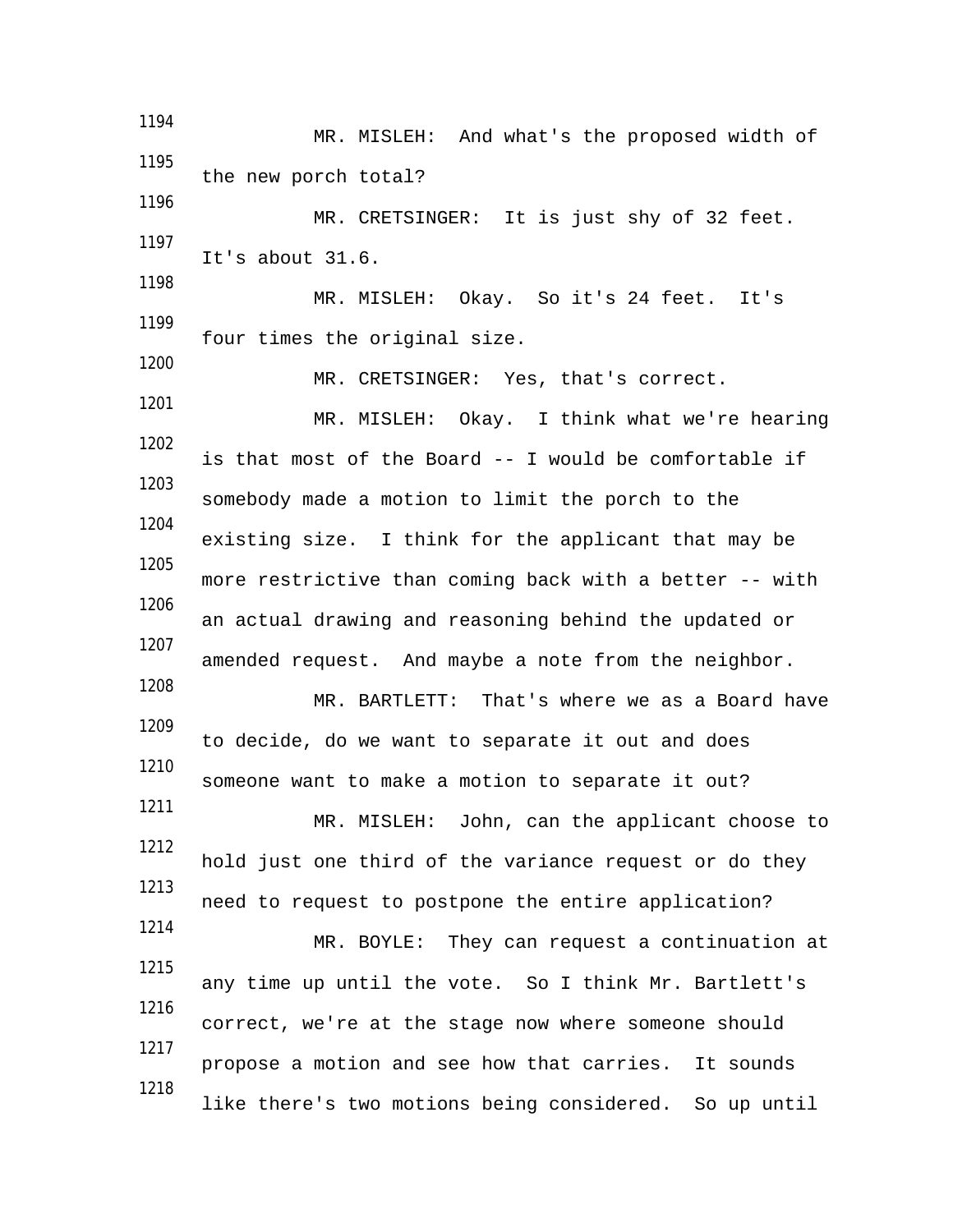MR. MISLEH: And what's the proposed width of the new porch total?

MR. CRETSINGER: It is just shy of 32 feet. It's about 31.6.

MR. MISLEH: Okay. So it's 24 feet. It's four times the original size.

MR. CRETSINGER: Yes, that's correct.

MR. MISLEH: Okay. I think what we're hearing is that most of the Board -- I would be comfortable if somebody made a motion to limit the porch to the existing size. I think for the applicant that may be more restrictive than coming back with a better -- with an actual drawing and reasoning behind the updated or amended request. And maybe a note from the neighbor.

MR. BARTLETT: That's where we as a Board have to decide, do we want to separate it out and does someone want to make a motion to separate it out?

MR. MISLEH: John, can the applicant choose to hold just one third of the variance request or do they need to request to postpone the entire application?

MR. BOYLE: They can request a continuation at any time up until the vote. So I think Mr. Bartlett's correct, we're at the stage now where someone should propose a motion and see how that carries. It sounds like there's two motions being considered. So up until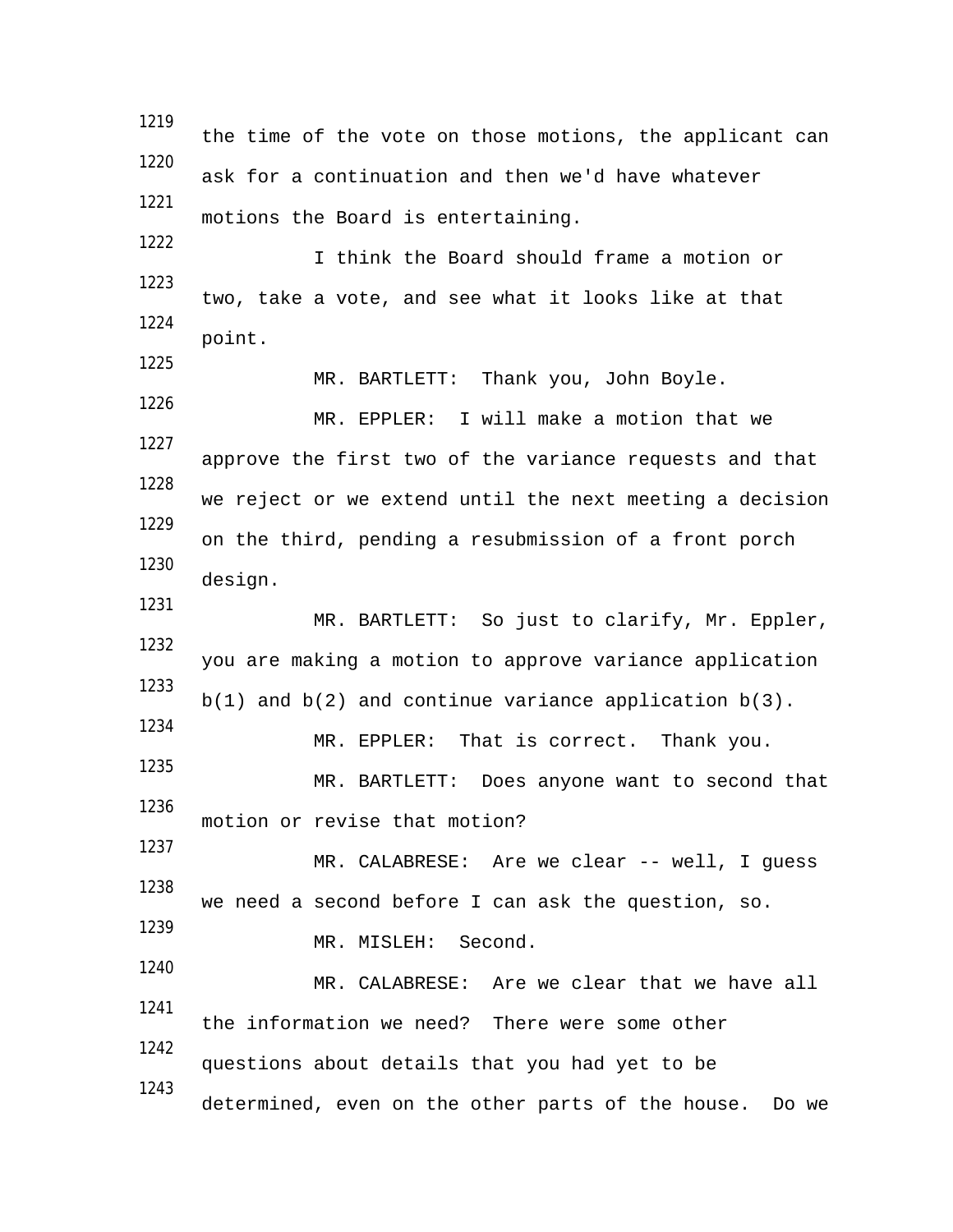the time of the vote on those motions, the applicant can ask for a continuation and then we'd have whatever motions the Board is entertaining.

I think the Board should frame a motion or two, take a vote, and see what it looks like at that point.

MR. BARTLETT: Thank you, John Boyle.

MR. EPPLER: I will make a motion that we approve the first two of the variance requests and that we reject or we extend until the next meeting a decision on the third, pending a resubmission of a front porch design.

MR. BARTLETT: So just to clarify, Mr. Eppler, you are making a motion to approve variance application b(1) and b(2) and continue variance application b(3).

MR. EPPLER: That is correct. Thank you.

MR. BARTLETT: Does anyone want to second that motion or revise that motion?

MR. CALABRESE: Are we clear -- well, I guess we need a second before I can ask the question, so.

MR. MISLEH: Second.

MR. CALABRESE: Are we clear that we have all the information we need? There were some other questions about details that you had yet to be determined, even on the other parts of the house. Do we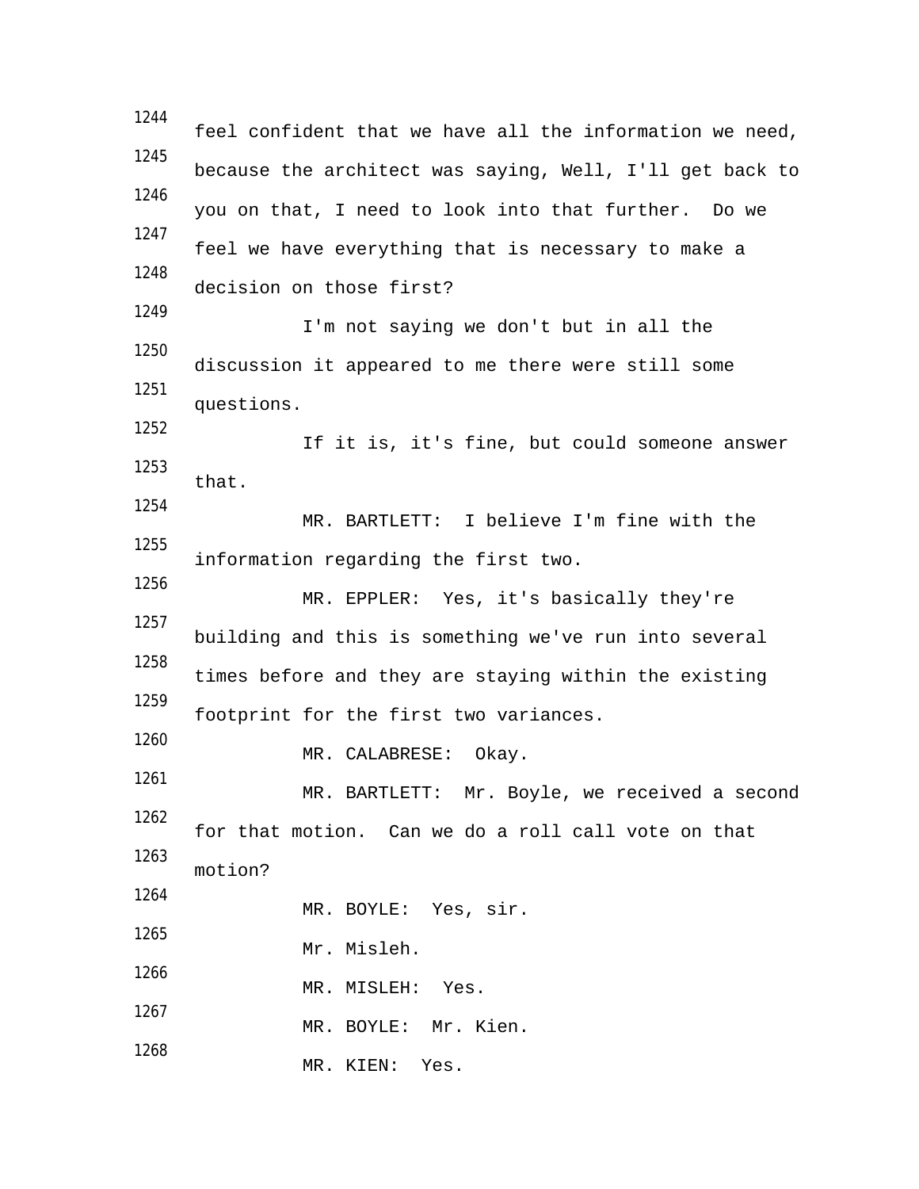feel confident that we have all the information we need, because the architect was saying, Well, I'll get back to you on that, I need to look into that further. Do we feel we have everything that is necessary to make a decision on those first?

I'm not saying we don't but in all the discussion it appeared to me there were still some questions.

If it is, it's fine, but could someone answer that.

MR. BARTLETT: I believe I'm fine with the information regarding the first two.

MR. EPPLER: Yes, it's basically they're building and this is something we've run into several times before and they are staying within the existing footprint for the first two variances.

MR. CALABRESE: Okay.

MR. BARTLETT: Mr. Boyle, we received a second for that motion. Can we do a roll call vote on that motion?

MR. BOYLE: Yes, sir.

Mr. Misleh.

MR. MISLEH: Yes.

MR. BOYLE: Mr. Kien.

MR. KIEN: Yes.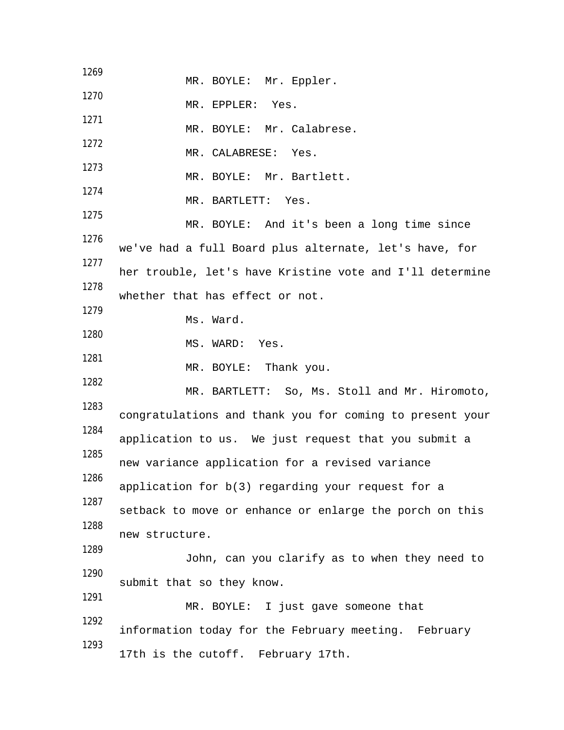MR. BOYLE: Mr. Eppler.

MR. EPPLER: Yes.

MR. BOYLE: Mr. Calabrese.

MR. CALABRESE: Yes.

MR. BOYLE: Mr. Bartlett.

MR. BARTLETT: Yes.

MR. BOYLE: And it's been a long time since we've had a full Board plus alternate, let's have, for her trouble, let's have Kristine vote and I'll determine whether that has effect or not.

Ms. Ward.

MS. WARD: Yes.

MR. BOYLE: Thank you.

MR. BARTLETT: So, Ms. Stoll and Mr. Hiromoto, congratulations and thank you for coming to present your application to us. We just request that you submit a new variance application for a revised variance application for b(3) regarding your request for a setback to move or enhance or enlarge the porch on this new structure.

John, can you clarify as to when they need to submit that so they know.

MR. BOYLE: I just gave someone that information today for the February meeting. February 17th is the cutoff. February 17th.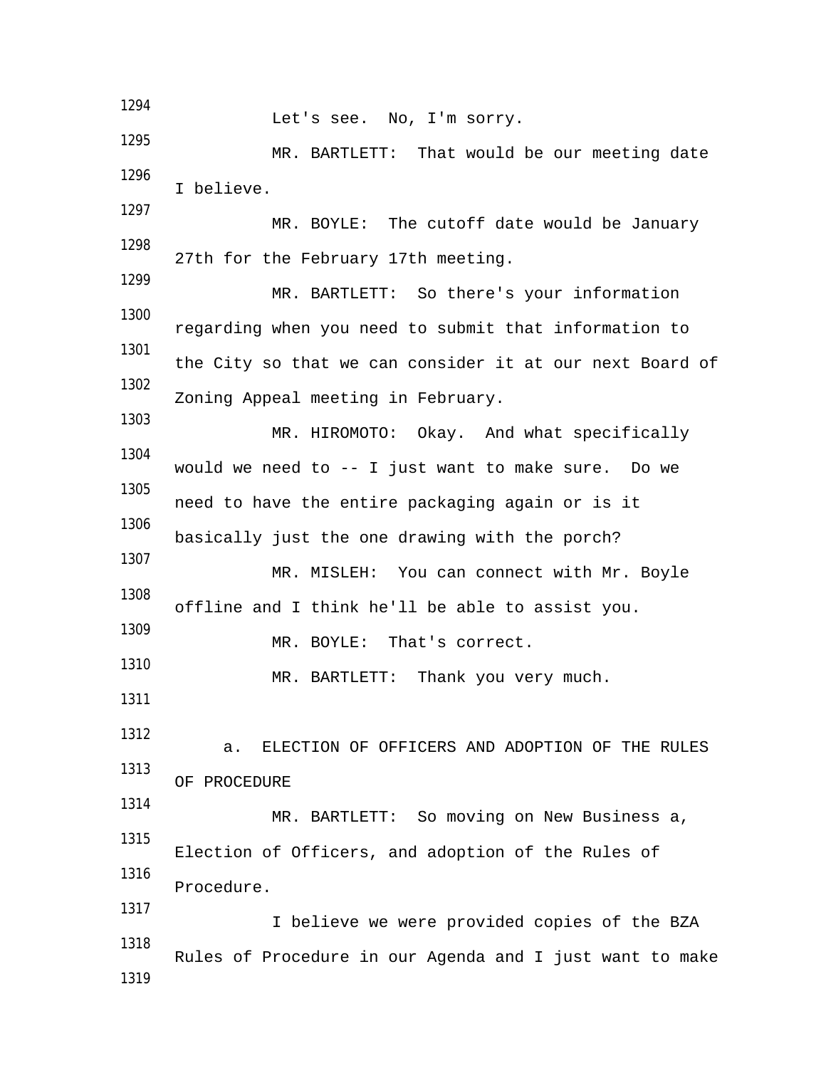Let's see. No, I'm sorry.

MR. BARTLETT: That would be our meeting date I believe.

MR. BOYLE: The cutoff date would be January 27th for the February 17th meeting.

MR. BARTLETT: So there's your information regarding when you need to submit that information to the City so that we can consider it at our next Board of Zoning Appeal meeting in February.

MR. HIROMOTO: Okay. And what specifically would we need to -- I just want to make sure. Do we need to have the entire packaging again or is it basically just the one drawing with the porch?

MR. MISLEH: You can connect with Mr. Boyle offline and I think he'll be able to assist you.

MR. BOYLE: That's correct.

MR. BARTLETT: Thank you very much.

a. ELECTION OF OFFICERS AND ADOPTION OF THE RULES OF PROCEDURE

MR. BARTLETT: So moving on New Business a, Election of Officers, and adoption of the Rules of Procedure.

I believe we were provided copies of the BZA Rules of Procedure in our Agenda and I just want to make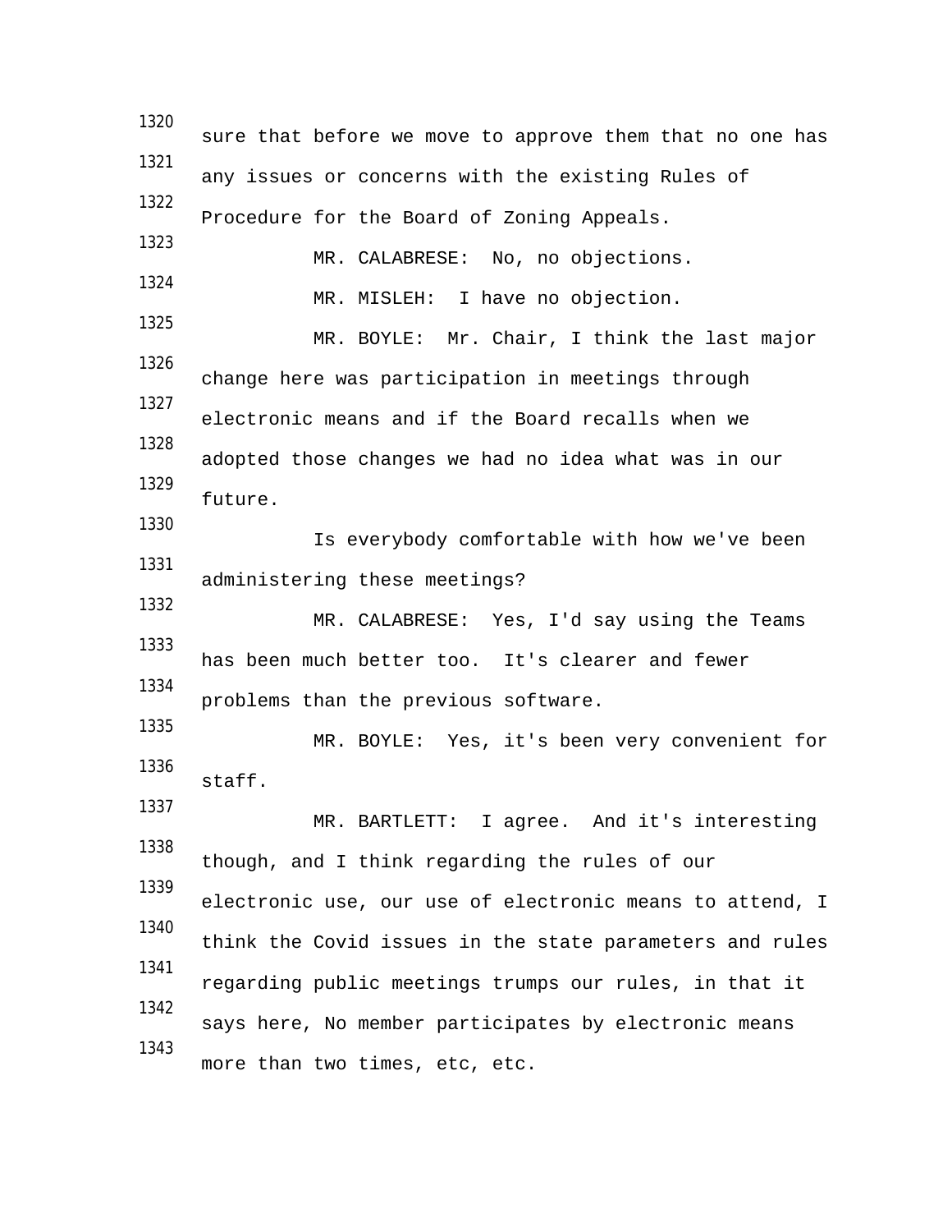sure that before we move to approve them that no one has any issues or concerns with the existing Rules of Procedure for the Board of Zoning Appeals.

MR. CALABRESE: No, no objections.

MR. MISLEH: I have no objection.

MR. BOYLE: Mr. Chair, I think the last major change here was participation in meetings through electronic means and if the Board recalls when we adopted those changes we had no idea what was in our future.

Is everybody comfortable with how we've been administering these meetings?

MR. CALABRESE: Yes, I'd say using the Teams has been much better too. It's clearer and fewer problems than the previous software.

MR. BOYLE: Yes, it's been very convenient for staff.

MR. BARTLETT: I agree. And it's interesting though, and I think regarding the rules of our electronic use, our use of electronic means to attend, I think the Covid issues in the state parameters and rules regarding public meetings trumps our rules, in that it says here, No member participates by electronic means more than two times, etc, etc.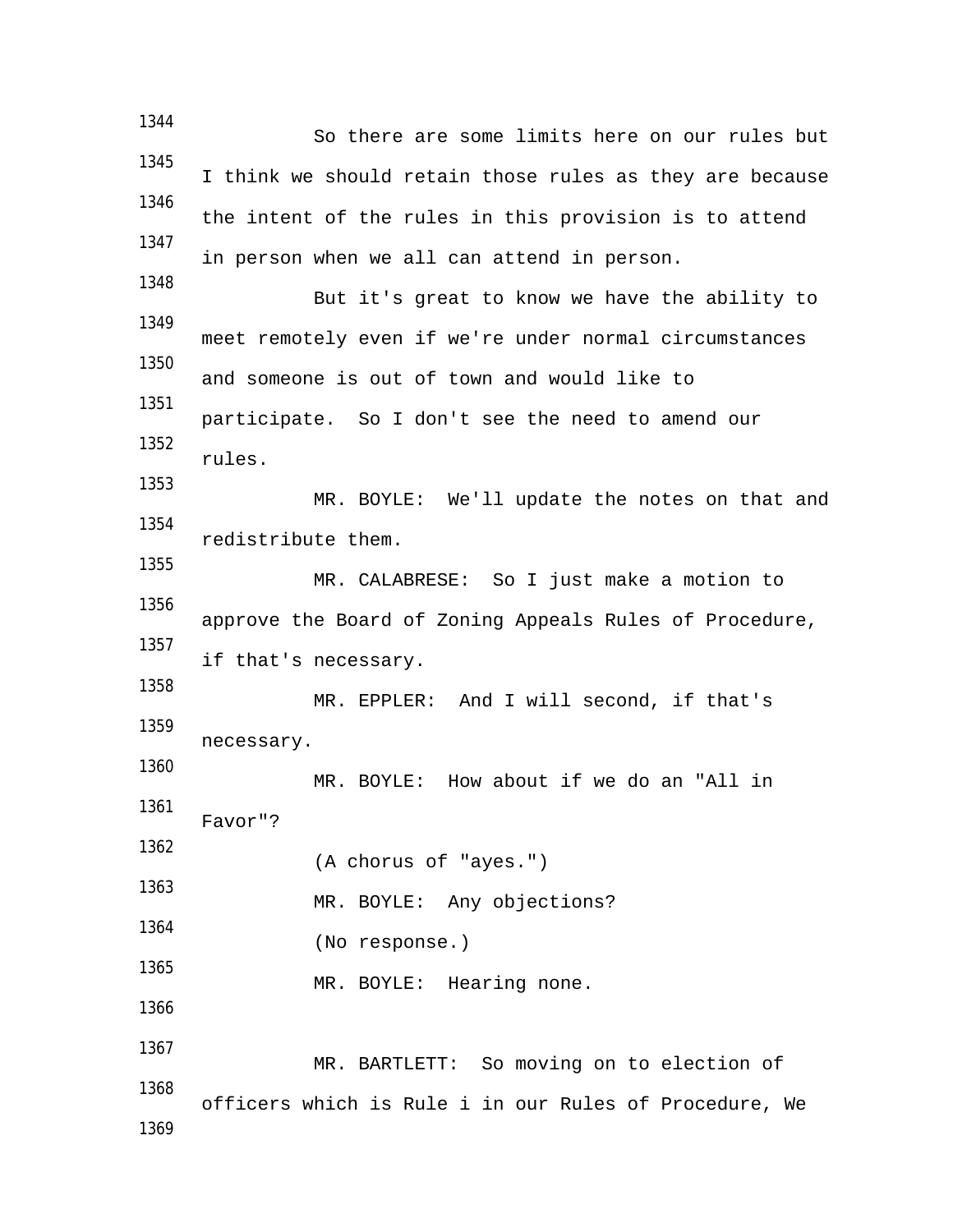So there are some limits here on our rules but I think we should retain those rules as they are because the intent of the rules in this provision is to attend in person when we all can attend in person.

But it's great to know we have the ability to meet remotely even if we're under normal circumstances and someone is out of town and would like to participate.  So I don't see the need to amend our rules.

MR. BOYLE:  We'll update the notes on that and redistribute them.

MR. CALABRESE:  So I just make a motion to approve the Board of Zoning Appeals Rules of Procedure, if that's necessary.

MR. EPPLER:  And I will second, if that's necessary.

MR. BOYLE:  How about if we do an "All in Favor"?

(A chorus of "ayes.")

MR. BOYLE:  Any objections?

(No response.)

MR. BOYLE:  Hearing none.

MR. BARTLETT:  So moving on to election of officers which is Rule i in our Rules of Procedure, We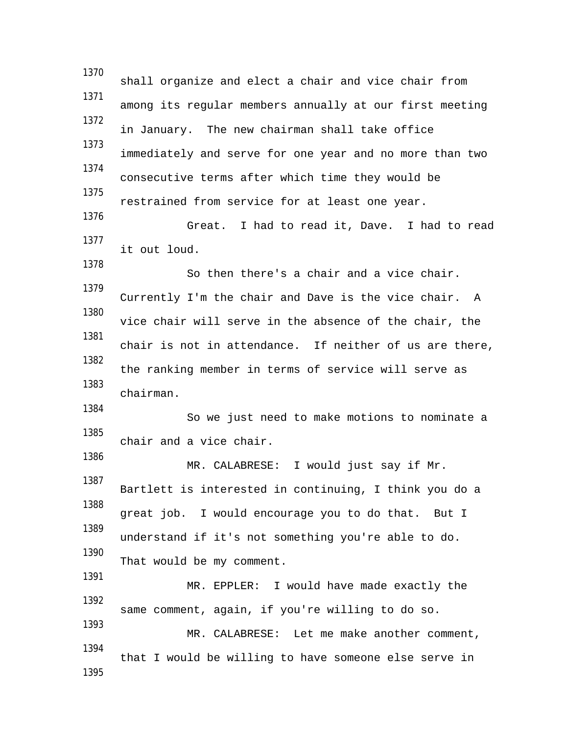shall organize and elect a chair and vice chair from among its regular members annually at our first meeting in January. The new chairman shall take office immediately and serve for one year and no more than two consecutive terms after which time they would be restrained from service for at least one year.

Great. I had to read it, Dave. I had to read it out loud.

So then there's a chair and a vice chair. Currently I'm the chair and Dave is the vice chair. A vice chair will serve in the absence of the chair, the chair is not in attendance. If neither of us are there, the ranking member in terms of service will serve as chairman.

So we just need to make motions to nominate a chair and a vice chair.

MR. CALABRESE: I would just say if Mr. Bartlett is interested in continuing, I think you do a great job. I would encourage you to do that. But I understand if it's not something you're able to do. That would be my comment.

MR. EPPLER: I would have made exactly the same comment, again, if you're willing to do so.

MR. CALABRESE: Let me make another comment, that I would be willing to have someone else serve in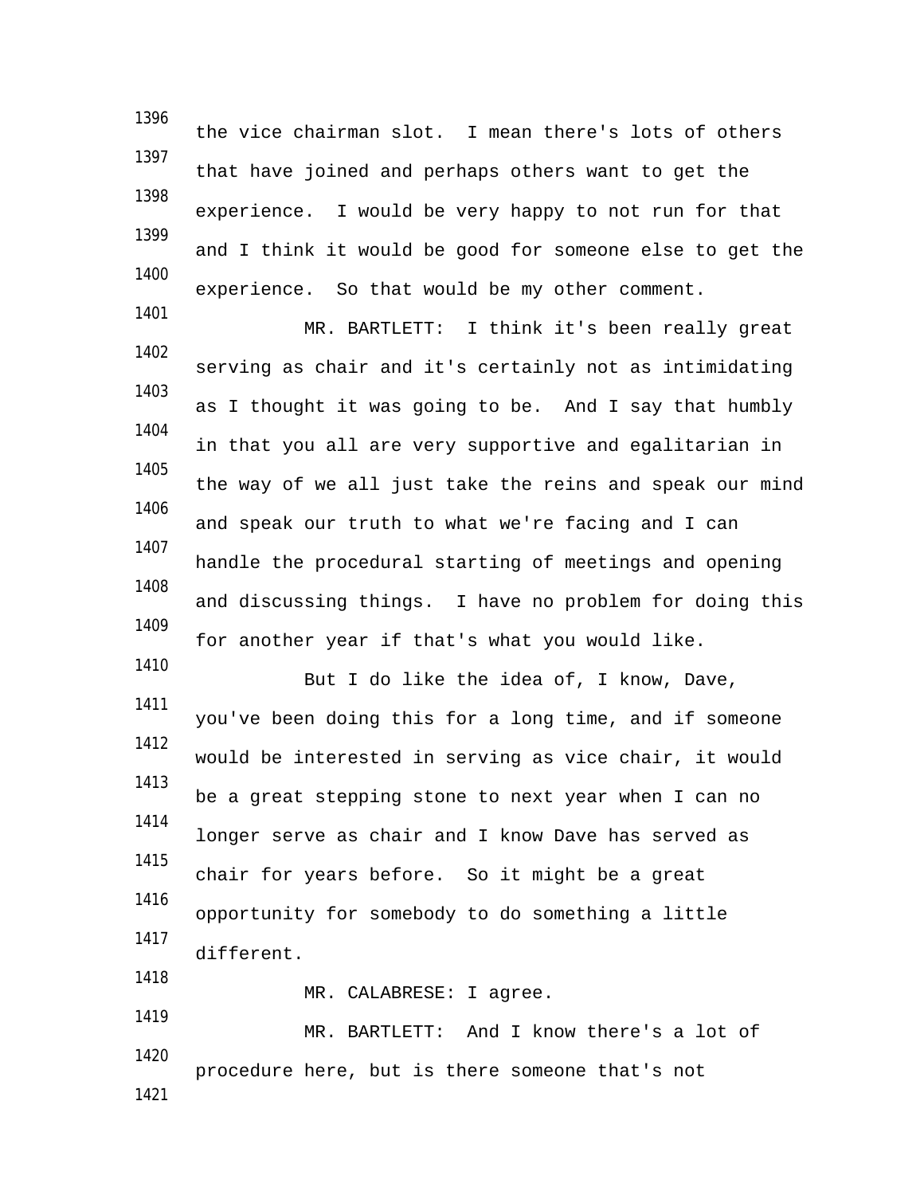the vice chairman slot. I mean there's lots of others that have joined and perhaps others want to get the experience. I would be very happy to not run for that and I think it would be good for someone else to get the experience. So that would be my other comment.

MR. BARTLETT: I think it's been really great serving as chair and it's certainly not as intimidating as I thought it was going to be. And I say that humbly in that you all are very supportive and egalitarian in the way of we all just take the reins and speak our mind and speak our truth to what we're facing and I can handle the procedural starting of meetings and opening and discussing things. I have no problem for doing this for another year if that's what you would like.

But I do like the idea of, I know, Dave, you've been doing this for a long time, and if someone would be interested in serving as vice chair, it would be a great stepping stone to next year when I can no longer serve as chair and I know Dave has served as chair for years before. So it might be a great opportunity for somebody to do something a little different.

MR. CALABRESE: I agree.

MR. BARTLETT: And I know there's a lot of procedure here, but is there someone that's not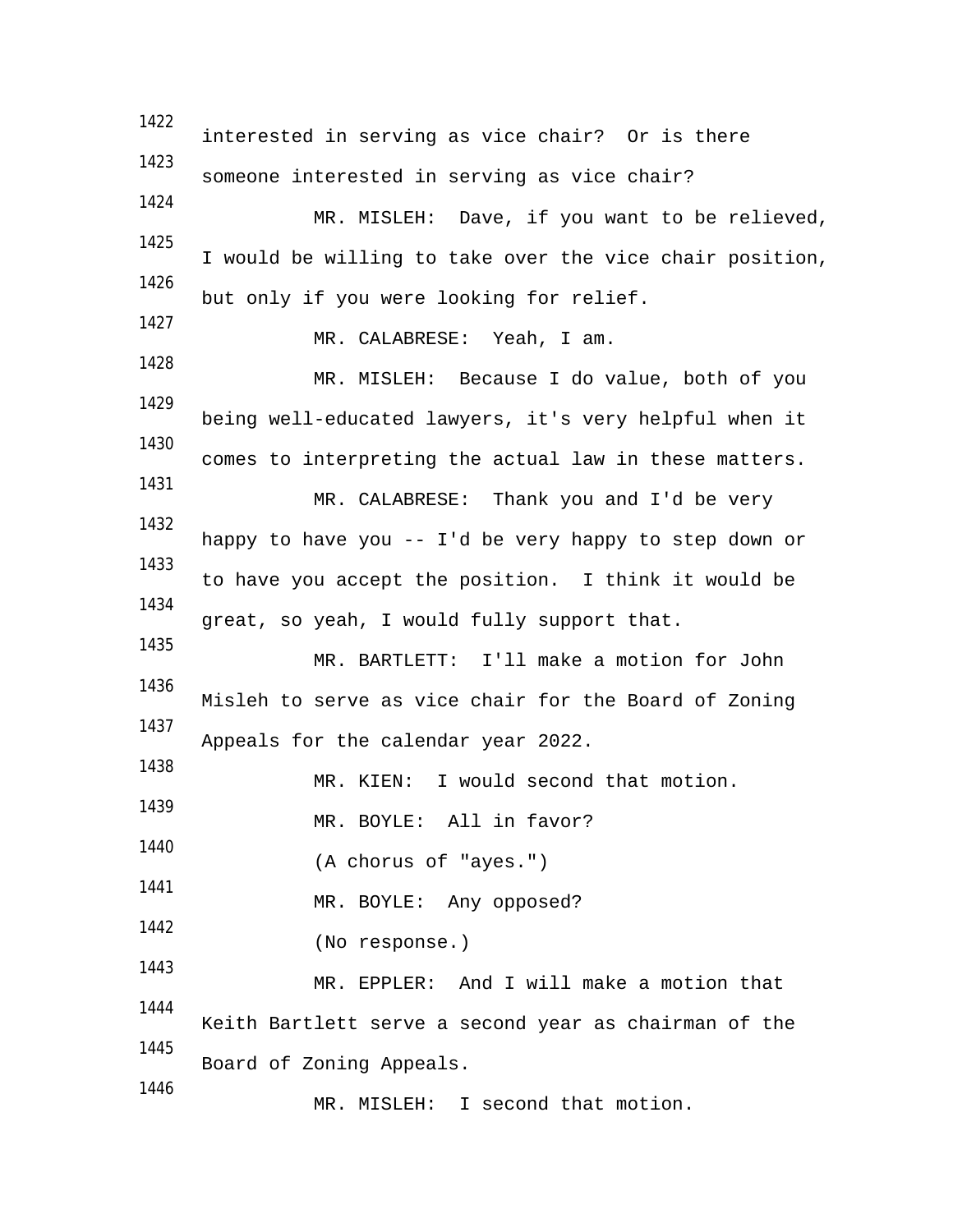1422 interested in serving as vice chair? Or is there

1423 someone interested in serving as vice chair?

1424 MR. MISLEH: Dave, if you want to be relieved,

1425 I would be willing to take over the vice chair position,

1426 but only if you were looking for relief.

1427 MR. CALABRESE: Yeah, I am.

1428 MR. MISLEH: Because I do value, both of you

1429 being well-educated lawyers, it's very helpful when it

1430 comes to interpreting the actual law in these matters.

1431 MR. CALABRESE: Thank you and I'd be very

1432 happy to have you -- I'd be very happy to step down or

1433 to have you accept the position. I think it would be

1434 great, so yeah, I would fully support that.

1435 MR. BARTLETT: I'll make a motion for John

1436 Misleh to serve as vice chair for the Board of Zoning

1437 Appeals for the calendar year 2022.

1438 MR. KIEN: I would second that motion.

1439 MR. BOYLE: All in favor?

1440 (A chorus of "ayes.")

1441 MR. BOYLE: Any opposed?

1442 (No response.)

1443 MR. EPPLER: And I will make a motion that

1444 Keith Bartlett serve a second year as chairman of the

1445 Board of Zoning Appeals.

1446 MR. MISLEH: I second that motion.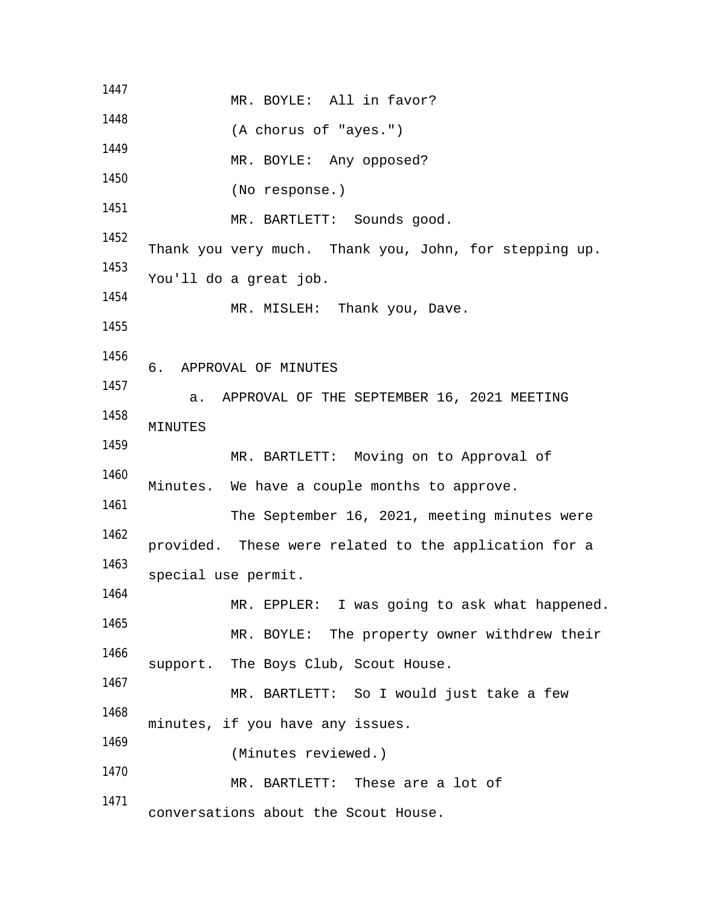MR. BOYLE: All in favor?

(A chorus of "ayes.")

MR. BOYLE: Any opposed?

(No response.)

MR. BARTLETT: Sounds good. Thank you very much. Thank you, John, for stepping up. You'll do a great job.

MR. MISLEH: Thank you, Dave.

6. APPROVAL OF MINUTES

a. APPROVAL OF THE SEPTEMBER 16, 2021 MEETING MINUTES

MR. BARTLETT: Moving on to Approval of Minutes. We have a couple months to approve.

The September 16, 2021, meeting minutes were provided. These were related to the application for a special use permit.

MR. EPPLER: I was going to ask what happened.

MR. BOYLE: The property owner withdrew their support. The Boys Club, Scout House.

MR. BARTLETT: So I would just take a few minutes, if you have any issues.

(Minutes reviewed.)

MR. BARTLETT: These are a lot of conversations about the Scout House.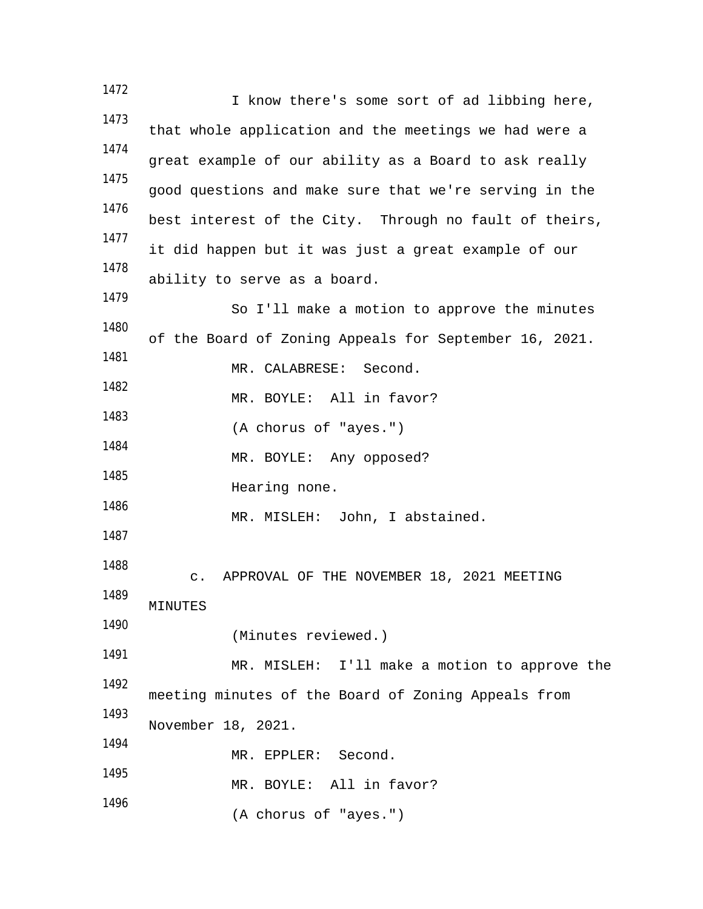I know there's some sort of ad libbing here, that whole application and the meetings we had were a great example of our ability as a Board to ask really good questions and make sure that we're serving in the best interest of the City. Through no fault of theirs, it did happen but it was just a great example of our ability to serve as a board.

So I'll make a motion to approve the minutes of the Board of Zoning Appeals for September 16, 2021.

MR. CALABRESE: Second.

MR. BOYLE: All in favor?

(A chorus of "ayes.")

MR. BOYLE: Any opposed?

Hearing none.

MR. MISLEH: John, I abstained.

c. APPROVAL OF THE NOVEMBER 18, 2021 MEETING MINUTES

(Minutes reviewed.)

MR. MISLEH: I'll make a motion to approve the meeting minutes of the Board of Zoning Appeals from November 18, 2021.

MR. EPPLER: Second.

MR. BOYLE: All in favor?

(A chorus of "ayes.")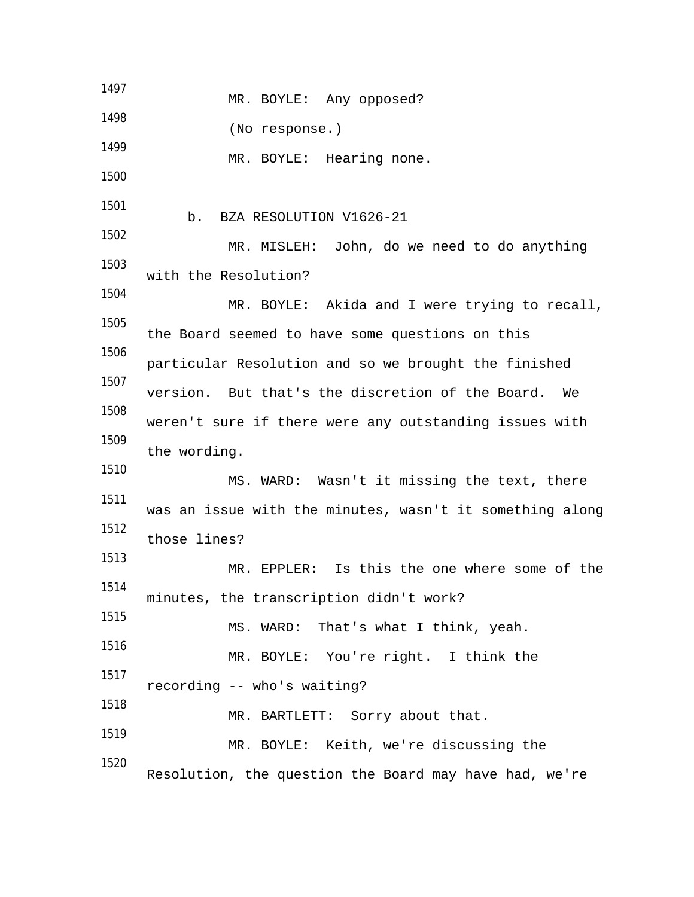MR. BOYLE: Any opposed?

(No response.)

MR. BOYLE: Hearing none.

b. BZA RESOLUTION V1626-21

MR. MISLEH: John, do we need to do anything with the Resolution?

MR. BOYLE: Akida and I were trying to recall, the Board seemed to have some questions on this particular Resolution and so we brought the finished version. But that's the discretion of the Board. We weren't sure if there were any outstanding issues with the wording.

MS. WARD: Wasn't it missing the text, there was an issue with the minutes, wasn't it something along those lines?

MR. EPPLER: Is this the one where some of the minutes, the transcription didn't work?

MS. WARD: That's what I think, yeah.

MR. BOYLE: You're right. I think the recording -- who's waiting?

MR. BARTLETT: Sorry about that.

MR. BOYLE: Keith, we're discussing the Resolution, the question the Board may have had, we're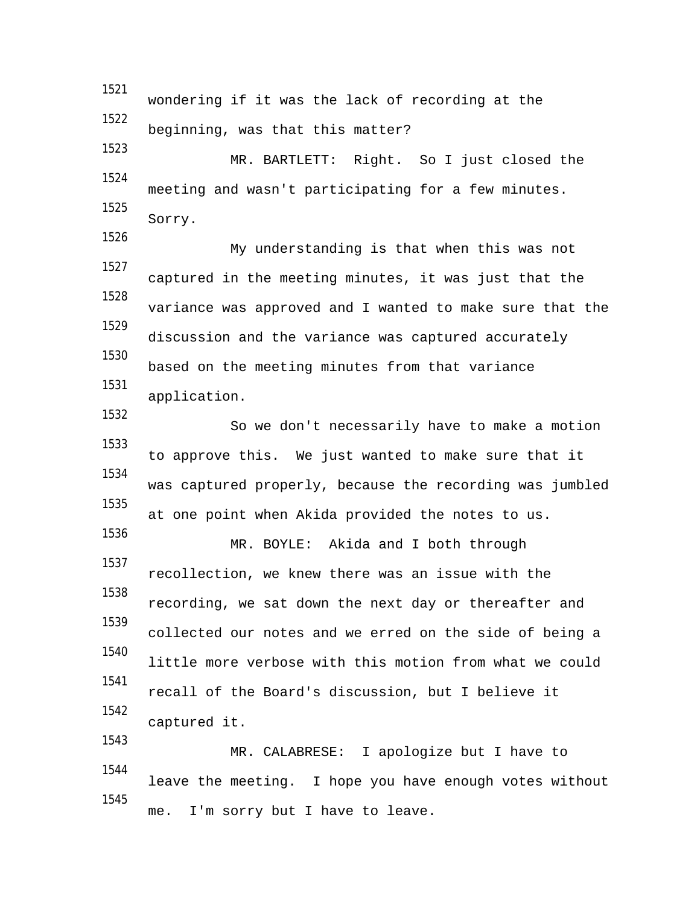wondering if it was the lack of recording at the beginning, was that this matter?

MR. BARTLETT: Right. So I just closed the meeting and wasn't participating for a few minutes. Sorry.

My understanding is that when this was not captured in the meeting minutes, it was just that the variance was approved and I wanted to make sure that the discussion and the variance was captured accurately based on the meeting minutes from that variance application.

So we don't necessarily have to make a motion to approve this. We just wanted to make sure that it was captured properly, because the recording was jumbled at one point when Akida provided the notes to us.

MR. BOYLE: Akida and I both through recollection, we knew there was an issue with the recording, we sat down the next day or thereafter and collected our notes and we erred on the side of being a little more verbose with this motion from what we could recall of the Board's discussion, but I believe it captured it.

MR. CALABRESE: I apologize but I have to leave the meeting. I hope you have enough votes without me. I'm sorry but I have to leave.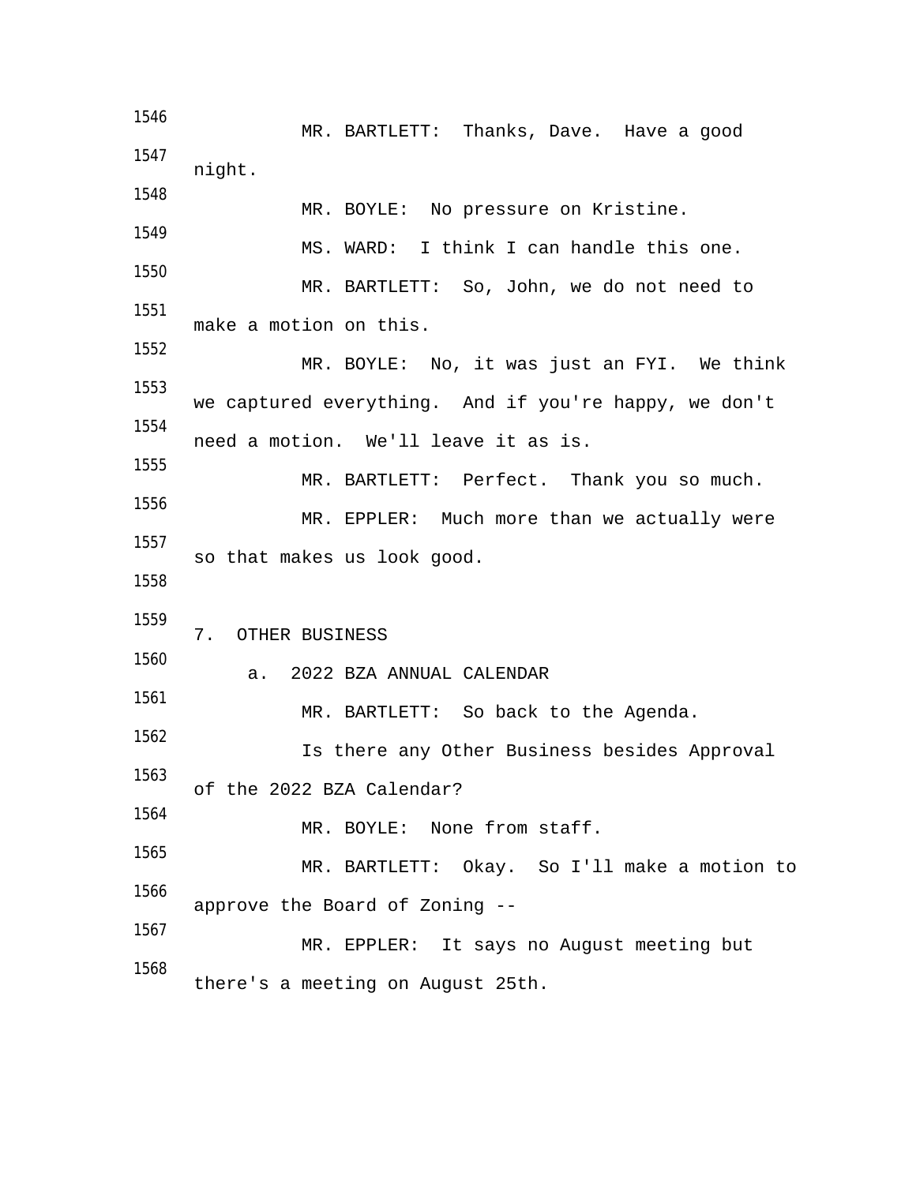MR. BARTLETT: Thanks, Dave. Have a good night.

MR. BOYLE: No pressure on Kristine.

MS. WARD: I think I can handle this one.

MR. BARTLETT: So, John, we do not need to make a motion on this.

MR. BOYLE: No, it was just an FYI. We think we captured everything. And if you're happy, we don't need a motion. We'll leave it as is.

MR. BARTLETT: Perfect. Thank you so much.

MR. EPPLER: Much more than we actually were so that makes us look good.

7. OTHER BUSINESS

a. 2022 BZA ANNUAL CALENDAR

MR. BARTLETT: So back to the Agenda.

Is there any Other Business besides Approval of the 2022 BZA Calendar?

MR. BOYLE: None from staff.

MR. BARTLETT: Okay. So I'll make a motion to approve the Board of Zoning --

MR. EPPLER: It says no August meeting but there's a meeting on August 25th.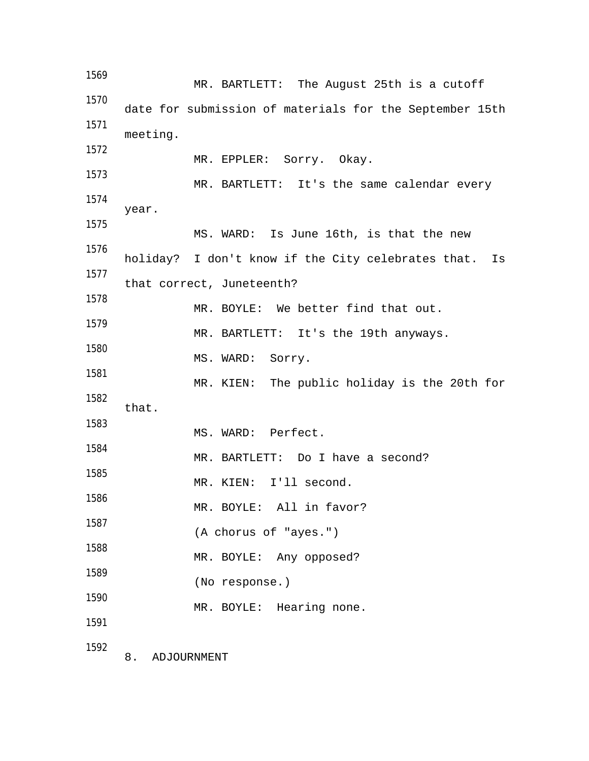MR. BARTLETT: The August 25th is a cutoff date for submission of materials for the September 15th meeting.

MR. EPPLER: Sorry. Okay.

MR. BARTLETT: It's the same calendar every year.

MS. WARD: Is June 16th, is that the new holiday? I don't know if the City celebrates that. Is that correct, Juneteenth?

MR. BOYLE: We better find that out.

MR. BARTLETT: It's the 19th anyways.

MS. WARD: Sorry.

MR. KIEN: The public holiday is the 20th for that.

MS. WARD: Perfect.

MR. BARTLETT: Do I have a second?

MR. KIEN: I'll second.

MR. BOYLE: All in favor?

(A chorus of "ayes.")

MR. BOYLE: Any opposed?

(No response.)

MR. BOYLE: Hearing none.

8. ADJOURNMENT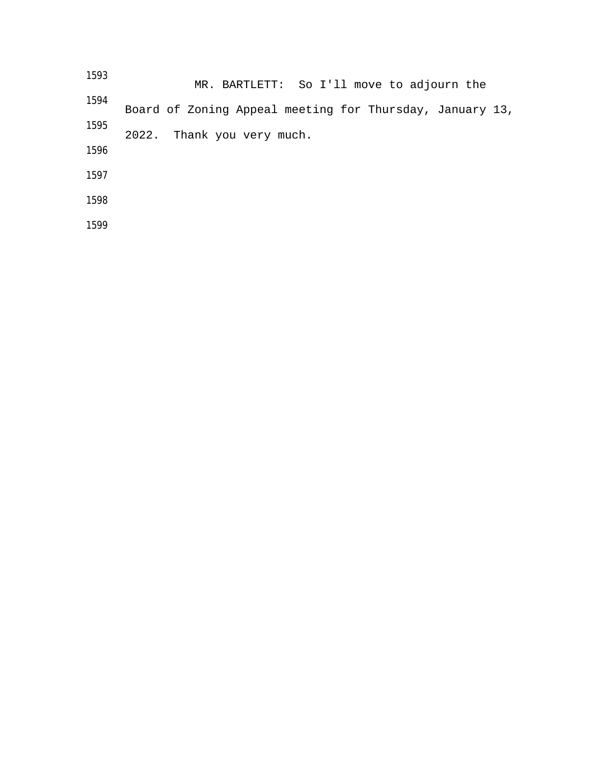MR. BARTLETT: So I'll move to adjourn the Board of Zoning Appeal meeting for Thursday, January 13, 2022. Thank you very much.